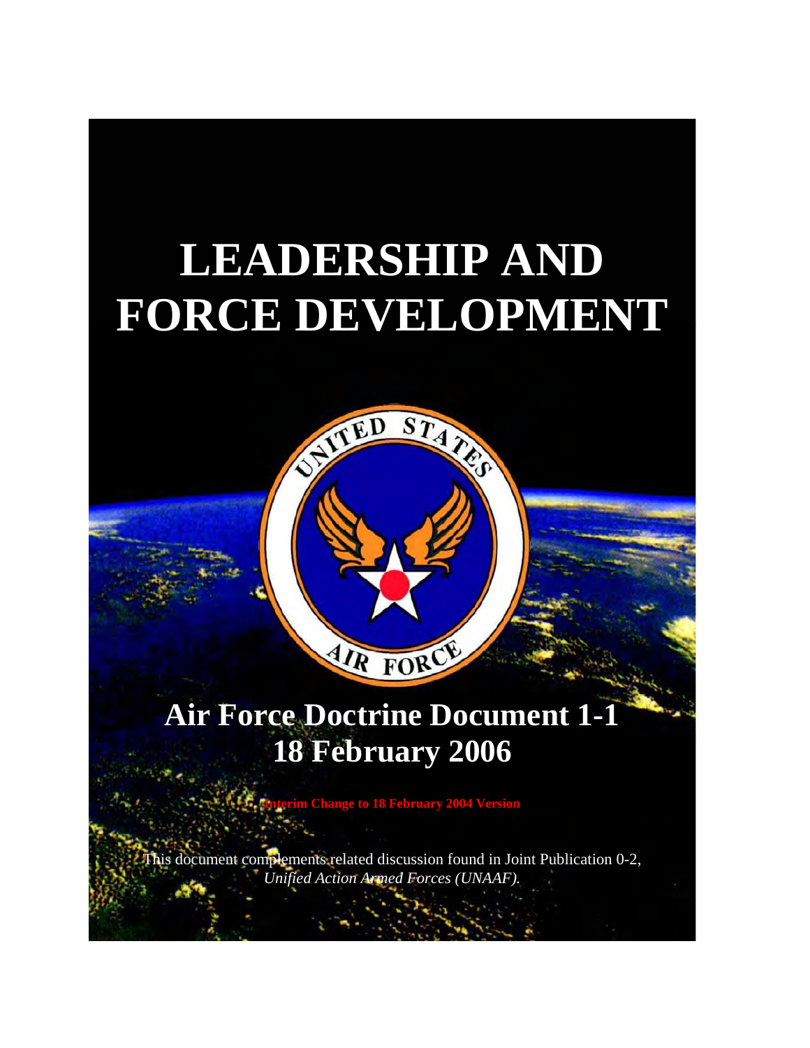# LEADERSHIP AND FORCE DEVELOPMENT

## Air Force Doctrine Document 1-1
## 18 February 2006

**Interim Change to 18 February 2004 Version**

This document complements related discussion found in Joint Publication 0-2, *Unified Action Armed Forces (UNAAF).*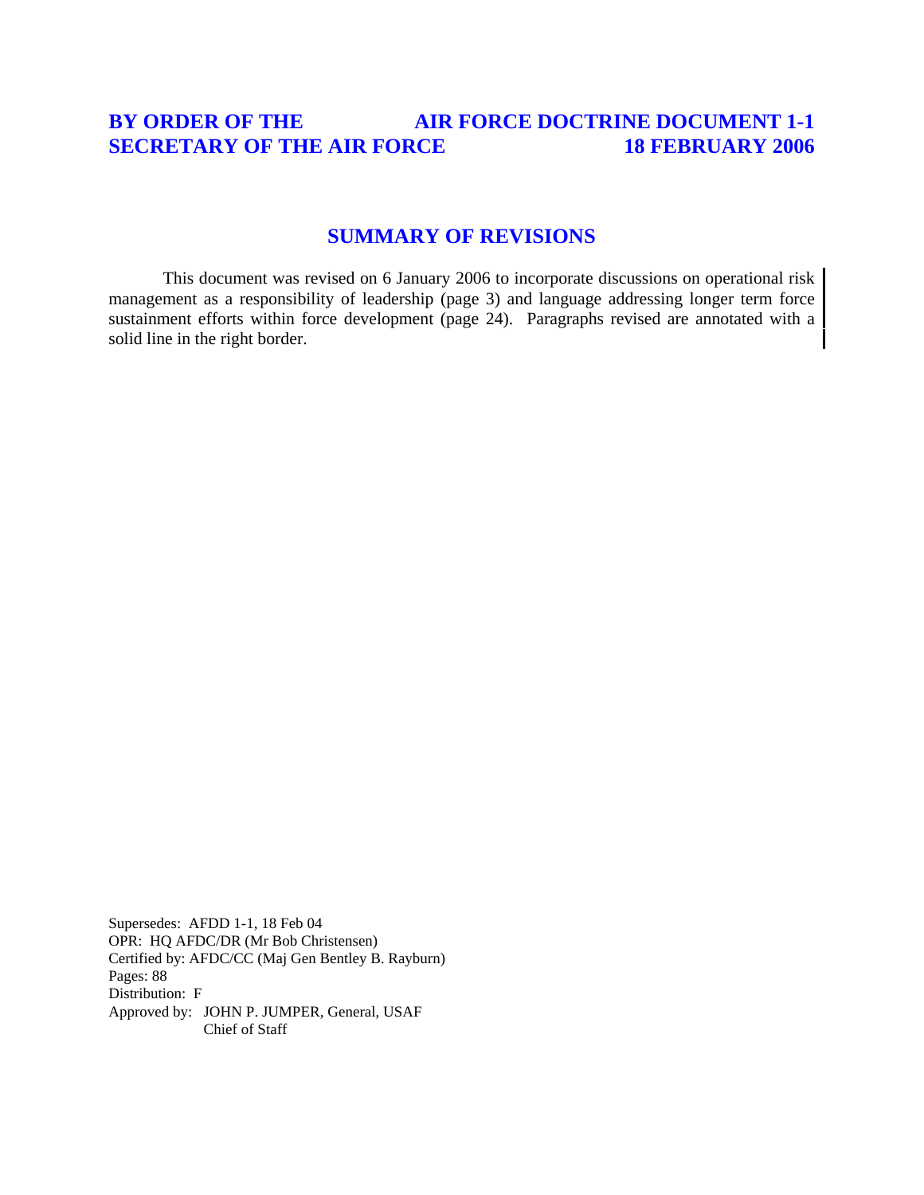**BY ORDER OF THE SECRETARY OF THE AIR FORCE**

**AIR FORCE DOCTRINE DOCUMENT 1-1**
**18 FEBRUARY 2006**

## SUMMARY OF REVISIONS

This document was revised on 6 January 2006 to incorporate discussions on operational risk management as a responsibility of leadership (page 3) and language addressing longer term force sustainment efforts within force development (page 24). Paragraphs revised are annotated with a solid line in the right border.

Supersedes: AFDD 1-1, 18 Feb 04
OPR: HQ AFDC/DR (Mr Bob Christensen)
Certified by: AFDC/CC (Maj Gen Bentley B. Rayburn)
Pages: 88
Distribution: F
Approved by: JOHN P. JUMPER, General, USAF
Chief of Staff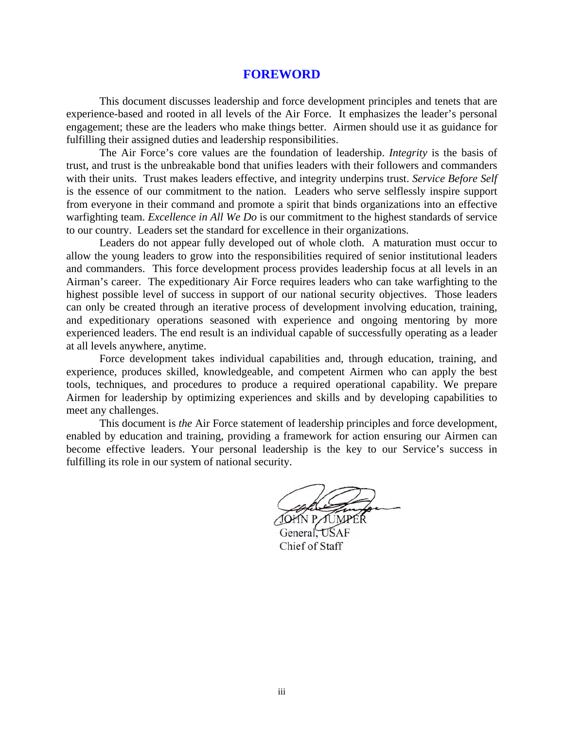# FOREWORD

This document discusses leadership and force development principles and tenets that are experience-based and rooted in all levels of the Air Force. It emphasizes the leader's personal engagement; these are the leaders who make things better. Airmen should use it as guidance for fulfilling their assigned duties and leadership responsibilities.

The Air Force's core values are the foundation of leadership. *Integrity* is the basis of trust, and trust is the unbreakable bond that unifies leaders with their followers and commanders with their units. Trust makes leaders effective, and integrity underpins trust. *Service Before Self* is the essence of our commitment to the nation. Leaders who serve selflessly inspire support from everyone in their command and promote a spirit that binds organizations into an effective warfighting team. *Excellence in All We Do* is our commitment to the highest standards of service to our country. Leaders set the standard for excellence in their organizations.

Leaders do not appear fully developed out of whole cloth. A maturation must occur to allow the young leaders to grow into the responsibilities required of senior institutional leaders and commanders. This force development process provides leadership focus at all levels in an Airman's career. The expeditionary Air Force requires leaders who can take warfighting to the highest possible level of success in support of our national security objectives. Those leaders can only be created through an iterative process of development involving education, training, and expeditionary operations seasoned with experience and ongoing mentoring by more experienced leaders. The end result is an individual capable of successfully operating as a leader at all levels anywhere, anytime.

Force development takes individual capabilities and, through education, training, and experience, produces skilled, knowledgeable, and competent Airmen who can apply the best tools, techniques, and procedures to produce a required operational capability. We prepare Airmen for leadership by optimizing experiences and skills and by developing capabilities to meet any challenges.

This document is *the* Air Force statement of leadership principles and force development, enabled by education and training, providing a framework for action ensuring our Airmen can become effective leaders. Your personal leadership is the key to our Service's success in fulfilling its role in our system of national security.

JOHN P. JUMPER
General, USAF
Chief of Staff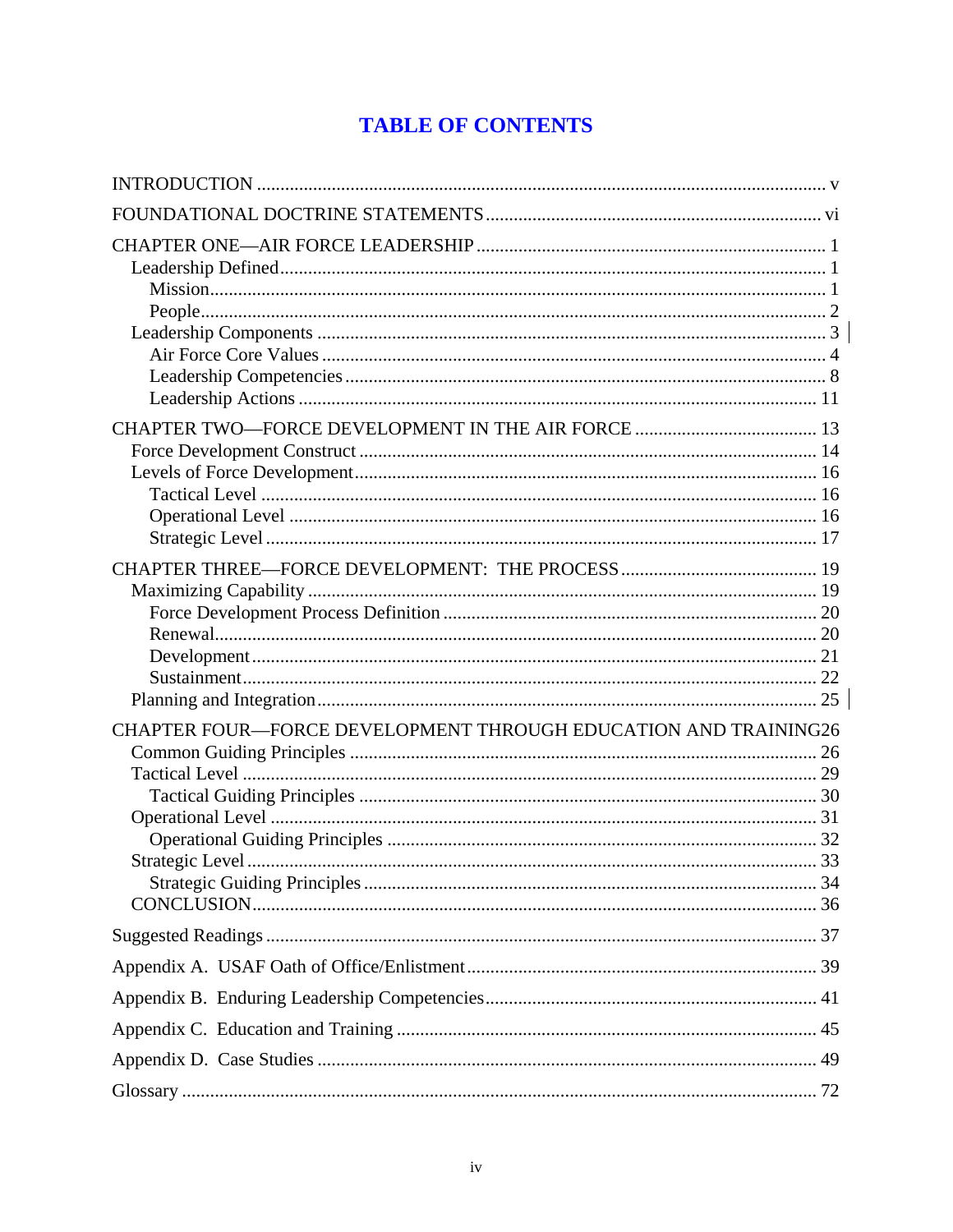# TABLE OF CONTENTS

INTRODUCTION ........................................................................................................................ v

FOUNDATIONAL DOCTRINE STATEMENTS ....................................................................... vi

CHAPTER ONE—AIR FORCE LEADERSHIP ......................................................................... 1
- Leadership Defined ................................................................................................................ 1
  - Mission ............................................................................................................................. 1
  - People .............................................................................................................................. 2
- Leadership Components ....................................................................................................... 3
  - Air Force Core Values ...................................................................................................... 4
  - Leadership Competencies ................................................................................................ 8
  - Leadership Actions ......................................................................................................... 11

CHAPTER TWO—FORCE DEVELOPMENT IN THE AIR FORCE ..................................... 13
- Force Development Construct ............................................................................................. 14
- Levels of Force Development ............................................................................................... 16
  - Tactical Level .................................................................................................................. 16
  - Operational Level ........................................................................................................... 16
  - Strategic Level ................................................................................................................ 17

CHAPTER THREE—FORCE DEVELOPMENT: THE PROCESS ......................................... 19
- Maximizing Capability ......................................................................................................... 19
  - Force Development Process Definition ........................................................................... 20
  - Renewal ........................................................................................................................... 20
  - Development .................................................................................................................... 21
  - Sustainment ..................................................................................................................... 22
- Planning and Integration ...................................................................................................... 25

CHAPTER FOUR—FORCE DEVELOPMENT THROUGH EDUCATION AND TRAINING26
- Common Guiding Principles ................................................................................................ 26
- Tactical Level ....................................................................................................................... 29
  - Tactical Guiding Principles ............................................................................................. 30
- Operational Level ................................................................................................................. 31
  - Operational Guiding Principles ....................................................................................... 32
- Strategic Level ...................................................................................................................... 33
  - Strategic Guiding Principles ............................................................................................ 34
- CONCLUSION ...................................................................................................................... 36

Suggested Readings .................................................................................................................. 37

Appendix A. USAF Oath of Office/Enlistment ........................................................................ 39

Appendix B. Enduring Leadership Competencies .................................................................... 41

Appendix C. Education and Training ....................................................................................... 45

Appendix D. Case Studies ........................................................................................................ 49

Glossary .................................................................................................................................... 72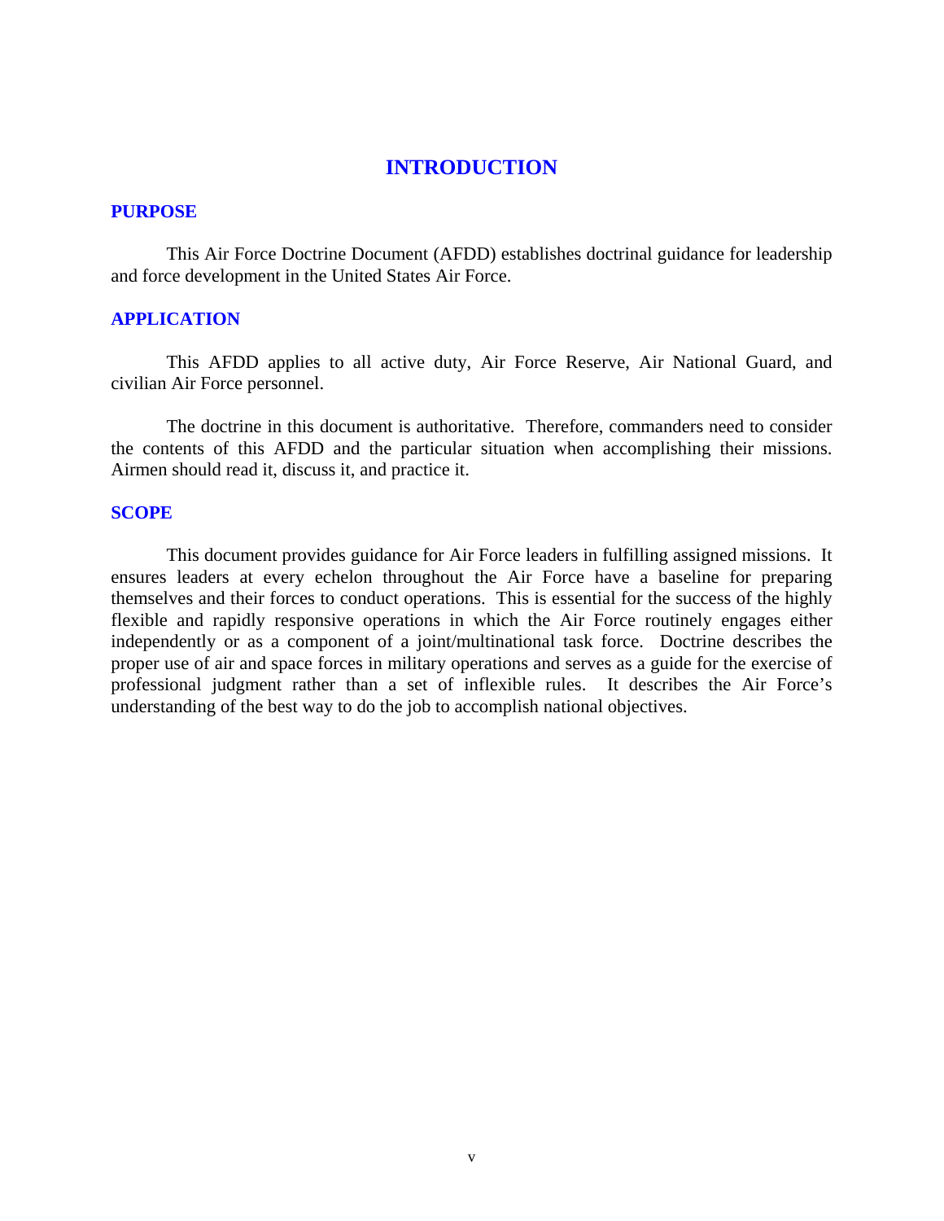# INTRODUCTION

## PURPOSE

This Air Force Doctrine Document (AFDD) establishes doctrinal guidance for leadership and force development in the United States Air Force.

## APPLICATION

This AFDD applies to all active duty, Air Force Reserve, Air National Guard, and civilian Air Force personnel.

The doctrine in this document is authoritative. Therefore, commanders need to consider the contents of this AFDD and the particular situation when accomplishing their missions. Airmen should read it, discuss it, and practice it.

## SCOPE

This document provides guidance for Air Force leaders in fulfilling assigned missions. It ensures leaders at every echelon throughout the Air Force have a baseline for preparing themselves and their forces to conduct operations. This is essential for the success of the highly flexible and rapidly responsive operations in which the Air Force routinely engages either independently or as a component of a joint/multinational task force. Doctrine describes the proper use of air and space forces in military operations and serves as a guide for the exercise of professional judgment rather than a set of inflexible rules. It describes the Air Force's understanding of the best way to do the job to accomplish national objectives.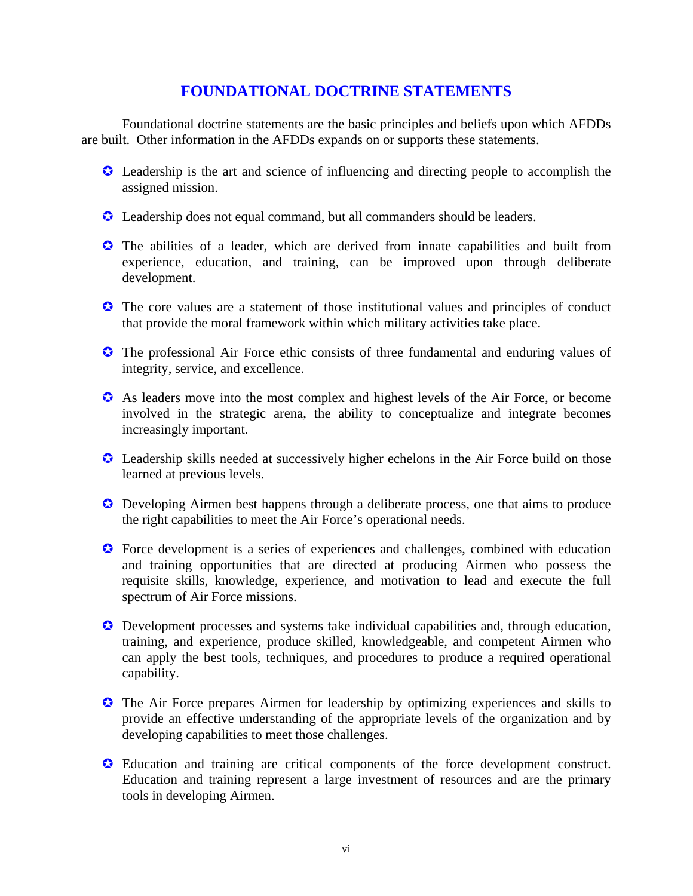## FOUNDATIONAL DOCTRINE STATEMENTS

Foundational doctrine statements are the basic principles and beliefs upon which AFDDs are built. Other information in the AFDDs expands on or supports these statements.

- Leadership is the art and science of influencing and directing people to accomplish the assigned mission.
- Leadership does not equal command, but all commanders should be leaders.
- The abilities of a leader, which are derived from innate capabilities and built from experience, education, and training, can be improved upon through deliberate development.
- The core values are a statement of those institutional values and principles of conduct that provide the moral framework within which military activities take place.
- The professional Air Force ethic consists of three fundamental and enduring values of integrity, service, and excellence.
- As leaders move into the most complex and highest levels of the Air Force, or become involved in the strategic arena, the ability to conceptualize and integrate becomes increasingly important.
- Leadership skills needed at successively higher echelons in the Air Force build on those learned at previous levels.
- Developing Airmen best happens through a deliberate process, one that aims to produce the right capabilities to meet the Air Force's operational needs.
- Force development is a series of experiences and challenges, combined with education and training opportunities that are directed at producing Airmen who possess the requisite skills, knowledge, experience, and motivation to lead and execute the full spectrum of Air Force missions.
- Development processes and systems take individual capabilities and, through education, training, and experience, produce skilled, knowledgeable, and competent Airmen who can apply the best tools, techniques, and procedures to produce a required operational capability.
- The Air Force prepares Airmen for leadership by optimizing experiences and skills to provide an effective understanding of the appropriate levels of the organization and by developing capabilities to meet those challenges.
- Education and training are critical components of the force development construct. Education and training represent a large investment of resources and are the primary tools in developing Airmen.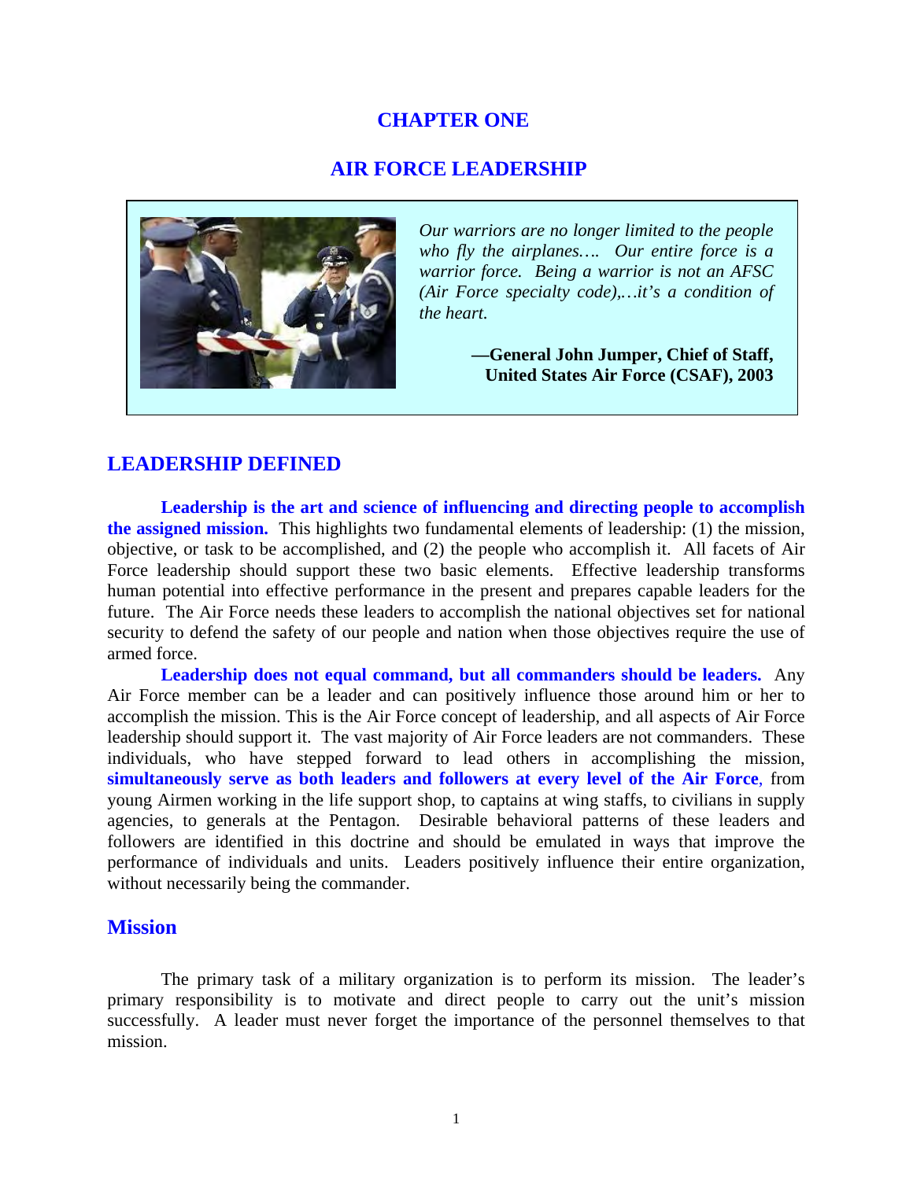# CHAPTER ONE

# AIR FORCE LEADERSHIP

*Our warriors are no longer limited to the people who fly the airplanes…. Our entire force is a warrior force. Being a warrior is not an AFSC (Air Force specialty code),…it's a condition of the heart.*

**—General John Jumper, Chief of Staff, United States Air Force (CSAF), 2003**

## LEADERSHIP DEFINED

**Leadership is the art and science of influencing and directing people to accomplish the assigned mission.** This highlights two fundamental elements of leadership: (1) the mission, objective, or task to be accomplished, and (2) the people who accomplish it. All facets of Air Force leadership should support these two basic elements. Effective leadership transforms human potential into effective performance in the present and prepares capable leaders for the future. The Air Force needs these leaders to accomplish the national objectives set for national security to defend the safety of our people and nation when those objectives require the use of armed force.

**Leadership does not equal command, but all commanders should be leaders.** Any Air Force member can be a leader and can positively influence those around him or her to accomplish the mission. This is the Air Force concept of leadership, and all aspects of Air Force leadership should support it. The vast majority of Air Force leaders are not commanders. These individuals, who have stepped forward to lead others in accomplishing the mission, **simultaneously serve as both leaders and followers at every level of the Air Force**, from young Airmen working in the life support shop, to captains at wing staffs, to civilians in supply agencies, to generals at the Pentagon. Desirable behavioral patterns of these leaders and followers are identified in this doctrine and should be emulated in ways that improve the performance of individuals and units. Leaders positively influence their entire organization, without necessarily being the commander.

### Mission

The primary task of a military organization is to perform its mission. The leader's primary responsibility is to motivate and direct people to carry out the unit's mission successfully. A leader must never forget the importance of the personnel themselves to that mission.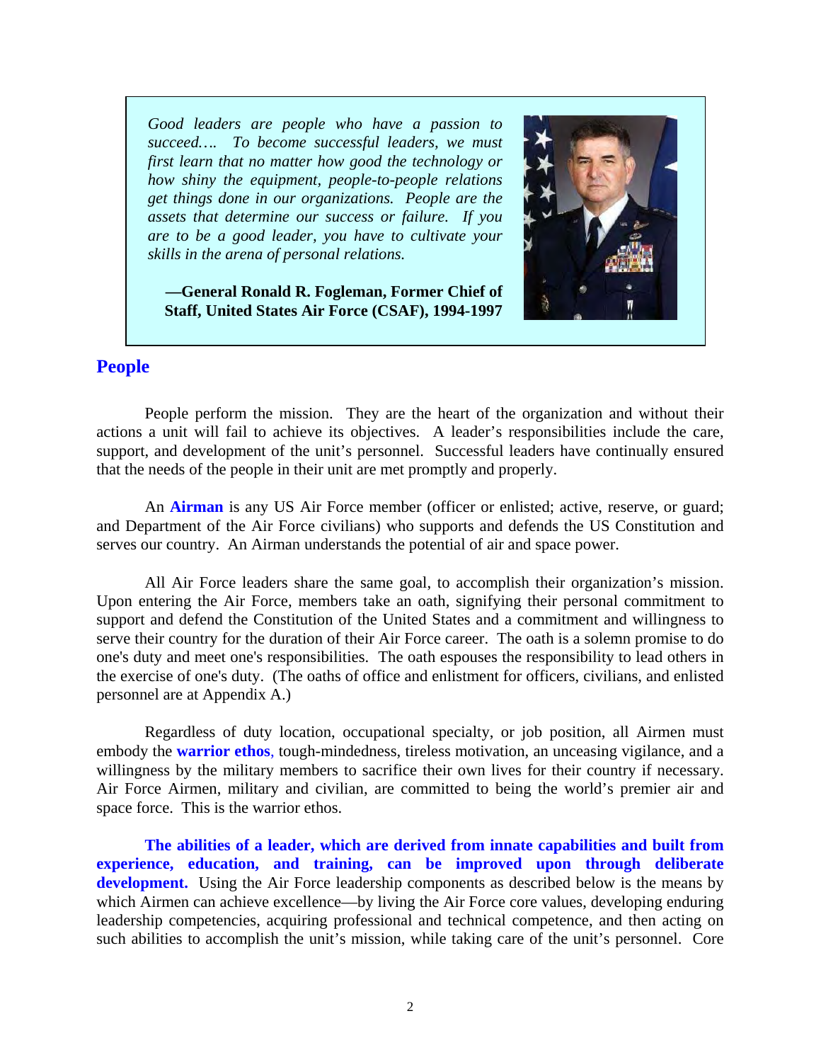> *Good leaders are people who have a passion to succeed…. To become successful leaders, we must first learn that no matter how good the technology or how shiny the equipment, people-to-people relations get things done in our organizations. People are the assets that determine our success or failure. If you are to be a good leader, you have to cultivate your skills in the arena of personal relations.*
>
> **—General Ronald R. Fogleman, Former Chief of Staff, United States Air Force (CSAF), 1994-1997**

## People

People perform the mission. They are the heart of the organization and without their actions a unit will fail to achieve its objectives. A leader's responsibilities include the care, support, and development of the unit's personnel. Successful leaders have continually ensured that the needs of the people in their unit are met promptly and properly.

An **Airman** is any US Air Force member (officer or enlisted; active, reserve, or guard; and Department of the Air Force civilians) who supports and defends the US Constitution and serves our country. An Airman understands the potential of air and space power.

All Air Force leaders share the same goal, to accomplish their organization's mission. Upon entering the Air Force, members take an oath, signifying their personal commitment to support and defend the Constitution of the United States and a commitment and willingness to serve their country for the duration of their Air Force career. The oath is a solemn promise to do one's duty and meet one's responsibilities. The oath espouses the responsibility to lead others in the exercise of one's duty. (The oaths of office and enlistment for officers, civilians, and enlisted personnel are at Appendix A.)

Regardless of duty location, occupational specialty, or job position, all Airmen must embody the **warrior ethos**, tough-mindedness, tireless motivation, an unceasing vigilance, and a willingness by the military members to sacrifice their own lives for their country if necessary. Air Force Airmen, military and civilian, are committed to being the world's premier air and space force. This is the warrior ethos.

**The abilities of a leader, which are derived from innate capabilities and built from experience, education, and training, can be improved upon through deliberate development.** Using the Air Force leadership components as described below is the means by which Airmen can achieve excellence—by living the Air Force core values, developing enduring leadership competencies, acquiring professional and technical competence, and then acting on such abilities to accomplish the unit's mission, while taking care of the unit's personnel. Core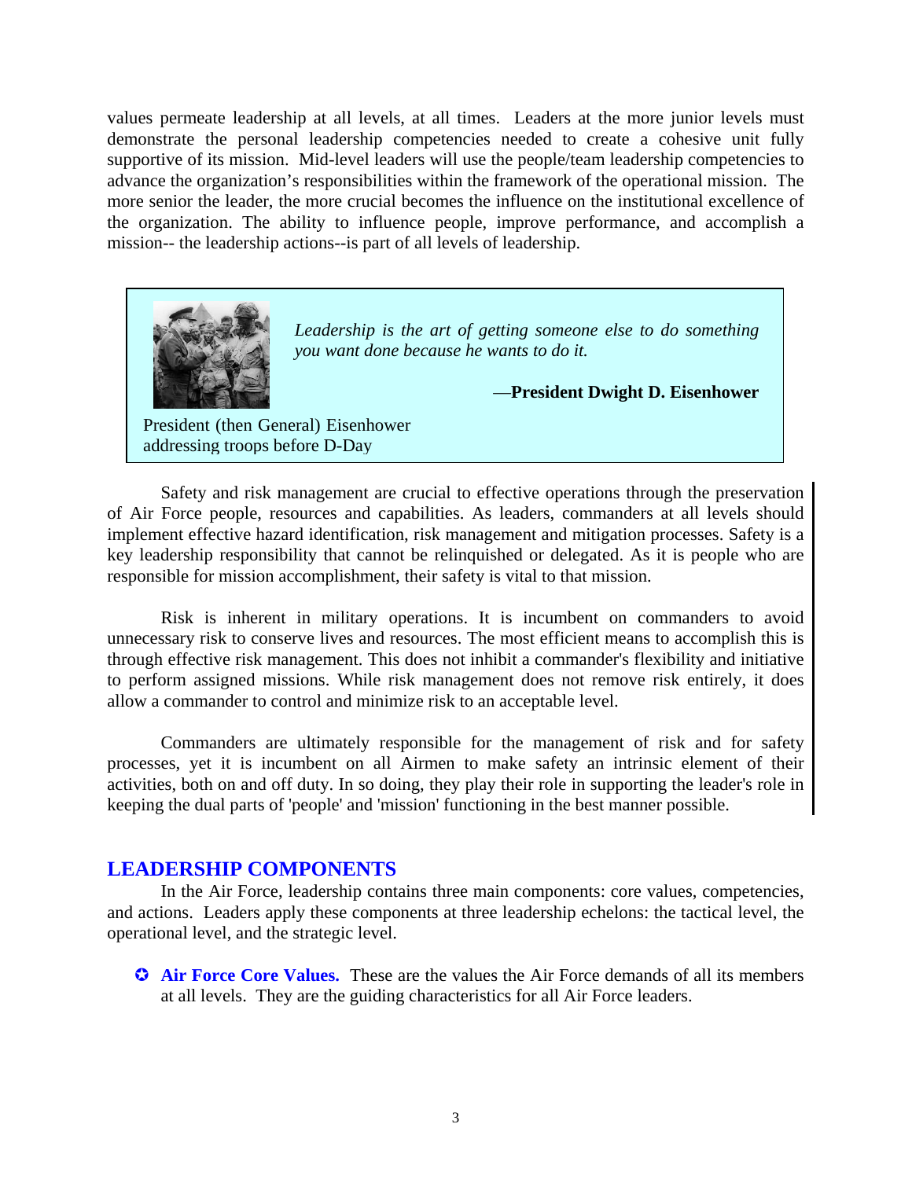values permeate leadership at all levels, at all times. Leaders at the more junior levels must demonstrate the personal leadership competencies needed to create a cohesive unit fully supportive of its mission. Mid-level leaders will use the people/team leadership competencies to advance the organization's responsibilities within the framework of the operational mission. The more senior the leader, the more crucial becomes the influence on the institutional excellence of the organization. The ability to influence people, improve performance, and accomplish a mission-- the leadership actions--is part of all levels of leadership.

> *Leadership is the art of getting someone else to do something you want done because he wants to do it.*
>
> —**President Dwight D. Eisenhower**
>
> President (then General) Eisenhower addressing troops before D-Day

Safety and risk management are crucial to effective operations through the preservation of Air Force people, resources and capabilities. As leaders, commanders at all levels should implement effective hazard identification, risk management and mitigation processes. Safety is a key leadership responsibility that cannot be relinquished or delegated. As it is people who are responsible for mission accomplishment, their safety is vital to that mission.

Risk is inherent in military operations. It is incumbent on commanders to avoid unnecessary risk to conserve lives and resources. The most efficient means to accomplish this is through effective risk management. This does not inhibit a commander's flexibility and initiative to perform assigned missions. While risk management does not remove risk entirely, it does allow a commander to control and minimize risk to an acceptable level.

Commanders are ultimately responsible for the management of risk and for safety processes, yet it is incumbent on all Airmen to make safety an intrinsic element of their activities, both on and off duty. In so doing, they play their role in supporting the leader's role in keeping the dual parts of 'people' and 'mission' functioning in the best manner possible.

## LEADERSHIP COMPONENTS

In the Air Force, leadership contains three main components: core values, competencies, and actions. Leaders apply these components at three leadership echelons: the tactical level, the operational level, and the strategic level.

- **Air Force Core Values.** These are the values the Air Force demands of all its members at all levels. They are the guiding characteristics for all Air Force leaders.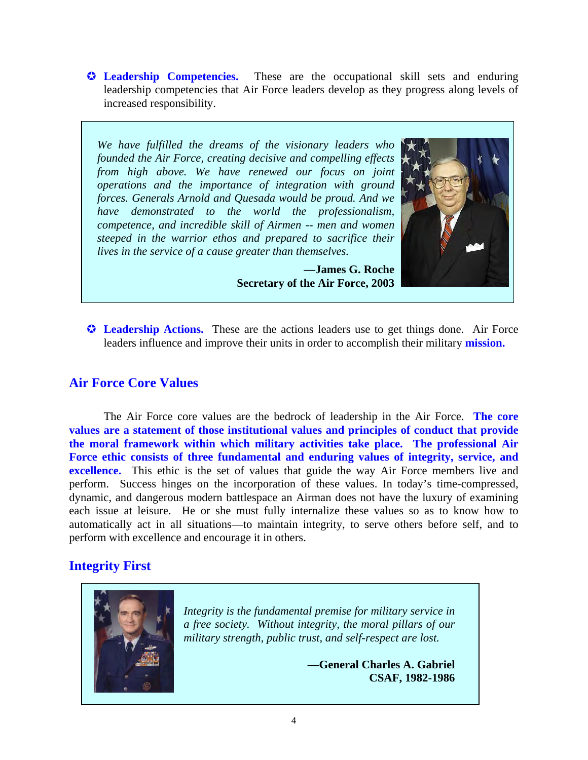- **Leadership Competencies.** These are the occupational skill sets and enduring leadership competencies that Air Force leaders develop as they progress along levels of increased responsibility.

> *We have fulfilled the dreams of the visionary leaders who founded the Air Force, creating decisive and compelling effects from high above. We have renewed our focus on joint operations and the importance of integration with ground forces. Generals Arnold and Quesada would be proud. And we have demonstrated to the world the professionalism, competence, and incredible skill of Airmen -- men and women steeped in the warrior ethos and prepared to sacrifice their lives in the service of a cause greater than themselves.*
>
> **—James G. Roche**
> **Secretary of the Air Force, 2003**

- **Leadership Actions.** These are the actions leaders use to get things done. Air Force leaders influence and improve their units in order to accomplish their military **mission.**

## Air Force Core Values

The Air Force core values are the bedrock of leadership in the Air Force. **The core values are a statement of those institutional values and principles of conduct that provide the moral framework within which military activities take place. The professional Air Force ethic consists of three fundamental and enduring values of integrity, service, and excellence.** This ethic is the set of values that guide the way Air Force members live and perform. Success hinges on the incorporation of these values. In today's time-compressed, dynamic, and dangerous modern battlespace an Airman does not have the luxury of examining each issue at leisure. He or she must fully internalize these values so as to know how to automatically act in all situations—to maintain integrity, to serve others before self, and to perform with excellence and encourage it in others.

## Integrity First

> *Integrity is the fundamental premise for military service in a free society. Without integrity, the moral pillars of our military strength, public trust, and self-respect are lost.*
>
> **—General Charles A. Gabriel**
> **CSAF, 1982-1986**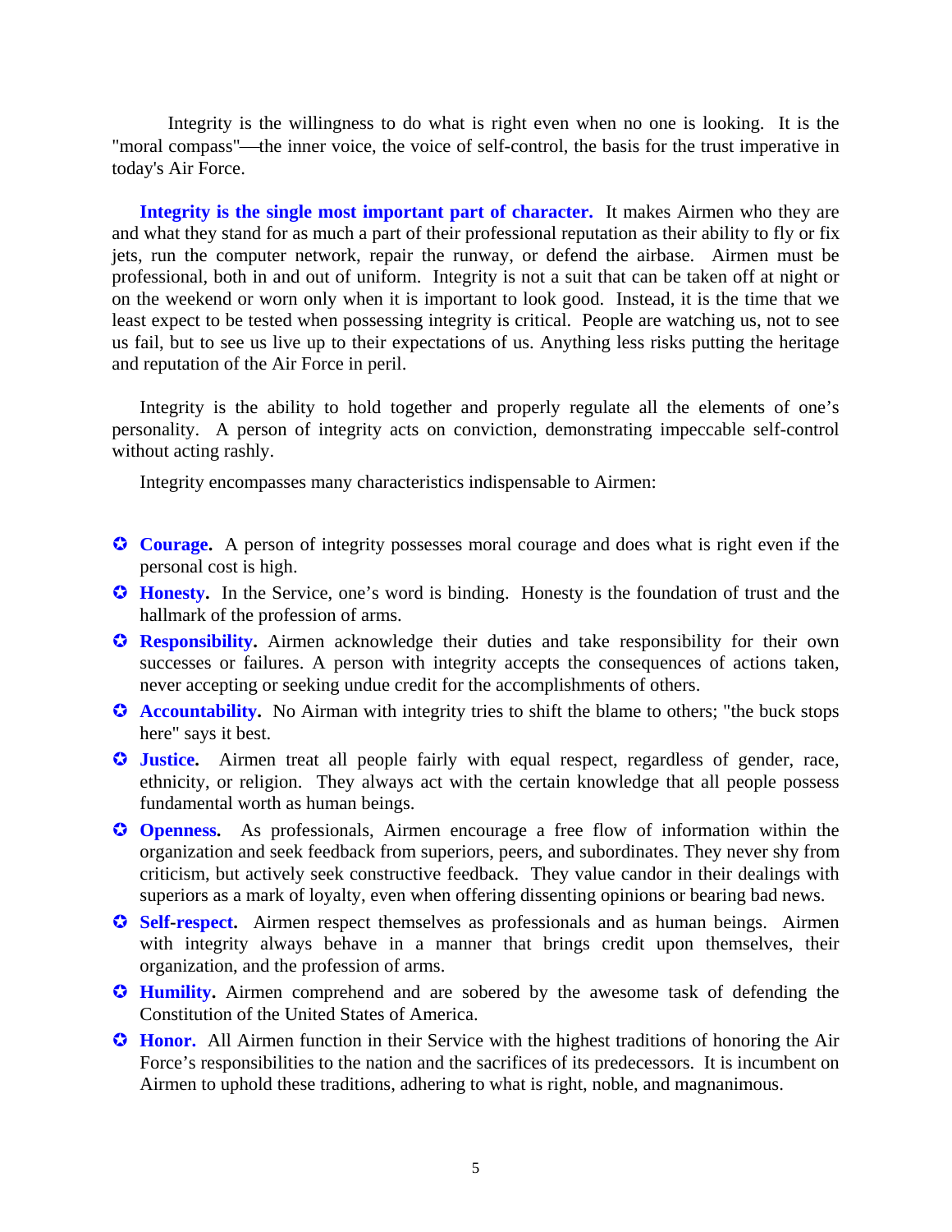Integrity is the willingness to do what is right even when no one is looking. It is the "moral compass"—the inner voice, the voice of self-control, the basis for the trust imperative in today's Air Force.

**Integrity is the single most important part of character.** It makes Airmen who they are and what they stand for as much a part of their professional reputation as their ability to fly or fix jets, run the computer network, repair the runway, or defend the airbase. Airmen must be professional, both in and out of uniform. Integrity is not a suit that can be taken off at night or on the weekend or worn only when it is important to look good. Instead, it is the time that we least expect to be tested when possessing integrity is critical. People are watching us, not to see us fail, but to see us live up to their expectations of us. Anything less risks putting the heritage and reputation of the Air Force in peril.

Integrity is the ability to hold together and properly regulate all the elements of one's personality. A person of integrity acts on conviction, demonstrating impeccable self-control without acting rashly.

Integrity encompasses many characteristics indispensable to Airmen:

- **Courage.** A person of integrity possesses moral courage and does what is right even if the personal cost is high.
- **Honesty.** In the Service, one's word is binding. Honesty is the foundation of trust and the hallmark of the profession of arms.
- **Responsibility.** Airmen acknowledge their duties and take responsibility for their own successes or failures. A person with integrity accepts the consequences of actions taken, never accepting or seeking undue credit for the accomplishments of others.
- **Accountability.** No Airman with integrity tries to shift the blame to others; "the buck stops here" says it best.
- **Justice.** Airmen treat all people fairly with equal respect, regardless of gender, race, ethnicity, or religion. They always act with the certain knowledge that all people possess fundamental worth as human beings.
- **Openness.** As professionals, Airmen encourage a free flow of information within the organization and seek feedback from superiors, peers, and subordinates. They never shy from criticism, but actively seek constructive feedback. They value candor in their dealings with superiors as a mark of loyalty, even when offering dissenting opinions or bearing bad news.
- **Self-respect.** Airmen respect themselves as professionals and as human beings. Airmen with integrity always behave in a manner that brings credit upon themselves, their organization, and the profession of arms.
- **Humility.** Airmen comprehend and are sobered by the awesome task of defending the Constitution of the United States of America.
- **Honor.** All Airmen function in their Service with the highest traditions of honoring the Air Force's responsibilities to the nation and the sacrifices of its predecessors. It is incumbent on Airmen to uphold these traditions, adhering to what is right, noble, and magnanimous.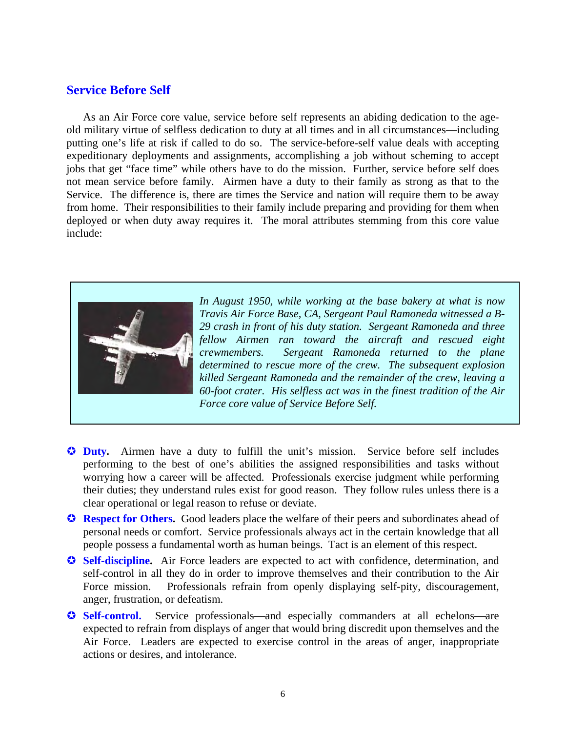## Service Before Self

As an Air Force core value, service before self represents an abiding dedication to the age-old military virtue of selfless dedication to duty at all times and in all circumstances—including putting one's life at risk if called to do so. The service-before-self value deals with accepting expeditionary deployments and assignments, accomplishing a job without scheming to accept jobs that get "face time" while others have to do the mission. Further, service before self does not mean service before family. Airmen have a duty to their family as strong as that to the Service. The difference is, there are times the Service and nation will require them to be away from home. Their responsibilities to their family include preparing and providing for them when deployed or when duty away requires it. The moral attributes stemming from this core value include:

*In August 1950, while working at the base bakery at what is now Travis Air Force Base, CA, Sergeant Paul Ramoneda witnessed a B-29 crash in front of his duty station. Sergeant Ramoneda and three fellow Airmen ran toward the aircraft and rescued eight crewmembers. Sergeant Ramoneda returned to the plane determined to rescue more of the crew. The subsequent explosion killed Sergeant Ramoneda and the remainder of the crew, leaving a 60-foot crater. His selfless act was in the finest tradition of the Air Force core value of Service Before Self.*

- **Duty.** Airmen have a duty to fulfill the unit's mission. Service before self includes performing to the best of one's abilities the assigned responsibilities and tasks without worrying how a career will be affected. Professionals exercise judgment while performing their duties; they understand rules exist for good reason. They follow rules unless there is a clear operational or legal reason to refuse or deviate.
- **Respect for Others.** Good leaders place the welfare of their peers and subordinates ahead of personal needs or comfort. Service professionals always act in the certain knowledge that all people possess a fundamental worth as human beings. Tact is an element of this respect.
- **Self-discipline.** Air Force leaders are expected to act with confidence, determination, and self-control in all they do in order to improve themselves and their contribution to the Air Force mission. Professionals refrain from openly displaying self-pity, discouragement, anger, frustration, or defeatism.
- **Self-control.** Service professionals—and especially commanders at all echelons—are expected to refrain from displays of anger that would bring discredit upon themselves and the Air Force. Leaders are expected to exercise control in the areas of anger, inappropriate actions or desires, and intolerance.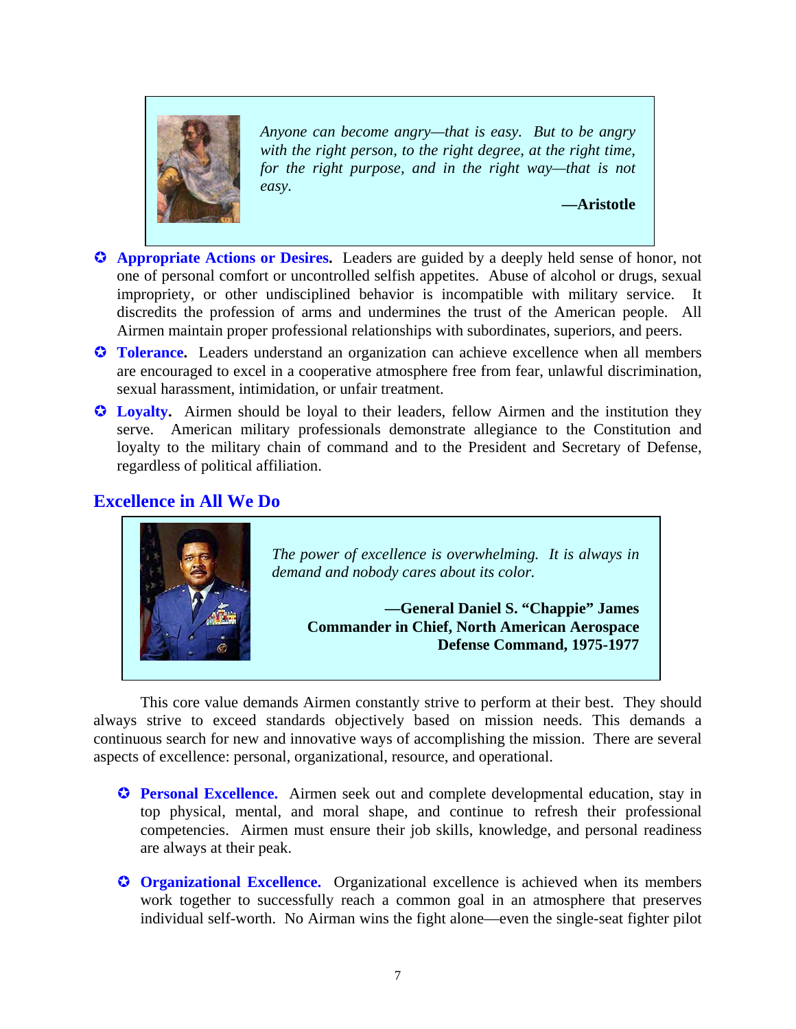> *Anyone can become angry—that is easy. But to be angry with the right person, to the right degree, at the right time, for the right purpose, and in the right way—that is not easy.*
>
> **—Aristotle**

- **Appropriate Actions or Desires.** Leaders are guided by a deeply held sense of honor, not one of personal comfort or uncontrolled selfish appetites. Abuse of alcohol or drugs, sexual impropriety, or other undisciplined behavior is incompatible with military service. It discredits the profession of arms and undermines the trust of the American people. All Airmen maintain proper professional relationships with subordinates, superiors, and peers.
- **Tolerance.** Leaders understand an organization can achieve excellence when all members are encouraged to excel in a cooperative atmosphere free from fear, unlawful discrimination, sexual harassment, intimidation, or unfair treatment.
- **Loyalty.** Airmen should be loyal to their leaders, fellow Airmen and the institution they serve. American military professionals demonstrate allegiance to the Constitution and loyalty to the military chain of command and to the President and Secretary of Defense, regardless of political affiliation.

## Excellence in All We Do

> *The power of excellence is overwhelming. It is always in demand and nobody cares about its color.*
>
> **—General Daniel S. "Chappie" James**
> **Commander in Chief, North American Aerospace Defense Command, 1975-1977**

This core value demands Airmen constantly strive to perform at their best. They should always strive to exceed standards objectively based on mission needs. This demands a continuous search for new and innovative ways of accomplishing the mission. There are several aspects of excellence: personal, organizational, resource, and operational.

- **Personal Excellence.** Airmen seek out and complete developmental education, stay in top physical, mental, and moral shape, and continue to refresh their professional competencies. Airmen must ensure their job skills, knowledge, and personal readiness are always at their peak.

- **Organizational Excellence.** Organizational excellence is achieved when its members work together to successfully reach a common goal in an atmosphere that preserves individual self-worth. No Airman wins the fight alone—even the single-seat fighter pilot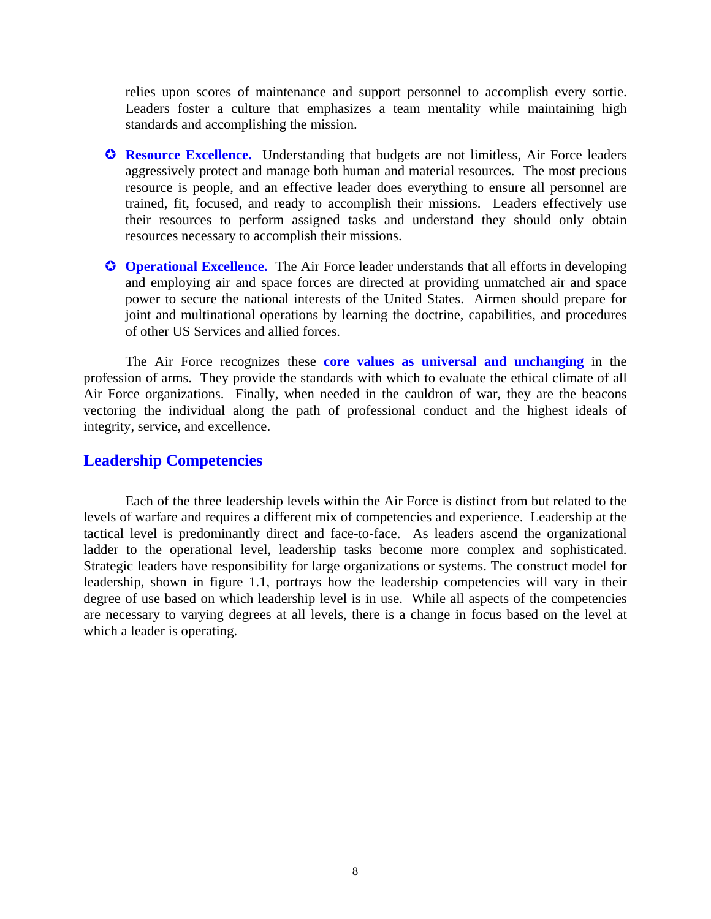relies upon scores of maintenance and support personnel to accomplish every sortie. Leaders foster a culture that emphasizes a team mentality while maintaining high standards and accomplishing the mission.

- **Resource Excellence.** Understanding that budgets are not limitless, Air Force leaders aggressively protect and manage both human and material resources. The most precious resource is people, and an effective leader does everything to ensure all personnel are trained, fit, focused, and ready to accomplish their missions. Leaders effectively use their resources to perform assigned tasks and understand they should only obtain resources necessary to accomplish their missions.

- **Operational Excellence.** The Air Force leader understands that all efforts in developing and employing air and space forces are directed at providing unmatched air and space power to secure the national interests of the United States. Airmen should prepare for joint and multinational operations by learning the doctrine, capabilities, and procedures of other US Services and allied forces.

The Air Force recognizes these **core values as universal and unchanging** in the profession of arms. They provide the standards with which to evaluate the ethical climate of all Air Force organizations. Finally, when needed in the cauldron of war, they are the beacons vectoring the individual along the path of professional conduct and the highest ideals of integrity, service, and excellence.

## Leadership Competencies

Each of the three leadership levels within the Air Force is distinct from but related to the levels of warfare and requires a different mix of competencies and experience. Leadership at the tactical level is predominantly direct and face-to-face. As leaders ascend the organizational ladder to the operational level, leadership tasks become more complex and sophisticated. Strategic leaders have responsibility for large organizations or systems. The construct model for leadership, shown in figure 1.1, portrays how the leadership competencies will vary in their degree of use based on which leadership level is in use. While all aspects of the competencies are necessary to varying degrees at all levels, there is a change in focus based on the level at which a leader is operating.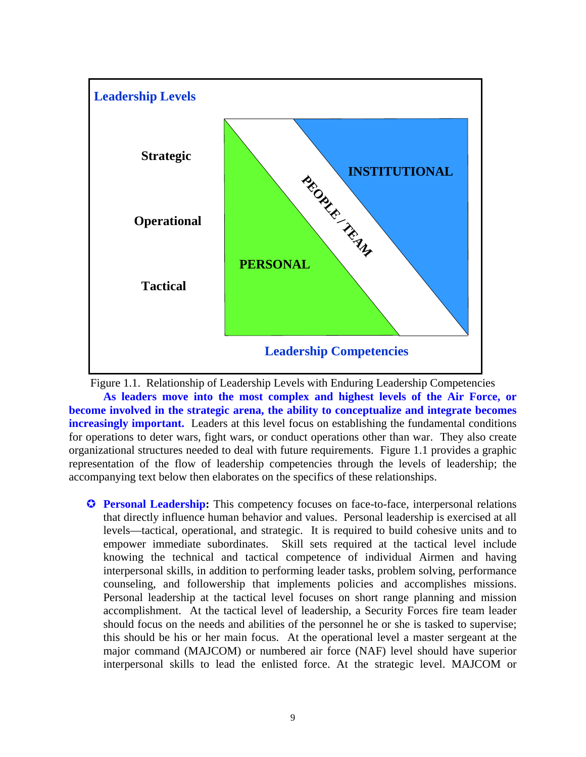**Leadership Levels**

Strategic

Operational

Tactical

PERSONAL

PEOPLE / TEAM

INSTITUTIONAL

**Leadership Competencies**

Figure 1.1. Relationship of Leadership Levels with Enduring Leadership Competencies

**As leaders move into the most complex and highest levels of the Air Force, or become involved in the strategic arena, the ability to conceptualize and integrate becomes increasingly important.** Leaders at this level focus on establishing the fundamental conditions for operations to deter wars, fight wars, or conduct operations other than war. They also create organizational structures needed to deal with future requirements. Figure 1.1 provides a graphic representation of the flow of leadership competencies through the levels of leadership; the accompanying text below then elaborates on the specifics of these relationships.

- **Personal Leadership:** This competency focuses on face-to-face, interpersonal relations that directly influence human behavior and values. Personal leadership is exercised at all levels—tactical, operational, and strategic. It is required to build cohesive units and to empower immediate subordinates. Skill sets required at the tactical level include knowing the technical and tactical competence of individual Airmen and having interpersonal skills, in addition to performing leader tasks, problem solving, performance counseling, and followership that implements policies and accomplishes missions. Personal leadership at the tactical level focuses on short range planning and mission accomplishment. At the tactical level of leadership, a Security Forces fire team leader should focus on the needs and abilities of the personnel he or she is tasked to supervise; this should be his or her main focus. At the operational level a master sergeant at the major command (MAJCOM) or numbered air force (NAF) level should have superior interpersonal skills to lead the enlisted force. At the strategic level. MAJCOM or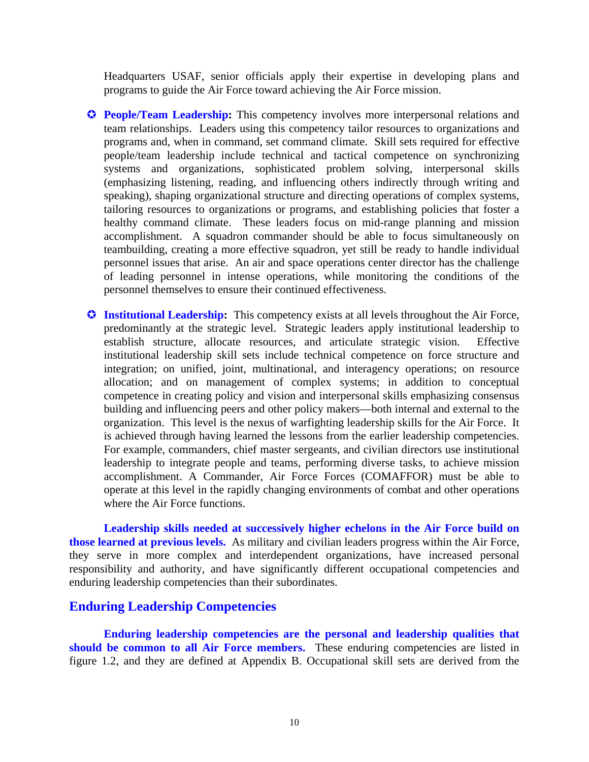Headquarters USAF, senior officials apply their expertise in developing plans and programs to guide the Air Force toward achieving the Air Force mission.

- **People/Team Leadership:** This competency involves more interpersonal relations and team relationships. Leaders using this competency tailor resources to organizations and programs and, when in command, set command climate. Skill sets required for effective people/team leadership include technical and tactical competence on synchronizing systems and organizations, sophisticated problem solving, interpersonal skills (emphasizing listening, reading, and influencing others indirectly through writing and speaking), shaping organizational structure and directing operations of complex systems, tailoring resources to organizations or programs, and establishing policies that foster a healthy command climate. These leaders focus on mid-range planning and mission accomplishment. A squadron commander should be able to focus simultaneously on teambuilding, creating a more effective squadron, yet still be ready to handle individual personnel issues that arise. An air and space operations center director has the challenge of leading personnel in intense operations, while monitoring the conditions of the personnel themselves to ensure their continued effectiveness.

- **Institutional Leadership:** This competency exists at all levels throughout the Air Force, predominantly at the strategic level. Strategic leaders apply institutional leadership to establish structure, allocate resources, and articulate strategic vision. Effective institutional leadership skill sets include technical competence on force structure and integration; on unified, joint, multinational, and interagency operations; on resource allocation; and on management of complex systems; in addition to conceptual competence in creating policy and vision and interpersonal skills emphasizing consensus building and influencing peers and other policy makers—both internal and external to the organization. This level is the nexus of warfighting leadership skills for the Air Force. It is achieved through having learned the lessons from the earlier leadership competencies. For example, commanders, chief master sergeants, and civilian directors use institutional leadership to integrate people and teams, performing diverse tasks, to achieve mission accomplishment. A Commander, Air Force Forces (COMAFFOR) must be able to operate at this level in the rapidly changing environments of combat and other operations where the Air Force functions.

**Leadership skills needed at successively higher echelons in the Air Force build on those learned at previous levels.** As military and civilian leaders progress within the Air Force, they serve in more complex and interdependent organizations, have increased personal responsibility and authority, and have significantly different occupational competencies and enduring leadership competencies than their subordinates.

## Enduring Leadership Competencies

**Enduring leadership competencies are the personal and leadership qualities that should be common to all Air Force members.** These enduring competencies are listed in figure 1.2, and they are defined at Appendix B. Occupational skill sets are derived from the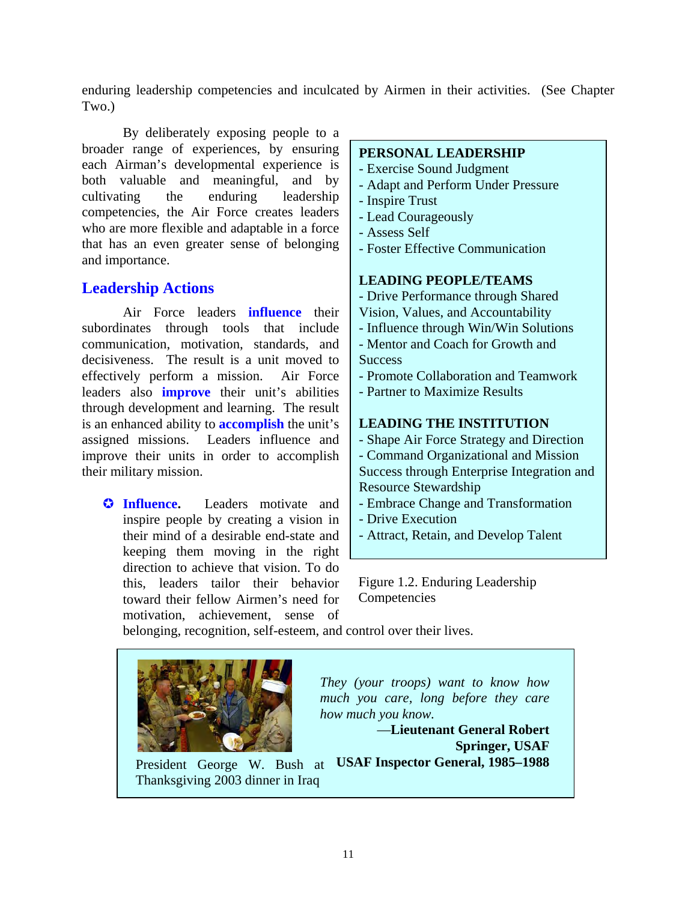enduring leadership competencies and inculcated by Airmen in their activities. (See Chapter Two.)

By deliberately exposing people to a broader range of experiences, by ensuring each Airman's developmental experience is both valuable and meaningful, and by cultivating the enduring leadership competencies, the Air Force creates leaders who are more flexible and adaptable in a force that has an even greater sense of belonging and importance.

**PERSONAL LEADERSHIP**
- Exercise Sound Judgment
- Adapt and Perform Under Pressure
- Inspire Trust
- Lead Courageously
- Assess Self
- Foster Effective Communication

**LEADING PEOPLE/TEAMS**
- Drive Performance through Shared Vision, Values, and Accountability
- Influence through Win/Win Solutions
- Mentor and Coach for Growth and Success
- Promote Collaboration and Teamwork
- Partner to Maximize Results

**LEADING THE INSTITUTION**
- Shape Air Force Strategy and Direction
- Command Organizational and Mission Success through Enterprise Integration and Resource Stewardship
- Embrace Change and Transformation
- Drive Execution
- Attract, Retain, and Develop Talent

Figure 1.2. Enduring Leadership Competencies

## Leadership Actions

Air Force leaders **influence** their subordinates through tools that include communication, motivation, standards, and decisiveness. The result is a unit moved to effectively perform a mission. Air Force leaders also **improve** their unit's abilities through development and learning. The result is an enhanced ability to **accomplish** the unit's assigned missions. Leaders influence and improve their units in order to accomplish their military mission.

- **Influence.** Leaders motivate and inspire people by creating a vision in their mind of a desirable end-state and keeping them moving in the right direction to achieve that vision. To do this, leaders tailor their behavior toward their fellow Airmen's need for motivation, achievement, sense of belonging, recognition, self-esteem, and control over their lives.

President George W. Bush at Thanksgiving 2003 dinner in Iraq

*They (your troops) want to know how much you care, long before they care how much you know.*

—**Lieutenant General Robert Springer, USAF USAF Inspector General, 1985–1988**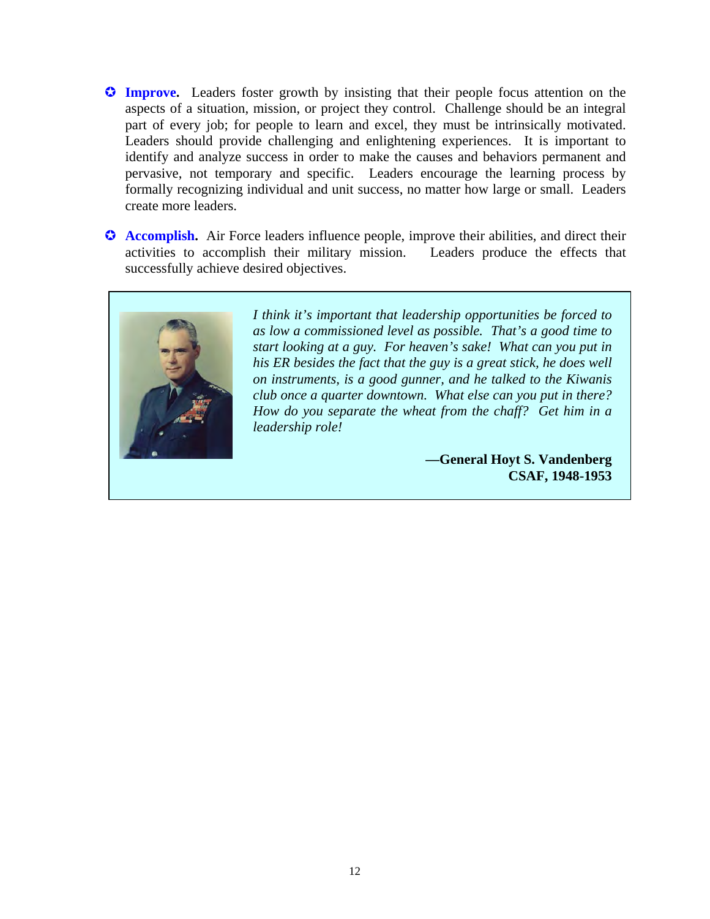- **Improve.** Leaders foster growth by insisting that their people focus attention on the aspects of a situation, mission, or project they control. Challenge should be an integral part of every job; for people to learn and excel, they must be intrinsically motivated. Leaders should provide challenging and enlightening experiences. It is important to identify and analyze success in order to make the causes and behaviors permanent and pervasive, not temporary and specific. Leaders encourage the learning process by formally recognizing individual and unit success, no matter how large or small. Leaders create more leaders.

- **Accomplish.** Air Force leaders influence people, improve their abilities, and direct their activities to accomplish their military mission. Leaders produce the effects that successfully achieve desired objectives.

> *I think it's important that leadership opportunities be forced to as low a commissioned level as possible. That's a good time to start looking at a guy. For heaven's sake! What can you put in his ER besides the fact that the guy is a great stick, he does well on instruments, is a good gunner, and he talked to the Kiwanis club once a quarter downtown. What else can you put in there? How do you separate the wheat from the chaff? Get him in a leadership role!*
>
> **—General Hoyt S. Vandenberg**
> **CSAF, 1948-1953**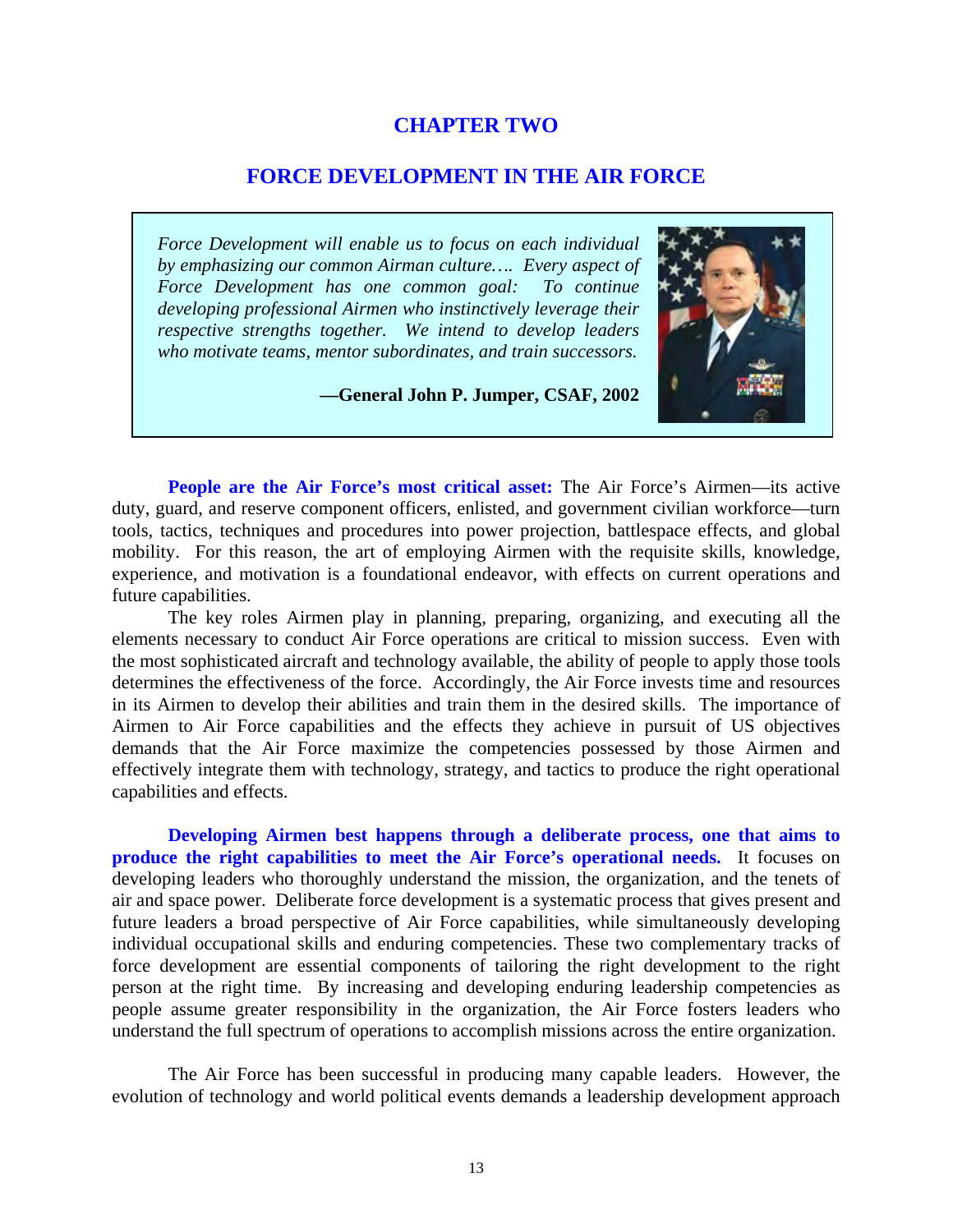# CHAPTER TWO

## FORCE DEVELOPMENT IN THE AIR FORCE

> *Force Development will enable us to focus on each individual by emphasizing our common Airman culture…. Every aspect of Force Development has one common goal: To continue developing professional Airmen who instinctively leverage their respective strengths together. We intend to develop leaders who motivate teams, mentor subordinates, and train successors.*
>
> **—General John P. Jumper, CSAF, 2002**

**People are the Air Force's most critical asset:** The Air Force's Airmen—its active duty, guard, and reserve component officers, enlisted, and government civilian workforce—turn tools, tactics, techniques and procedures into power projection, battlespace effects, and global mobility. For this reason, the art of employing Airmen with the requisite skills, knowledge, experience, and motivation is a foundational endeavor, with effects on current operations and future capabilities.

The key roles Airmen play in planning, preparing, organizing, and executing all the elements necessary to conduct Air Force operations are critical to mission success. Even with the most sophisticated aircraft and technology available, the ability of people to apply those tools determines the effectiveness of the force. Accordingly, the Air Force invests time and resources in its Airmen to develop their abilities and train them in the desired skills. The importance of Airmen to Air Force capabilities and the effects they achieve in pursuit of US objectives demands that the Air Force maximize the competencies possessed by those Airmen and effectively integrate them with technology, strategy, and tactics to produce the right operational capabilities and effects.

**Developing Airmen best happens through a deliberate process, one that aims to produce the right capabilities to meet the Air Force's operational needs.** It focuses on developing leaders who thoroughly understand the mission, the organization, and the tenets of air and space power. Deliberate force development is a systematic process that gives present and future leaders a broad perspective of Air Force capabilities, while simultaneously developing individual occupational skills and enduring competencies. These two complementary tracks of force development are essential components of tailoring the right development to the right person at the right time. By increasing and developing enduring leadership competencies as people assume greater responsibility in the organization, the Air Force fosters leaders who understand the full spectrum of operations to accomplish missions across the entire organization.

The Air Force has been successful in producing many capable leaders. However, the evolution of technology and world political events demands a leadership development approach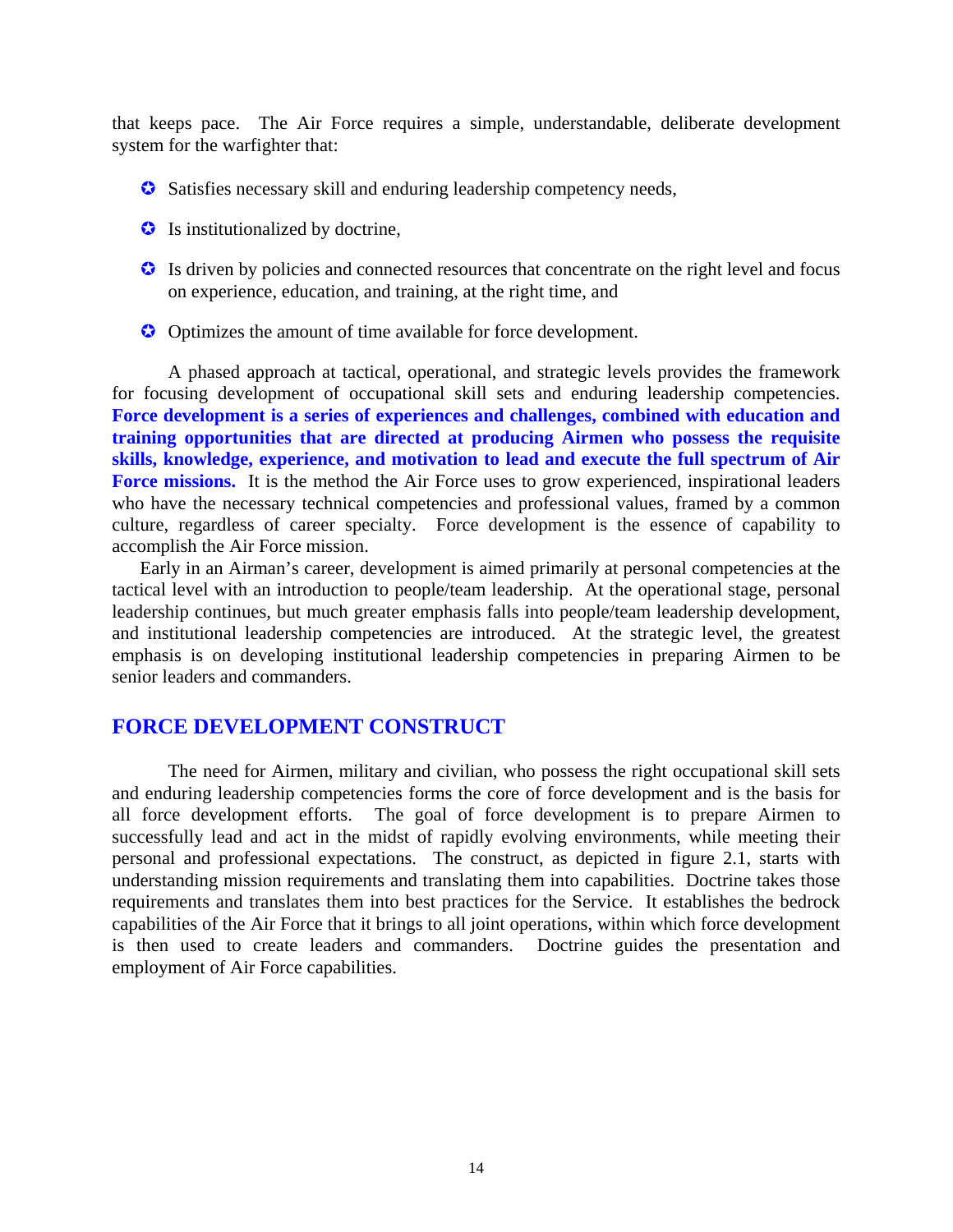that keeps pace. The Air Force requires a simple, understandable, deliberate development system for the warfighter that:

- Satisfies necessary skill and enduring leadership competency needs,
- Is institutionalized by doctrine,
- Is driven by policies and connected resources that concentrate on the right level and focus on experience, education, and training, at the right time, and
- Optimizes the amount of time available for force development.

A phased approach at tactical, operational, and strategic levels provides the framework for focusing development of occupational skill sets and enduring leadership competencies. **Force development is a series of experiences and challenges, combined with education and training opportunities that are directed at producing Airmen who possess the requisite skills, knowledge, experience, and motivation to lead and execute the full spectrum of Air Force missions.** It is the method the Air Force uses to grow experienced, inspirational leaders who have the necessary technical competencies and professional values, framed by a common culture, regardless of career specialty. Force development is the essence of capability to accomplish the Air Force mission.

Early in an Airman's career, development is aimed primarily at personal competencies at the tactical level with an introduction to people/team leadership. At the operational stage, personal leadership continues, but much greater emphasis falls into people/team leadership development, and institutional leadership competencies are introduced. At the strategic level, the greatest emphasis is on developing institutional leadership competencies in preparing Airmen to be senior leaders and commanders.

## FORCE DEVELOPMENT CONSTRUCT

The need for Airmen, military and civilian, who possess the right occupational skill sets and enduring leadership competencies forms the core of force development and is the basis for all force development efforts. The goal of force development is to prepare Airmen to successfully lead and act in the midst of rapidly evolving environments, while meeting their personal and professional expectations. The construct, as depicted in figure 2.1, starts with understanding mission requirements and translating them into capabilities. Doctrine takes those requirements and translates them into best practices for the Service. It establishes the bedrock capabilities of the Air Force that it brings to all joint operations, within which force development is then used to create leaders and commanders. Doctrine guides the presentation and employment of Air Force capabilities.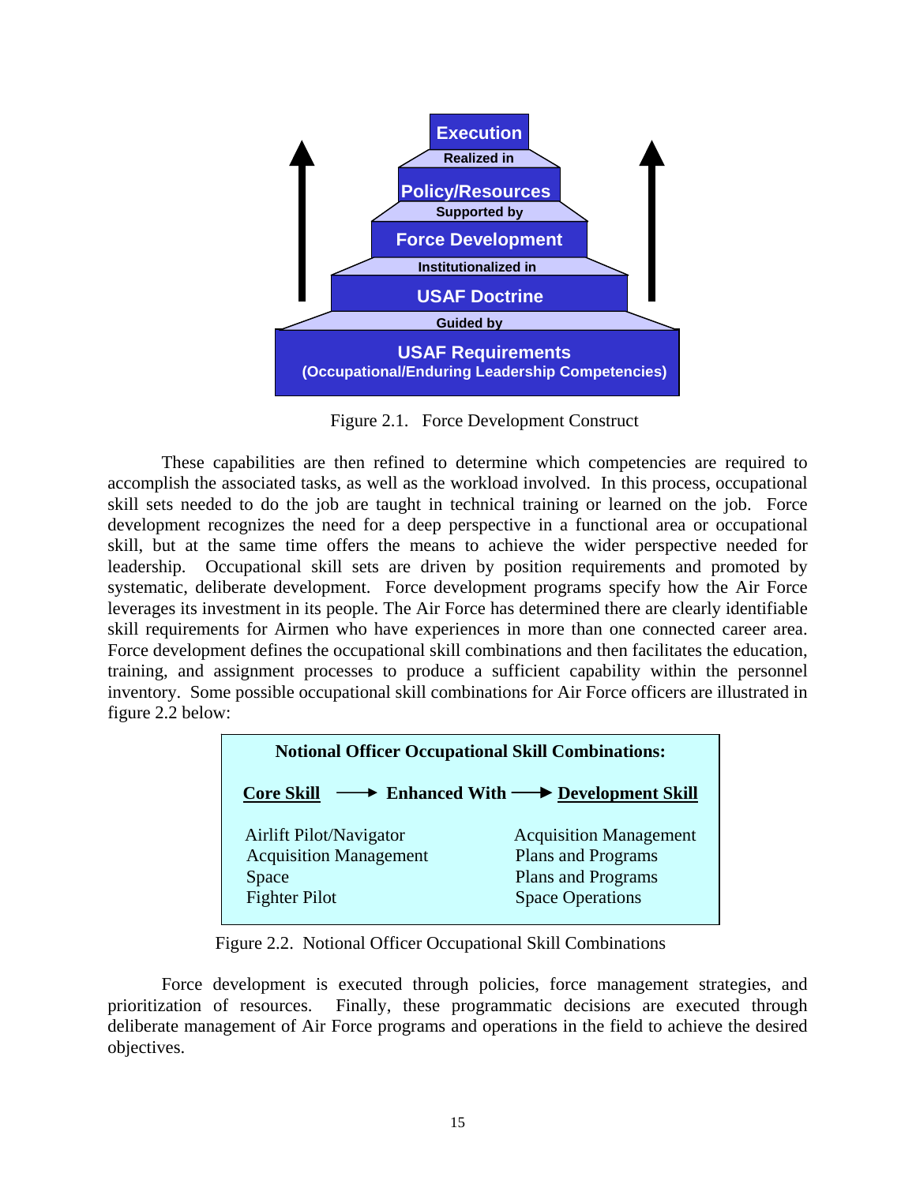Execution

Realized in

Policy/Resources

Supported by

Force Development

Institutionalized in

USAF Doctrine

Guided by

USAF Requirements
(Occupational/Enduring Leadership Competencies)

Figure 2.1. Force Development Construct

These capabilities are then refined to determine which competencies are required to accomplish the associated tasks, as well as the workload involved. In this process, occupational skill sets needed to do the job are taught in technical training or learned on the job. Force development recognizes the need for a deep perspective in a functional area or occupational skill, but at the same time offers the means to achieve the wider perspective needed for leadership. Occupational skill sets are driven by position requirements and promoted by systematic, deliberate development. Force development programs specify how the Air Force leverages its investment in its people. The Air Force has determined there are clearly identifiable skill requirements for Airmen who have experiences in more than one connected career area. Force development defines the occupational skill combinations and then facilitates the education, training, and assignment processes to produce a sufficient capability within the personnel inventory. Some possible occupational skill combinations for Air Force officers are illustrated in figure 2.2 below:

**Notional Officer Occupational Skill Combinations:**

| Core Skill → | Enhanced With → | Development Skill |
|---|---|---|
| Airlift Pilot/Navigator | | Acquisition Management |
| Acquisition Management | | Plans and Programs |
| Space | | Plans and Programs |
| Fighter Pilot | | Space Operations |

Figure 2.2. Notional Officer Occupational Skill Combinations

Force development is executed through policies, force management strategies, and prioritization of resources. Finally, these programmatic decisions are executed through deliberate management of Air Force programs and operations in the field to achieve the desired objectives.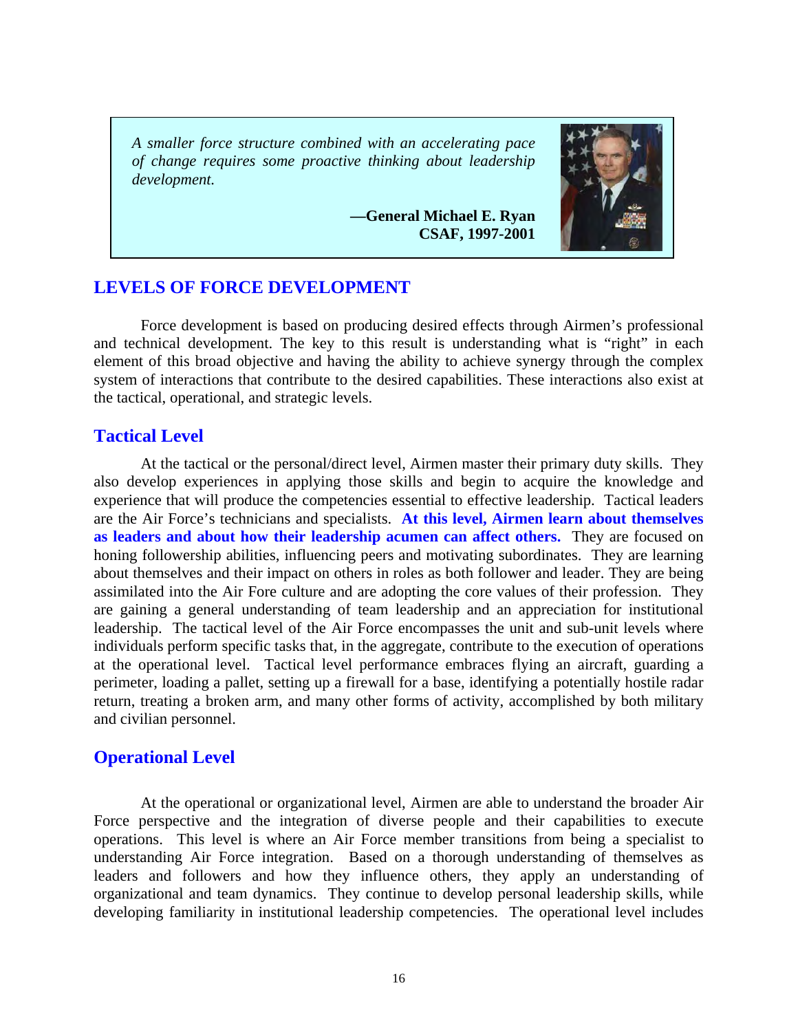> *A smaller force structure combined with an accelerating pace of change requires some proactive thinking about leadership development.*
>
> **—General Michael E. Ryan**
> **CSAF, 1997-2001**

## LEVELS OF FORCE DEVELOPMENT

Force development is based on producing desired effects through Airmen's professional and technical development. The key to this result is understanding what is "right" in each element of this broad objective and having the ability to achieve synergy through the complex system of interactions that contribute to the desired capabilities. These interactions also exist at the tactical, operational, and strategic levels.

### Tactical Level

At the tactical or the personal/direct level, Airmen master their primary duty skills. They also develop experiences in applying those skills and begin to acquire the knowledge and experience that will produce the competencies essential to effective leadership. Tactical leaders are the Air Force's technicians and specialists. **At this level, Airmen learn about themselves as leaders and about how their leadership acumen can affect others.** They are focused on honing followership abilities, influencing peers and motivating subordinates. They are learning about themselves and their impact on others in roles as both follower and leader. They are being assimilated into the Air Fore culture and are adopting the core values of their profession. They are gaining a general understanding of team leadership and an appreciation for institutional leadership. The tactical level of the Air Force encompasses the unit and sub-unit levels where individuals perform specific tasks that, in the aggregate, contribute to the execution of operations at the operational level. Tactical level performance embraces flying an aircraft, guarding a perimeter, loading a pallet, setting up a firewall for a base, identifying a potentially hostile radar return, treating a broken arm, and many other forms of activity, accomplished by both military and civilian personnel.

### Operational Level

At the operational or organizational level, Airmen are able to understand the broader Air Force perspective and the integration of diverse people and their capabilities to execute operations. This level is where an Air Force member transitions from being a specialist to understanding Air Force integration. Based on a thorough understanding of themselves as leaders and followers and how they influence others, they apply an understanding of organizational and team dynamics. They continue to develop personal leadership skills, while developing familiarity in institutional leadership competencies. The operational level includes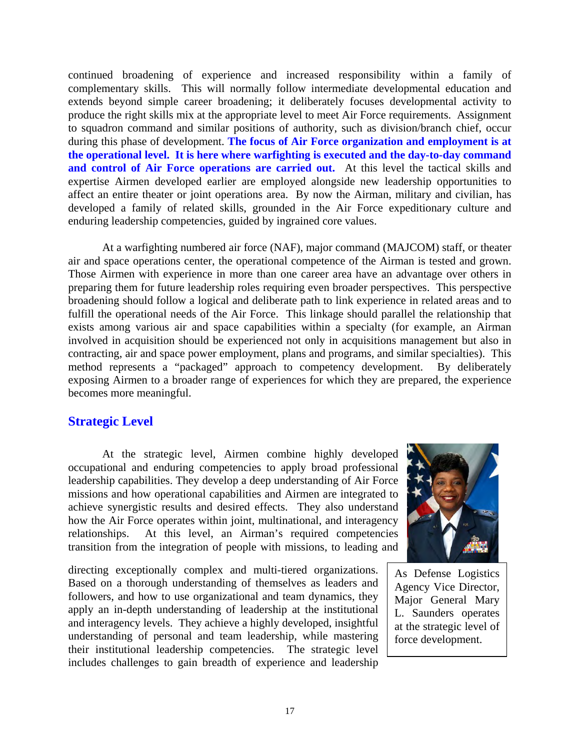continued broadening of experience and increased responsibility within a family of complementary skills. This will normally follow intermediate developmental education and extends beyond simple career broadening; it deliberately focuses developmental activity to produce the right skills mix at the appropriate level to meet Air Force requirements. Assignment to squadron command and similar positions of authority, such as division/branch chief, occur during this phase of development. **The focus of Air Force organization and employment is at the operational level. It is here where warfighting is executed and the day-to-day command and control of Air Force operations are carried out.** At this level the tactical skills and expertise Airmen developed earlier are employed alongside new leadership opportunities to affect an entire theater or joint operations area. By now the Airman, military and civilian, has developed a family of related skills, grounded in the Air Force expeditionary culture and enduring leadership competencies, guided by ingrained core values.

At a warfighting numbered air force (NAF), major command (MAJCOM) staff, or theater air and space operations center, the operational competence of the Airman is tested and grown. Those Airmen with experience in more than one career area have an advantage over others in preparing them for future leadership roles requiring even broader perspectives. This perspective broadening should follow a logical and deliberate path to link experience in related areas and to fulfill the operational needs of the Air Force. This linkage should parallel the relationship that exists among various air and space capabilities within a specialty (for example, an Airman involved in acquisition should be experienced not only in acquisitions management but also in contracting, air and space power employment, plans and programs, and similar specialties). This method represents a "packaged" approach to competency development. By deliberately exposing Airmen to a broader range of experiences for which they are prepared, the experience becomes more meaningful.

## Strategic Level

At the strategic level, Airmen combine highly developed occupational and enduring competencies to apply broad professional leadership capabilities. They develop a deep understanding of Air Force missions and how operational capabilities and Airmen are integrated to achieve synergistic results and desired effects. They also understand how the Air Force operates within joint, multinational, and interagency relationships. At this level, an Airman's required competencies transition from the integration of people with missions, to leading and directing exceptionally complex and multi-tiered organizations. Based on a thorough understanding of themselves as leaders and followers, and how to use organizational and team dynamics, they apply an in-depth understanding of leadership at the institutional and interagency levels. They achieve a highly developed, insightful understanding of personal and team leadership, while mastering their institutional leadership competencies. The strategic level includes challenges to gain breadth of experience and leadership

As Defense Logistics Agency Vice Director, Major General Mary L. Saunders operates at the strategic level of force development.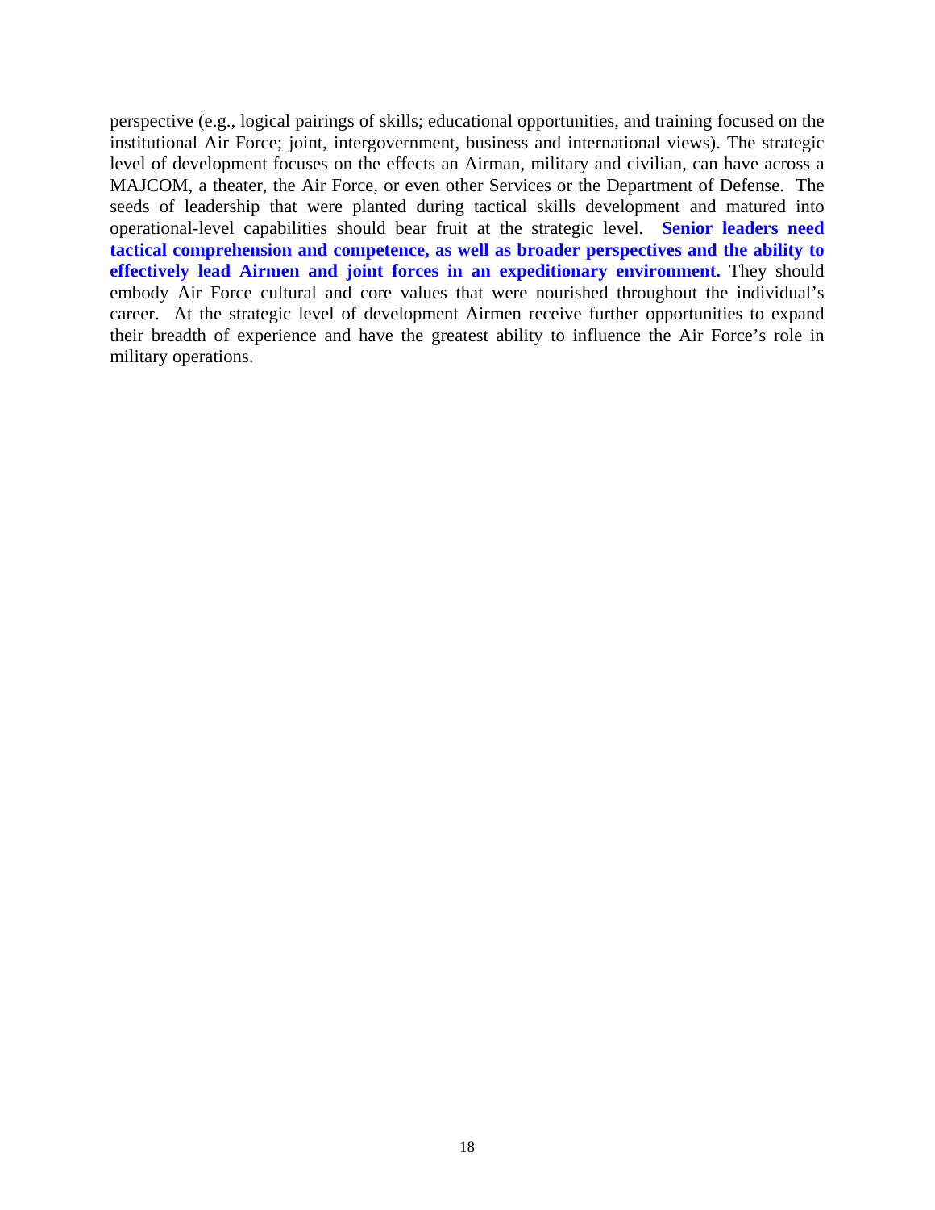perspective (e.g., logical pairings of skills; educational opportunities, and training focused on the institutional Air Force; joint, intergovernment, business and international views). The strategic level of development focuses on the effects an Airman, military and civilian, can have across a MAJCOM, a theater, the Air Force, or even other Services or the Department of Defense. The seeds of leadership that were planted during tactical skills development and matured into operational-level capabilities should bear fruit at the strategic level. **Senior leaders need tactical comprehension and competence, as well as broader perspectives and the ability to effectively lead Airmen and joint forces in an expeditionary environment.** They should embody Air Force cultural and core values that were nourished throughout the individual's career. At the strategic level of development Airmen receive further opportunities to expand their breadth of experience and have the greatest ability to influence the Air Force's role in military operations.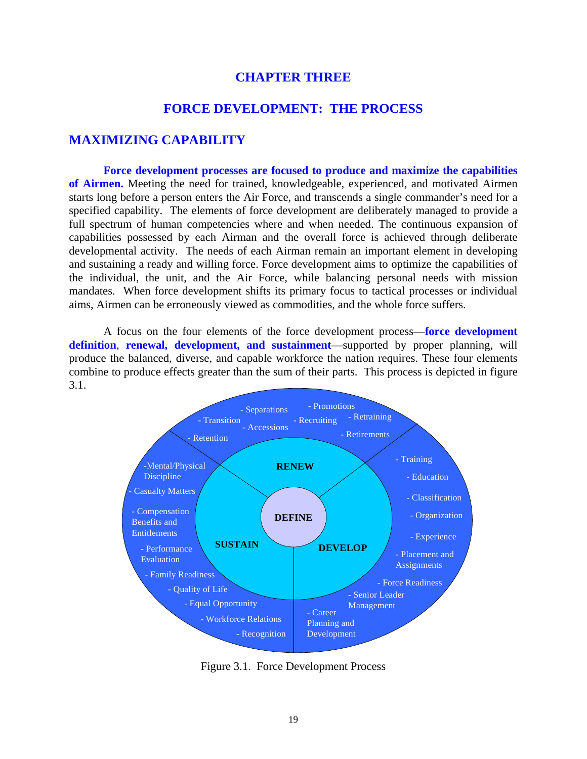# CHAPTER THREE

# FORCE DEVELOPMENT: THE PROCESS

## MAXIMIZING CAPABILITY

**Force development processes are focused to produce and maximize the capabilities of Airmen.** Meeting the need for trained, knowledgeable, experienced, and motivated Airmen starts long before a person enters the Air Force, and transcends a single commander's need for a specified capability. The elements of force development are deliberately managed to provide a full spectrum of human competencies where and when needed. The continuous expansion of capabilities possessed by each Airman and the overall force is achieved through deliberate developmental activity. The needs of each Airman remain an important element in developing and sustaining a ready and willing force. Force development aims to optimize the capabilities of the individual, the unit, and the Air Force, while balancing personal needs with mission mandates. When force development shifts its primary focus to tactical processes or individual aims, Airmen can be erroneously viewed as commodities, and the whole force suffers.

A focus on the four elements of the force development process—**force development definition**, **renewal, development, and sustainment**—supported by proper planning, will produce the balanced, diverse, and capable workforce the nation requires. These four elements combine to produce effects greater than the sum of their parts. This process is depicted in figure 3.1.

**DEFINE**

**RENEW**
- Separations
- Promotions
- Transition
- Recruiting
- Retraining
- Accessions
- Retention
- Retirements

**DEVELOP**
- Training
- Education
- Classification
- Organization
- Experience
- Placement and Assignments
- Force Readiness
- Senior Leader Management
- Career Planning and Development

**SUSTAIN**
- Mental/Physical Discipline
- Casualty Matters
- Compensation Benefits and Entitlements
- Performance Evaluation
- Family Readiness
- Quality of Life
- Equal Opportunity
- Workforce Relations
- Recognition

Figure 3.1. Force Development Process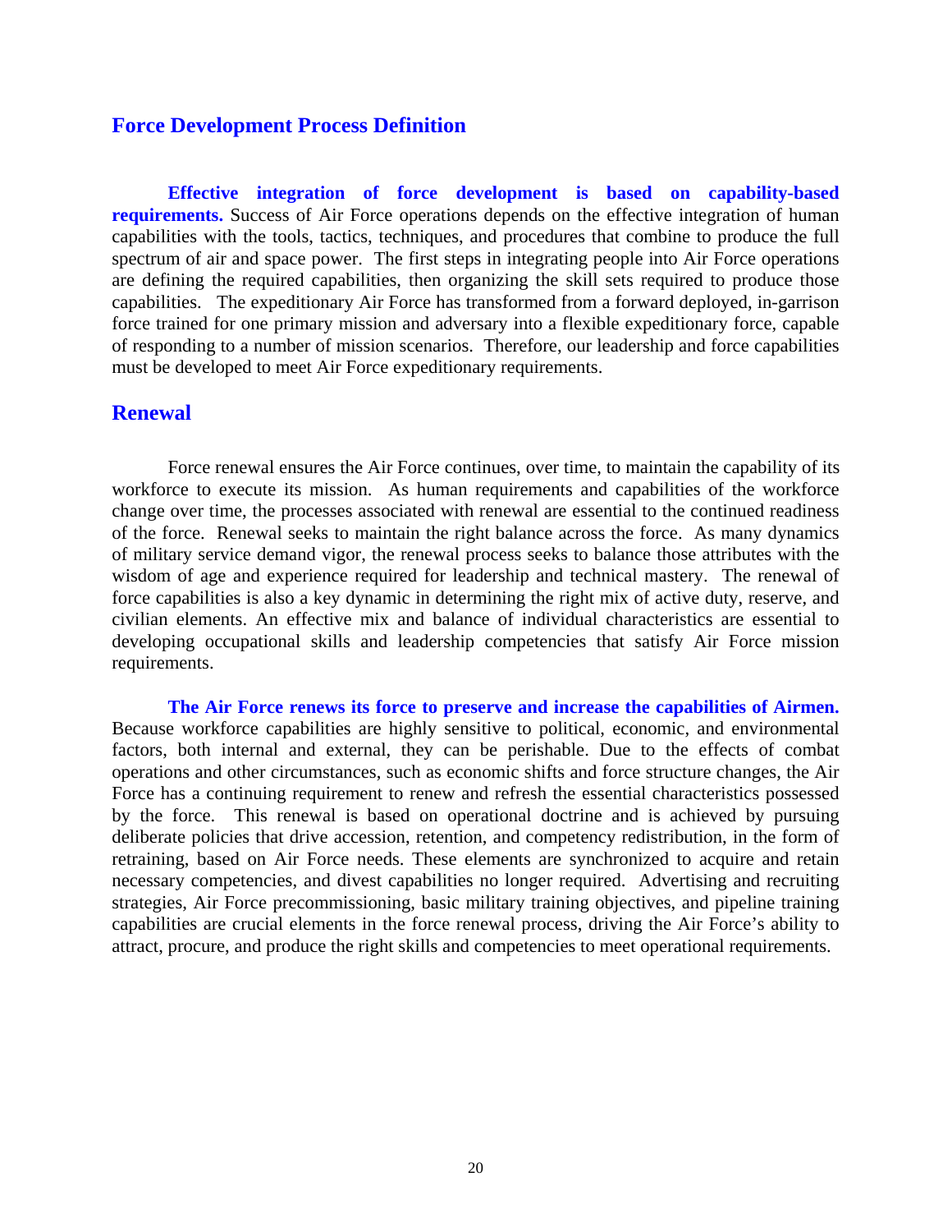## Force Development Process Definition

**Effective integration of force development is based on capability-based requirements.** Success of Air Force operations depends on the effective integration of human capabilities with the tools, tactics, techniques, and procedures that combine to produce the full spectrum of air and space power. The first steps in integrating people into Air Force operations are defining the required capabilities, then organizing the skill sets required to produce those capabilities. The expeditionary Air Force has transformed from a forward deployed, in-garrison force trained for one primary mission and adversary into a flexible expeditionary force, capable of responding to a number of mission scenarios. Therefore, our leadership and force capabilities must be developed to meet Air Force expeditionary requirements.

## Renewal

Force renewal ensures the Air Force continues, over time, to maintain the capability of its workforce to execute its mission. As human requirements and capabilities of the workforce change over time, the processes associated with renewal are essential to the continued readiness of the force. Renewal seeks to maintain the right balance across the force. As many dynamics of military service demand vigor, the renewal process seeks to balance those attributes with the wisdom of age and experience required for leadership and technical mastery. The renewal of force capabilities is also a key dynamic in determining the right mix of active duty, reserve, and civilian elements. An effective mix and balance of individual characteristics are essential to developing occupational skills and leadership competencies that satisfy Air Force mission requirements.

**The Air Force renews its force to preserve and increase the capabilities of Airmen.** Because workforce capabilities are highly sensitive to political, economic, and environmental factors, both internal and external, they can be perishable. Due to the effects of combat operations and other circumstances, such as economic shifts and force structure changes, the Air Force has a continuing requirement to renew and refresh the essential characteristics possessed by the force. This renewal is based on operational doctrine and is achieved by pursuing deliberate policies that drive accession, retention, and competency redistribution, in the form of retraining, based on Air Force needs. These elements are synchronized to acquire and retain necessary competencies, and divest capabilities no longer required. Advertising and recruiting strategies, Air Force precommissioning, basic military training objectives, and pipeline training capabilities are crucial elements in the force renewal process, driving the Air Force's ability to attract, procure, and produce the right skills and competencies to meet operational requirements.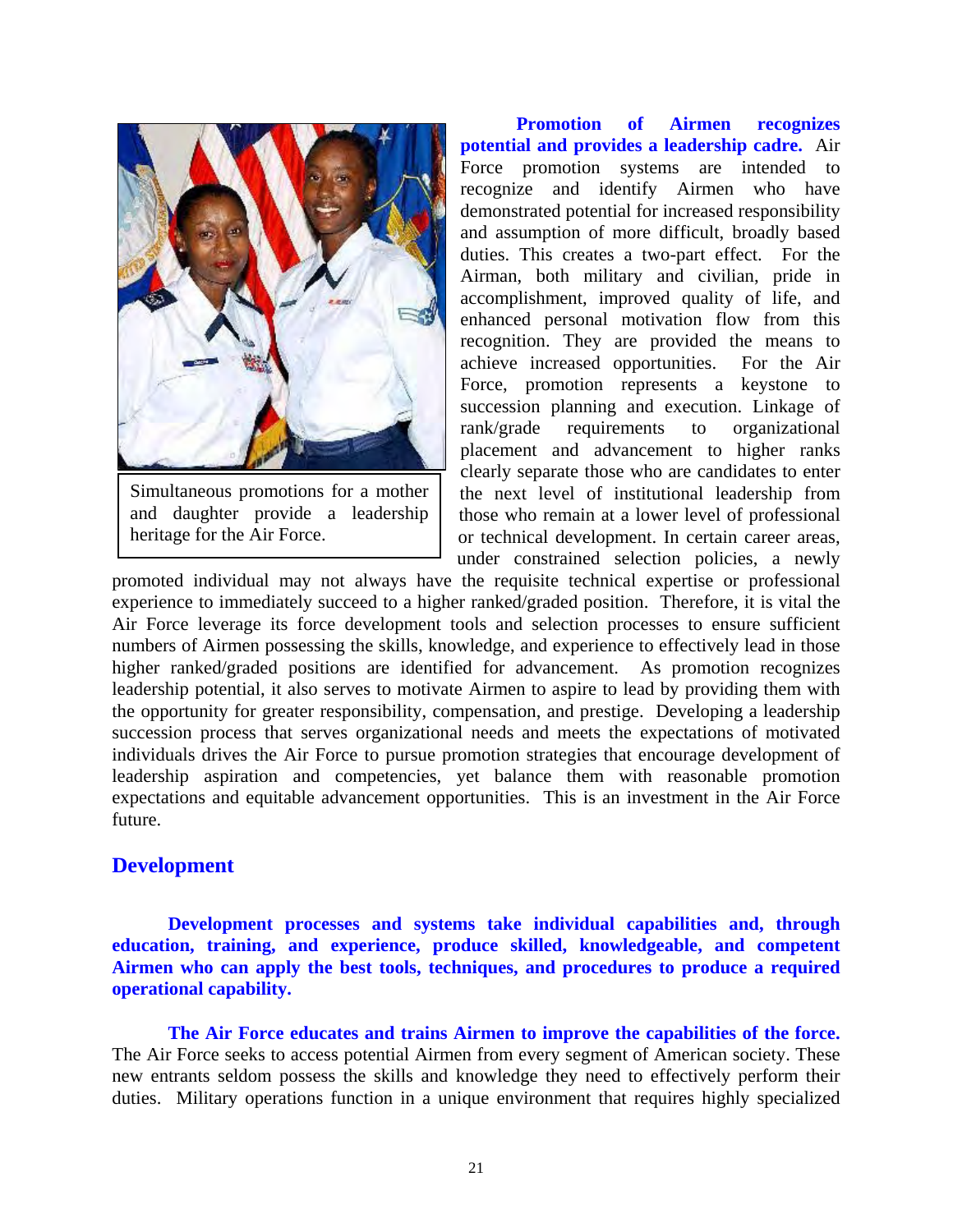Simultaneous promotions for a mother and daughter provide a leadership heritage for the Air Force.

**Promotion of Airmen recognizes potential and provides a leadership cadre.** Air Force promotion systems are intended to recognize and identify Airmen who have demonstrated potential for increased responsibility and assumption of more difficult, broadly based duties. This creates a two-part effect. For the Airman, both military and civilian, pride in accomplishment, improved quality of life, and enhanced personal motivation flow from this recognition. They are provided the means to achieve increased opportunities. For the Air Force, promotion represents a keystone to succession planning and execution. Linkage of rank/grade requirements to organizational placement and advancement to higher ranks clearly separate those who are candidates to enter the next level of institutional leadership from those who remain at a lower level of professional or technical development. In certain career areas, under constrained selection policies, a newly promoted individual may not always have the requisite technical expertise or professional experience to immediately succeed to a higher ranked/graded position. Therefore, it is vital the Air Force leverage its force development tools and selection processes to ensure sufficient numbers of Airmen possessing the skills, knowledge, and experience to effectively lead in those higher ranked/graded positions are identified for advancement. As promotion recognizes leadership potential, it also serves to motivate Airmen to aspire to lead by providing them with the opportunity for greater responsibility, compensation, and prestige. Developing a leadership succession process that serves organizational needs and meets the expectations of motivated individuals drives the Air Force to pursue promotion strategies that encourage development of leadership aspiration and competencies, yet balance them with reasonable promotion expectations and equitable advancement opportunities. This is an investment in the Air Force future.

## Development

**Development processes and systems take individual capabilities and, through education, training, and experience, produce skilled, knowledgeable, and competent Airmen who can apply the best tools, techniques, and procedures to produce a required operational capability.**

**The Air Force educates and trains Airmen to improve the capabilities of the force.** The Air Force seeks to access potential Airmen from every segment of American society. These new entrants seldom possess the skills and knowledge they need to effectively perform their duties. Military operations function in a unique environment that requires highly specialized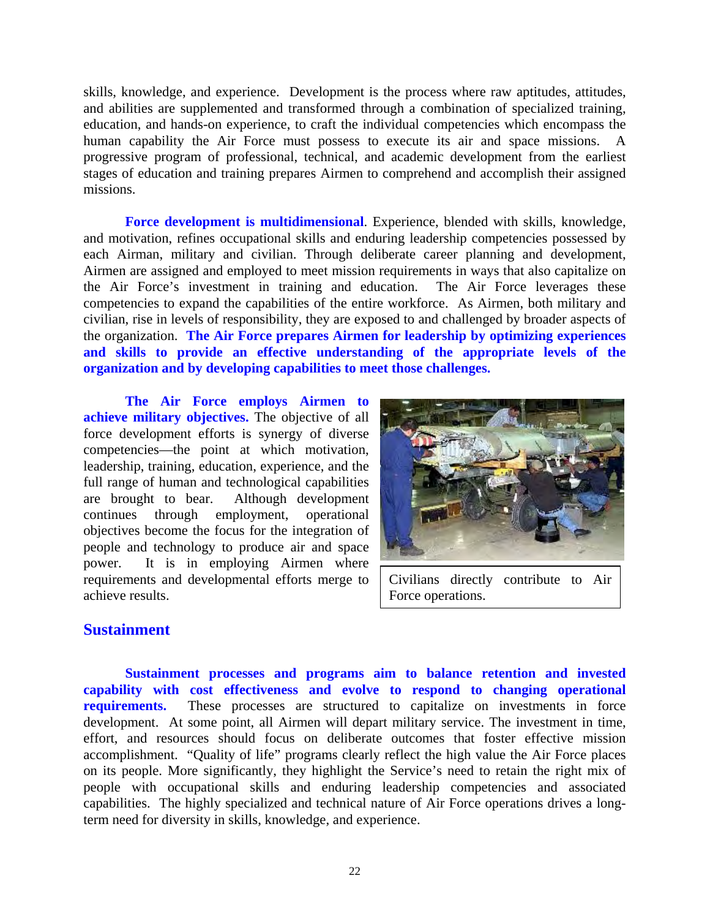skills, knowledge, and experience. Development is the process where raw aptitudes, attitudes, and abilities are supplemented and transformed through a combination of specialized training, education, and hands-on experience, to craft the individual competencies which encompass the human capability the Air Force must possess to execute its air and space missions. A progressive program of professional, technical, and academic development from the earliest stages of education and training prepares Airmen to comprehend and accomplish their assigned missions.

**Force development is multidimensional**. Experience, blended with skills, knowledge, and motivation, refines occupational skills and enduring leadership competencies possessed by each Airman, military and civilian. Through deliberate career planning and development, Airmen are assigned and employed to meet mission requirements in ways that also capitalize on the Air Force's investment in training and education. The Air Force leverages these competencies to expand the capabilities of the entire workforce. As Airmen, both military and civilian, rise in levels of responsibility, they are exposed to and challenged by broader aspects of the organization. **The Air Force prepares Airmen for leadership by optimizing experiences and skills to provide an effective understanding of the appropriate levels of the organization and by developing capabilities to meet those challenges.**

**The Air Force employs Airmen to achieve military objectives.** The objective of all force development efforts is synergy of diverse competencies—the point at which motivation, leadership, training, education, experience, and the full range of human and technological capabilities are brought to bear. Although development continues through employment, operational objectives become the focus for the integration of people and technology to produce air and space power. It is in employing Airmen where requirements and developmental efforts merge to achieve results.

Civilians directly contribute to Air Force operations.

## Sustainment

**Sustainment processes and programs aim to balance retention and invested capability with cost effectiveness and evolve to respond to changing operational requirements.** These processes are structured to capitalize on investments in force development. At some point, all Airmen will depart military service. The investment in time, effort, and resources should focus on deliberate outcomes that foster effective mission accomplishment. "Quality of life" programs clearly reflect the high value the Air Force places on its people. More significantly, they highlight the Service's need to retain the right mix of people with occupational skills and enduring leadership competencies and associated capabilities. The highly specialized and technical nature of Air Force operations drives a long-term need for diversity in skills, knowledge, and experience.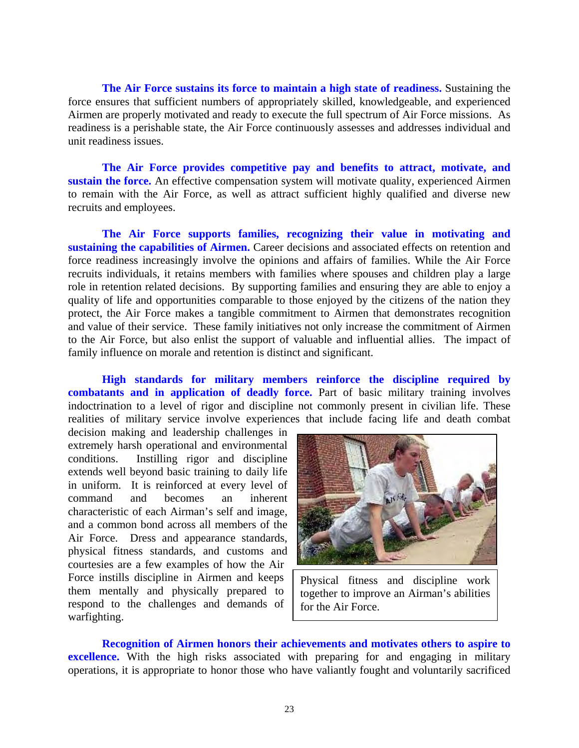**The Air Force sustains its force to maintain a high state of readiness.** Sustaining the force ensures that sufficient numbers of appropriately skilled, knowledgeable, and experienced Airmen are properly motivated and ready to execute the full spectrum of Air Force missions. As readiness is a perishable state, the Air Force continuously assesses and addresses individual and unit readiness issues.

**The Air Force provides competitive pay and benefits to attract, motivate, and sustain the force.** An effective compensation system will motivate quality, experienced Airmen to remain with the Air Force, as well as attract sufficient highly qualified and diverse new recruits and employees.

**The Air Force supports families, recognizing their value in motivating and sustaining the capabilities of Airmen.** Career decisions and associated effects on retention and force readiness increasingly involve the opinions and affairs of families. While the Air Force recruits individuals, it retains members with families where spouses and children play a large role in retention related decisions. By supporting families and ensuring they are able to enjoy a quality of life and opportunities comparable to those enjoyed by the citizens of the nation they protect, the Air Force makes a tangible commitment to Airmen that demonstrates recognition and value of their service. These family initiatives not only increase the commitment of Airmen to the Air Force, but also enlist the support of valuable and influential allies. The impact of family influence on morale and retention is distinct and significant.

**High standards for military members reinforce the discipline required by combatants and in application of deadly force.** Part of basic military training involves indoctrination to a level of rigor and discipline not commonly present in civilian life. These realities of military service involve experiences that include facing life and death combat decision making and leadership challenges in extremely harsh operational and environmental conditions. Instilling rigor and discipline extends well beyond basic training to daily life in uniform. It is reinforced at every level of command and becomes an inherent characteristic of each Airman's self and image, and a common bond across all members of the Air Force. Dress and appearance standards, physical fitness standards, and customs and courtesies are a few examples of how the Air Force instills discipline in Airmen and keeps them mentally and physically prepared to respond to the challenges and demands of warfighting.

Physical fitness and discipline work together to improve an Airman's abilities for the Air Force.

**Recognition of Airmen honors their achievements and motivates others to aspire to excellence.** With the high risks associated with preparing for and engaging in military operations, it is appropriate to honor those who have valiantly fought and voluntarily sacrificed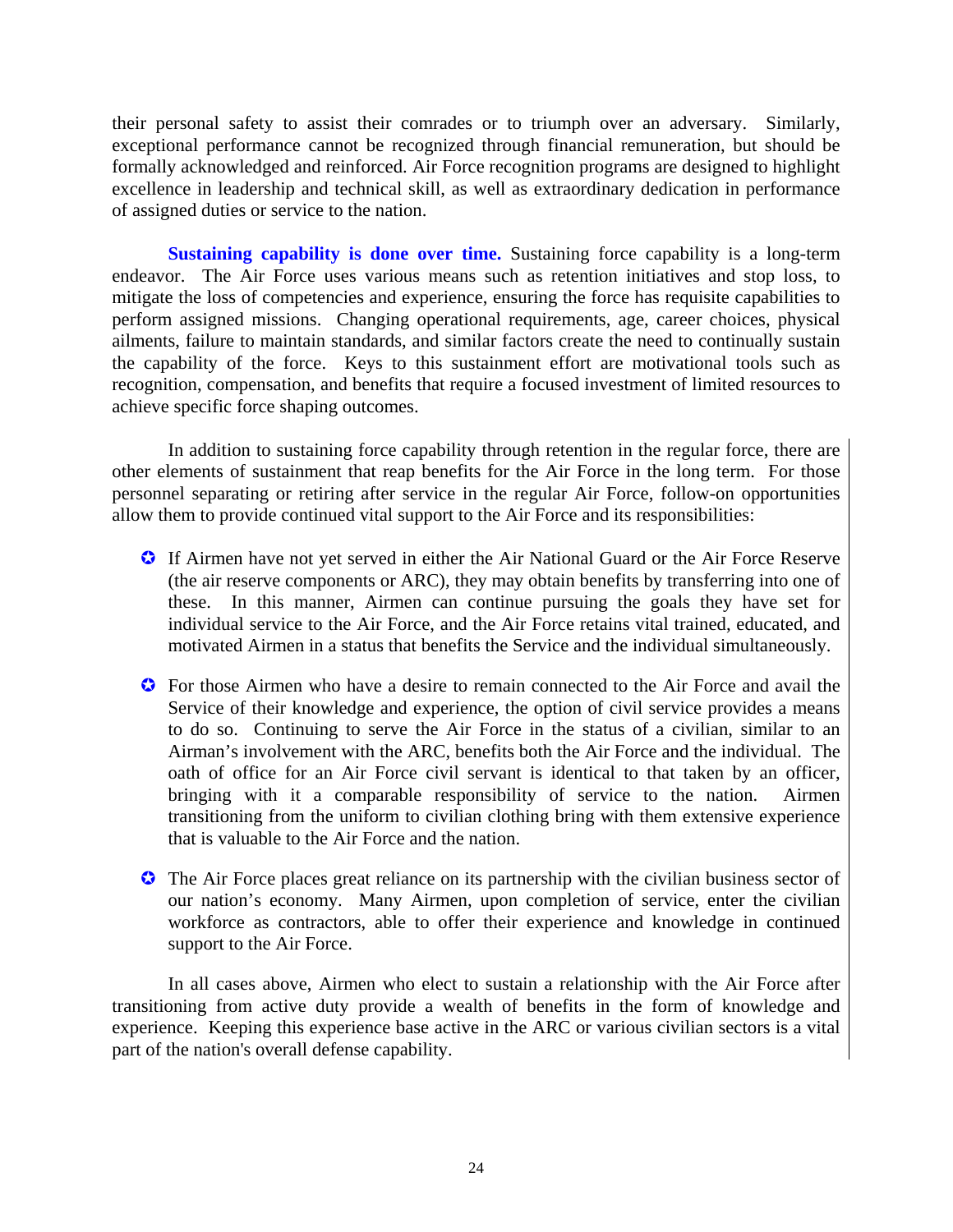their personal safety to assist their comrades or to triumph over an adversary. Similarly, exceptional performance cannot be recognized through financial remuneration, but should be formally acknowledged and reinforced. Air Force recognition programs are designed to highlight excellence in leadership and technical skill, as well as extraordinary dedication in performance of assigned duties or service to the nation.

**Sustaining capability is done over time.** Sustaining force capability is a long-term endeavor. The Air Force uses various means such as retention initiatives and stop loss, to mitigate the loss of competencies and experience, ensuring the force has requisite capabilities to perform assigned missions. Changing operational requirements, age, career choices, physical ailments, failure to maintain standards, and similar factors create the need to continually sustain the capability of the force. Keys to this sustainment effort are motivational tools such as recognition, compensation, and benefits that require a focused investment of limited resources to achieve specific force shaping outcomes.

In addition to sustaining force capability through retention in the regular force, there are other elements of sustainment that reap benefits for the Air Force in the long term. For those personnel separating or retiring after service in the regular Air Force, follow-on opportunities allow them to provide continued vital support to the Air Force and its responsibilities:

- If Airmen have not yet served in either the Air National Guard or the Air Force Reserve (the air reserve components or ARC), they may obtain benefits by transferring into one of these. In this manner, Airmen can continue pursuing the goals they have set for individual service to the Air Force, and the Air Force retains vital trained, educated, and motivated Airmen in a status that benefits the Service and the individual simultaneously.
- For those Airmen who have a desire to remain connected to the Air Force and avail the Service of their knowledge and experience, the option of civil service provides a means to do so. Continuing to serve the Air Force in the status of a civilian, similar to an Airman's involvement with the ARC, benefits both the Air Force and the individual. The oath of office for an Air Force civil servant is identical to that taken by an officer, bringing with it a comparable responsibility of service to the nation. Airmen transitioning from the uniform to civilian clothing bring with them extensive experience that is valuable to the Air Force and the nation.
- The Air Force places great reliance on its partnership with the civilian business sector of our nation's economy. Many Airmen, upon completion of service, enter the civilian workforce as contractors, able to offer their experience and knowledge in continued support to the Air Force.

In all cases above, Airmen who elect to sustain a relationship with the Air Force after transitioning from active duty provide a wealth of benefits in the form of knowledge and experience. Keeping this experience base active in the ARC or various civilian sectors is a vital part of the nation's overall defense capability.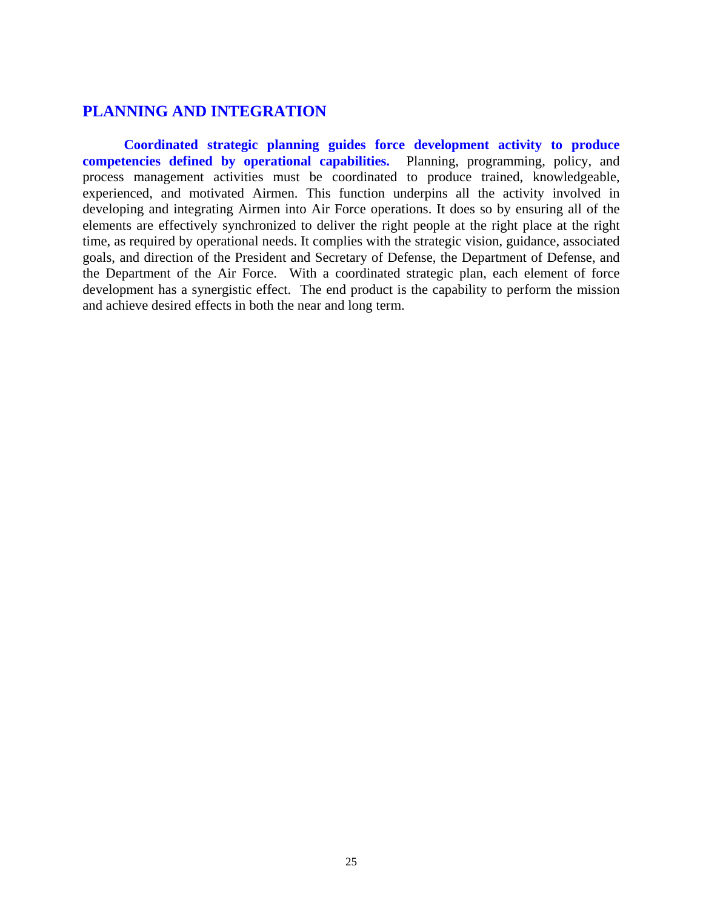## PLANNING AND INTEGRATION

**Coordinated strategic planning guides force development activity to produce competencies defined by operational capabilities.** Planning, programming, policy, and process management activities must be coordinated to produce trained, knowledgeable, experienced, and motivated Airmen. This function underpins all the activity involved in developing and integrating Airmen into Air Force operations. It does so by ensuring all of the elements are effectively synchronized to deliver the right people at the right place at the right time, as required by operational needs. It complies with the strategic vision, guidance, associated goals, and direction of the President and Secretary of Defense, the Department of Defense, and the Department of the Air Force. With a coordinated strategic plan, each element of force development has a synergistic effect. The end product is the capability to perform the mission and achieve desired effects in both the near and long term.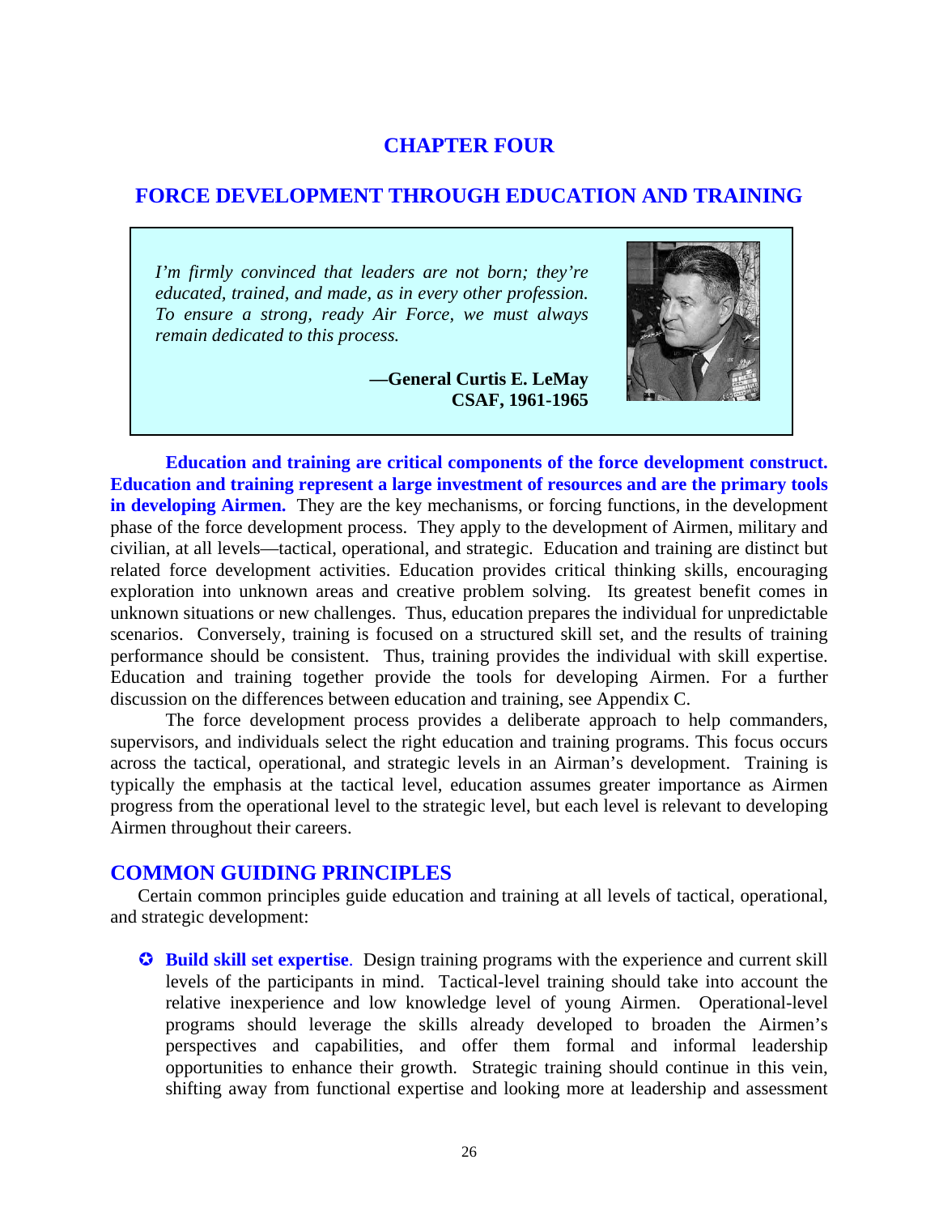# CHAPTER FOUR

# FORCE DEVELOPMENT THROUGH EDUCATION AND TRAINING

*I'm firmly convinced that leaders are not born; they're educated, trained, and made, as in every other profession. To ensure a strong, ready Air Force, we must always remain dedicated to this process.*

**—General Curtis E. LeMay**
**CSAF, 1961-1965**

**Education and training are critical components of the force development construct. Education and training represent a large investment of resources and are the primary tools in developing Airmen.** They are the key mechanisms, or forcing functions, in the development phase of the force development process. They apply to the development of Airmen, military and civilian, at all levels—tactical, operational, and strategic. Education and training are distinct but related force development activities. Education provides critical thinking skills, encouraging exploration into unknown areas and creative problem solving. Its greatest benefit comes in unknown situations or new challenges. Thus, education prepares the individual for unpredictable scenarios. Conversely, training is focused on a structured skill set, and the results of training performance should be consistent. Thus, training provides the individual with skill expertise. Education and training together provide the tools for developing Airmen. For a further discussion on the differences between education and training, see Appendix C.

The force development process provides a deliberate approach to help commanders, supervisors, and individuals select the right education and training programs. This focus occurs across the tactical, operational, and strategic levels in an Airman's development. Training is typically the emphasis at the tactical level, education assumes greater importance as Airmen progress from the operational level to the strategic level, but each level is relevant to developing Airmen throughout their careers.

## COMMON GUIDING PRINCIPLES

Certain common principles guide education and training at all levels of tactical, operational, and strategic development:

- **Build skill set expertise**. Design training programs with the experience and current skill levels of the participants in mind. Tactical-level training should take into account the relative inexperience and low knowledge level of young Airmen. Operational-level programs should leverage the skills already developed to broaden the Airmen's perspectives and capabilities, and offer them formal and informal leadership opportunities to enhance their growth. Strategic training should continue in this vein, shifting away from functional expertise and looking more at leadership and assessment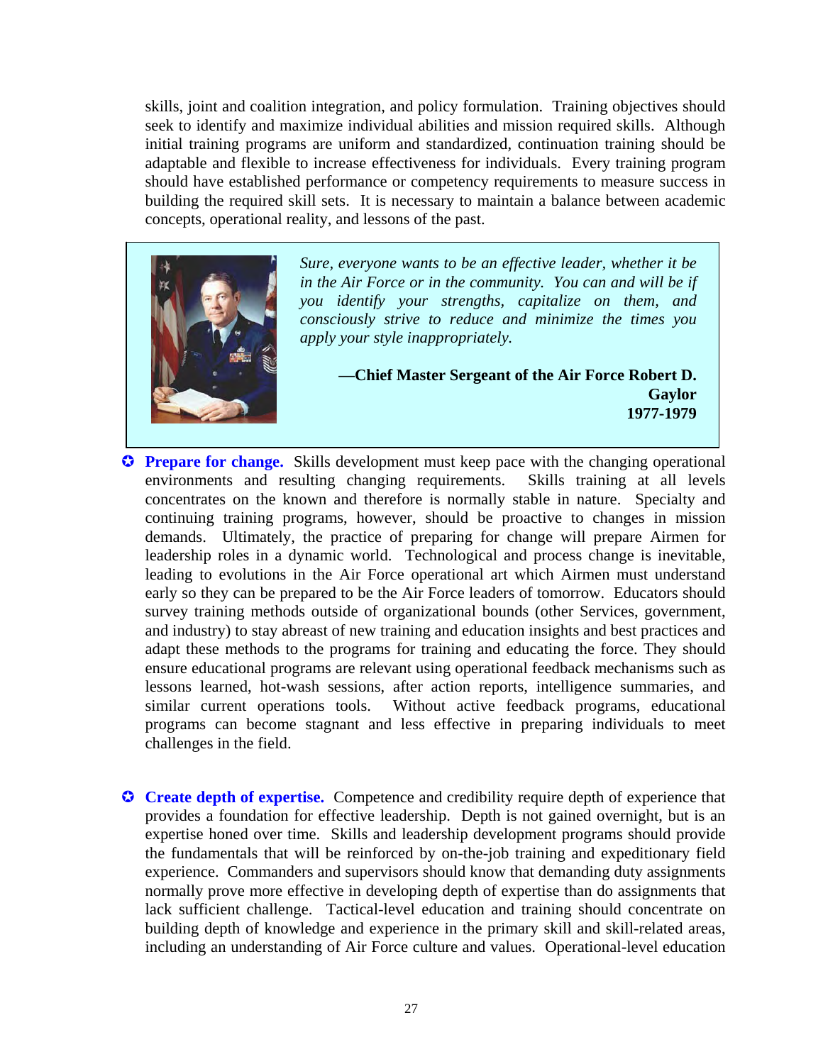skills, joint and coalition integration, and policy formulation. Training objectives should seek to identify and maximize individual abilities and mission required skills. Although initial training programs are uniform and standardized, continuation training should be adaptable and flexible to increase effectiveness for individuals. Every training program should have established performance or competency requirements to measure success in building the required skill sets. It is necessary to maintain a balance between academic concepts, operational reality, and lessons of the past.

> *Sure, everyone wants to be an effective leader, whether it be in the Air Force or in the community. You can and will be if you identify your strengths, capitalize on them, and consciously strive to reduce and minimize the times you apply your style inappropriately.*
>
> **—Chief Master Sergeant of the Air Force Robert D. Gaylor 1977-1979**

- **Prepare for change.** Skills development must keep pace with the changing operational environments and resulting changing requirements. Skills training at all levels concentrates on the known and therefore is normally stable in nature. Specialty and continuing training programs, however, should be proactive to changes in mission demands. Ultimately, the practice of preparing for change will prepare Airmen for leadership roles in a dynamic world. Technological and process change is inevitable, leading to evolutions in the Air Force operational art which Airmen must understand early so they can be prepared to be the Air Force leaders of tomorrow. Educators should survey training methods outside of organizational bounds (other Services, government, and industry) to stay abreast of new training and education insights and best practices and adapt these methods to the programs for training and educating the force. They should ensure educational programs are relevant using operational feedback mechanisms such as lessons learned, hot-wash sessions, after action reports, intelligence summaries, and similar current operations tools. Without active feedback programs, educational programs can become stagnant and less effective in preparing individuals to meet challenges in the field.

- **Create depth of expertise.** Competence and credibility require depth of experience that provides a foundation for effective leadership. Depth is not gained overnight, but is an expertise honed over time. Skills and leadership development programs should provide the fundamentals that will be reinforced by on-the-job training and expeditionary field experience. Commanders and supervisors should know that demanding duty assignments normally prove more effective in developing depth of expertise than do assignments that lack sufficient challenge. Tactical-level education and training should concentrate on building depth of knowledge and experience in the primary skill and skill-related areas, including an understanding of Air Force culture and values. Operational-level education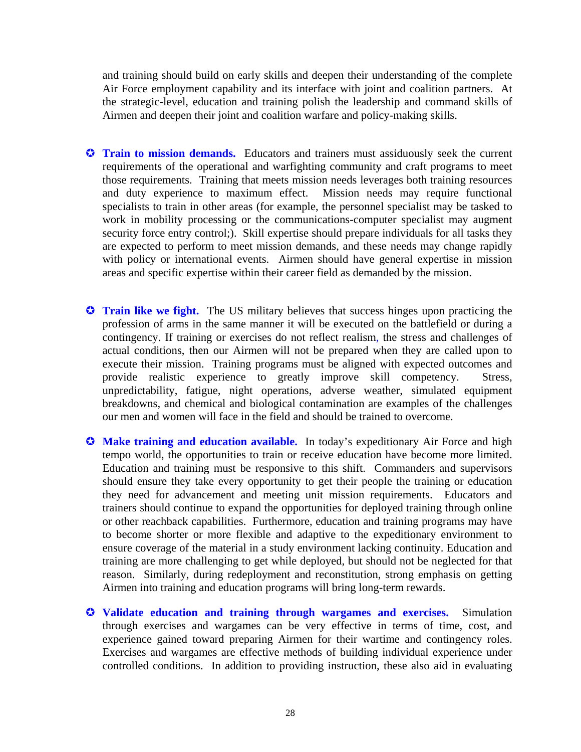and training should build on early skills and deepen their understanding of the complete Air Force employment capability and its interface with joint and coalition partners. At the strategic-level, education and training polish the leadership and command skills of Airmen and deepen their joint and coalition warfare and policy-making skills.

- **Train to mission demands.** Educators and trainers must assiduously seek the current requirements of the operational and warfighting community and craft programs to meet those requirements. Training that meets mission needs leverages both training resources and duty experience to maximum effect. Mission needs may require functional specialists to train in other areas (for example, the personnel specialist may be tasked to work in mobility processing or the communications-computer specialist may augment security force entry control;). Skill expertise should prepare individuals for all tasks they are expected to perform to meet mission demands, and these needs may change rapidly with policy or international events. Airmen should have general expertise in mission areas and specific expertise within their career field as demanded by the mission.

- **Train like we fight.** The US military believes that success hinges upon practicing the profession of arms in the same manner it will be executed on the battlefield or during a contingency. If training or exercises do not reflect realism, the stress and challenges of actual conditions, then our Airmen will not be prepared when they are called upon to execute their mission. Training programs must be aligned with expected outcomes and provide realistic experience to greatly improve skill competency. Stress, unpredictability, fatigue, night operations, adverse weather, simulated equipment breakdowns, and chemical and biological contamination are examples of the challenges our men and women will face in the field and should be trained to overcome.

- **Make training and education available.** In today's expeditionary Air Force and high tempo world, the opportunities to train or receive education have become more limited. Education and training must be responsive to this shift. Commanders and supervisors should ensure they take every opportunity to get their people the training or education they need for advancement and meeting unit mission requirements. Educators and trainers should continue to expand the opportunities for deployed training through online or other reachback capabilities. Furthermore, education and training programs may have to become shorter or more flexible and adaptive to the expeditionary environment to ensure coverage of the material in a study environment lacking continuity. Education and training are more challenging to get while deployed, but should not be neglected for that reason. Similarly, during redeployment and reconstitution, strong emphasis on getting Airmen into training and education programs will bring long-term rewards.

- **Validate education and training through wargames and exercises.** Simulation through exercises and wargames can be very effective in terms of time, cost, and experience gained toward preparing Airmen for their wartime and contingency roles. Exercises and wargames are effective methods of building individual experience under controlled conditions. In addition to providing instruction, these also aid in evaluating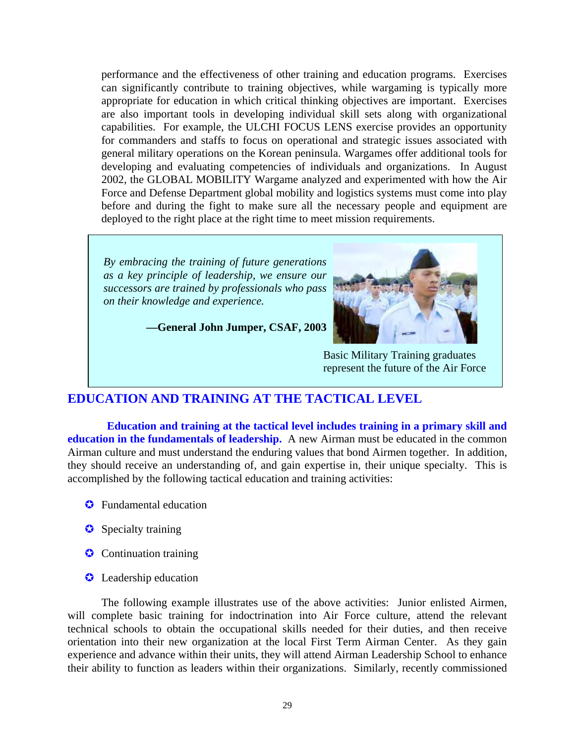performance and the effectiveness of other training and education programs. Exercises can significantly contribute to training objectives, while wargaming is typically more appropriate for education in which critical thinking objectives are important. Exercises are also important tools in developing individual skill sets along with organizational capabilities. For example, the ULCHI FOCUS LENS exercise provides an opportunity for commanders and staffs to focus on operational and strategic issues associated with general military operations on the Korean peninsula. Wargames offer additional tools for developing and evaluating competencies of individuals and organizations. In August 2002, the GLOBAL MOBILITY Wargame analyzed and experimented with how the Air Force and Defense Department global mobility and logistics systems must come into play before and during the fight to make sure all the necessary people and equipment are deployed to the right place at the right time to meet mission requirements.

> *By embracing the training of future generations as a key principle of leadership, we ensure our successors are trained by professionals who pass on their knowledge and experience.*
>
> **—General John Jumper, CSAF, 2003**

Basic Military Training graduates represent the future of the Air Force

## EDUCATION AND TRAINING AT THE TACTICAL LEVEL

**Education and training at the tactical level includes training in a primary skill and education in the fundamentals of leadership.** A new Airman must be educated in the common Airman culture and must understand the enduring values that bond Airmen together. In addition, they should receive an understanding of, and gain expertise in, their unique specialty. This is accomplished by the following tactical education and training activities:

- Fundamental education
- Specialty training
- Continuation training
- Leadership education

The following example illustrates use of the above activities: Junior enlisted Airmen, will complete basic training for indoctrination into Air Force culture, attend the relevant technical schools to obtain the occupational skills needed for their duties, and then receive orientation into their new organization at the local First Term Airman Center. As they gain experience and advance within their units, they will attend Airman Leadership School to enhance their ability to function as leaders within their organizations. Similarly, recently commissioned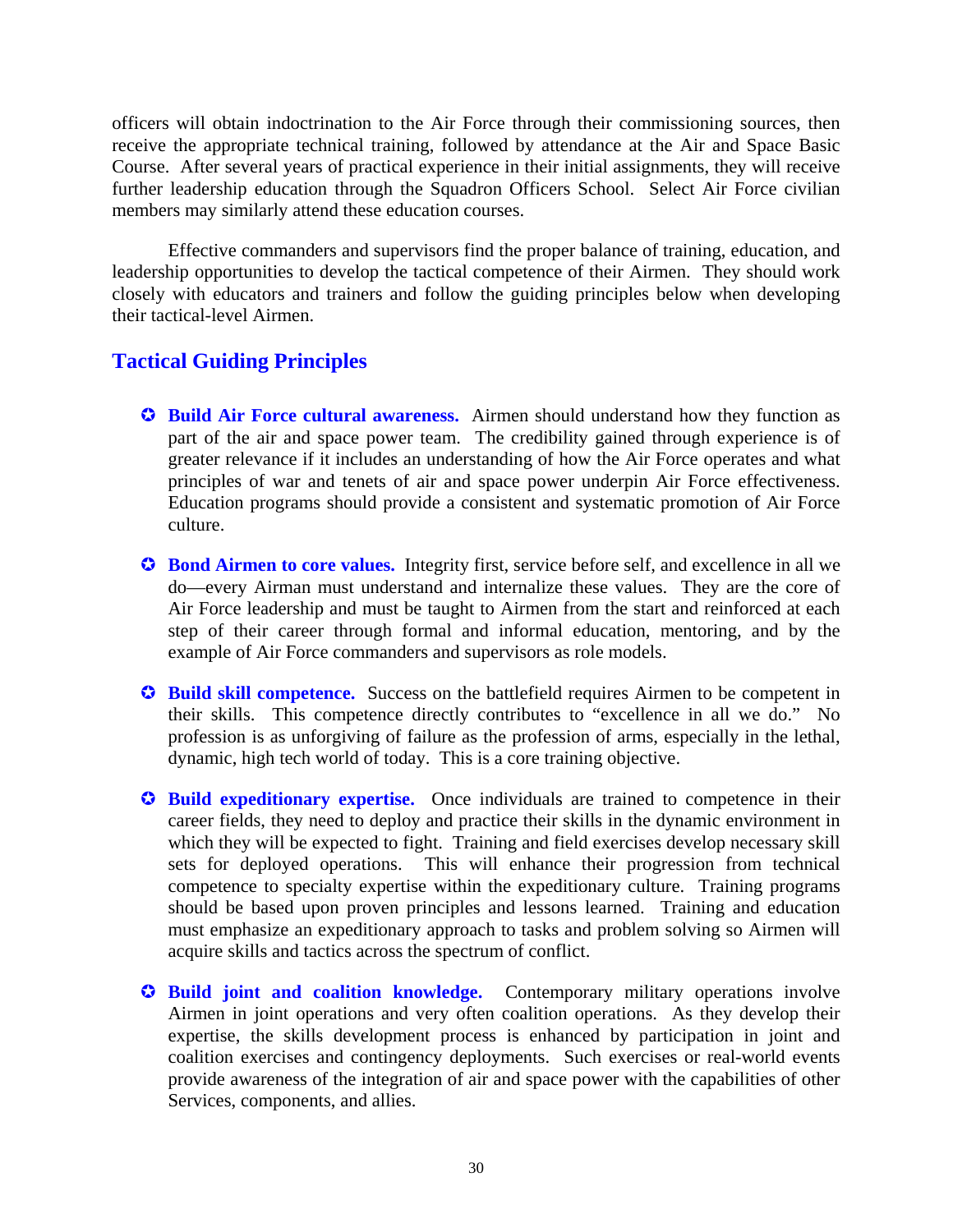officers will obtain indoctrination to the Air Force through their commissioning sources, then receive the appropriate technical training, followed by attendance at the Air and Space Basic Course. After several years of practical experience in their initial assignments, they will receive further leadership education through the Squadron Officers School. Select Air Force civilian members may similarly attend these education courses.

Effective commanders and supervisors find the proper balance of training, education, and leadership opportunities to develop the tactical competence of their Airmen. They should work closely with educators and trainers and follow the guiding principles below when developing their tactical-level Airmen.

## Tactical Guiding Principles

- **Build Air Force cultural awareness.** Airmen should understand how they function as part of the air and space power team. The credibility gained through experience is of greater relevance if it includes an understanding of how the Air Force operates and what principles of war and tenets of air and space power underpin Air Force effectiveness. Education programs should provide a consistent and systematic promotion of Air Force culture.

- **Bond Airmen to core values.** Integrity first, service before self, and excellence in all we do—every Airman must understand and internalize these values. They are the core of Air Force leadership and must be taught to Airmen from the start and reinforced at each step of their career through formal and informal education, mentoring, and by the example of Air Force commanders and supervisors as role models.

- **Build skill competence.** Success on the battlefield requires Airmen to be competent in their skills. This competence directly contributes to "excellence in all we do." No profession is as unforgiving of failure as the profession of arms, especially in the lethal, dynamic, high tech world of today. This is a core training objective.

- **Build expeditionary expertise.** Once individuals are trained to competence in their career fields, they need to deploy and practice their skills in the dynamic environment in which they will be expected to fight. Training and field exercises develop necessary skill sets for deployed operations. This will enhance their progression from technical competence to specialty expertise within the expeditionary culture. Training programs should be based upon proven principles and lessons learned. Training and education must emphasize an expeditionary approach to tasks and problem solving so Airmen will acquire skills and tactics across the spectrum of conflict.

- **Build joint and coalition knowledge.** Contemporary military operations involve Airmen in joint operations and very often coalition operations. As they develop their expertise, the skills development process is enhanced by participation in joint and coalition exercises and contingency deployments. Such exercises or real-world events provide awareness of the integration of air and space power with the capabilities of other Services, components, and allies.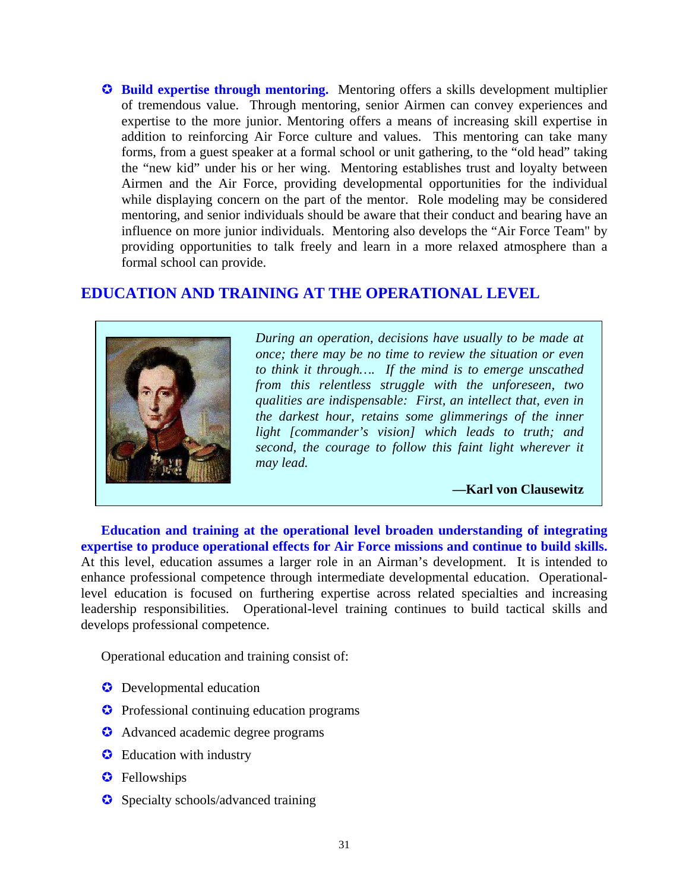- **Build expertise through mentoring.** Mentoring offers a skills development multiplier of tremendous value. Through mentoring, senior Airmen can convey experiences and expertise to the more junior. Mentoring offers a means of increasing skill expertise in addition to reinforcing Air Force culture and values. This mentoring can take many forms, from a guest speaker at a formal school or unit gathering, to the "old head" taking the "new kid" under his or her wing. Mentoring establishes trust and loyalty between Airmen and the Air Force, providing developmental opportunities for the individual while displaying concern on the part of the mentor. Role modeling may be considered mentoring, and senior individuals should be aware that their conduct and bearing have an influence on more junior individuals. Mentoring also develops the "Air Force Team" by providing opportunities to talk freely and learn in a more relaxed atmosphere than a formal school can provide.

## EDUCATION AND TRAINING AT THE OPERATIONAL LEVEL

> *During an operation, decisions have usually to be made at once; there may be no time to review the situation or even to think it through…. If the mind is to emerge unscathed from this relentless struggle with the unforeseen, two qualities are indispensable: First, an intellect that, even in the darkest hour, retains some glimmerings of the inner light [commander's vision] which leads to truth; and second, the courage to follow this faint light wherever it may lead.*
>
> **—Karl von Clausewitz**

**Education and training at the operational level broaden understanding of integrating expertise to produce operational effects for Air Force missions and continue to build skills.** At this level, education assumes a larger role in an Airman's development. It is intended to enhance professional competence through intermediate developmental education. Operational-level education is focused on furthering expertise across related specialties and increasing leadership responsibilities. Operational-level training continues to build tactical skills and develops professional competence.

Operational education and training consist of:

- Developmental education
- Professional continuing education programs
- Advanced academic degree programs
- Education with industry
- Fellowships
- Specialty schools/advanced training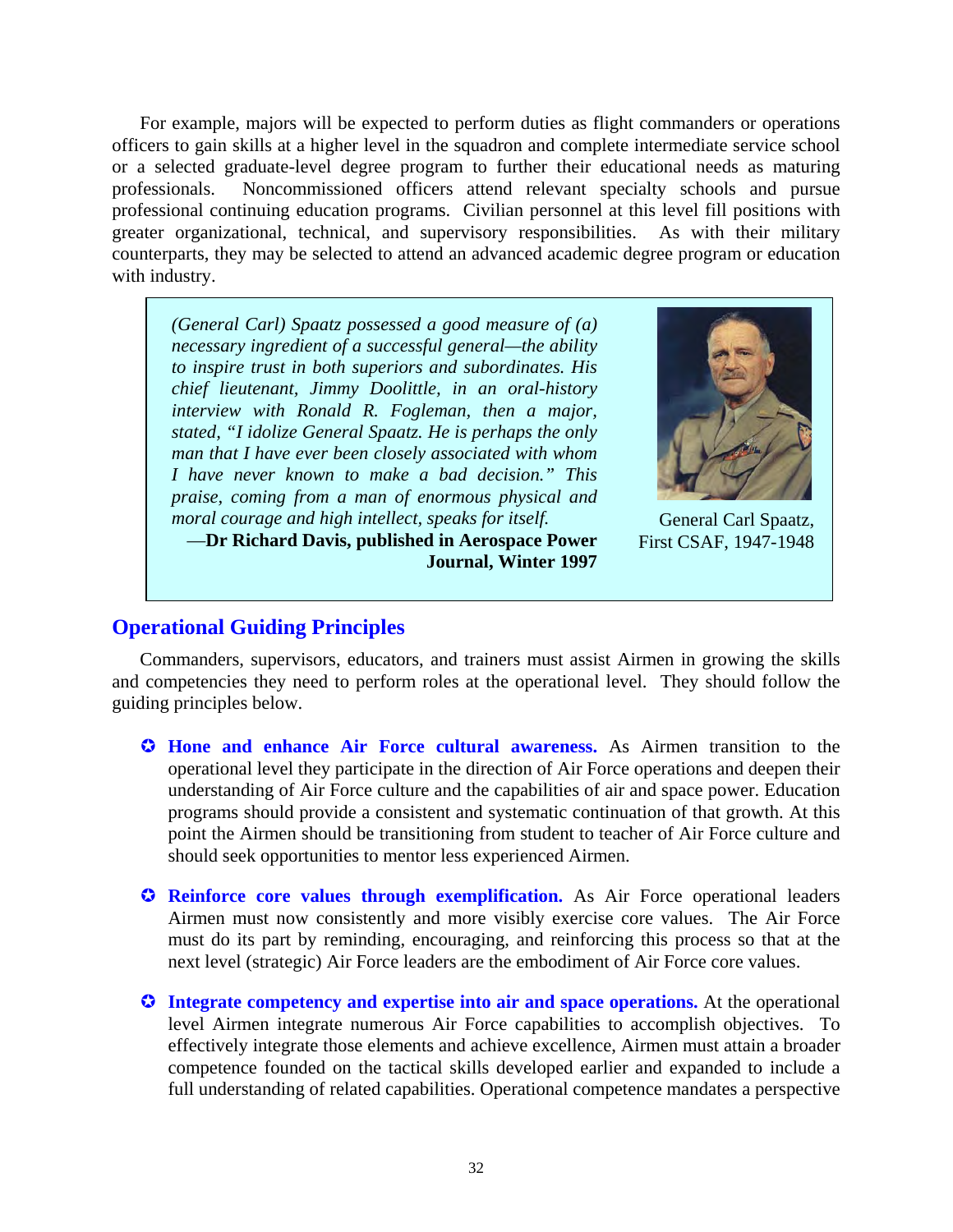For example, majors will be expected to perform duties as flight commanders or operations officers to gain skills at a higher level in the squadron and complete intermediate service school or a selected graduate-level degree program to further their educational needs as maturing professionals. Noncommissioned officers attend relevant specialty schools and pursue professional continuing education programs. Civilian personnel at this level fill positions with greater organizational, technical, and supervisory responsibilities. As with their military counterparts, they may be selected to attend an advanced academic degree program or education with industry.

> *(General Carl) Spaatz possessed a good measure of (a) necessary ingredient of a successful general—the ability to inspire trust in both superiors and subordinates. His chief lieutenant, Jimmy Doolittle, in an oral-history interview with Ronald R. Fogleman, then a major, stated, "I idolize General Spaatz. He is perhaps the only man that I have ever been closely associated with whom I have never known to make a bad decision." This praise, coming from a man of enormous physical and moral courage and high intellect, speaks for itself.*
>
> —**Dr Richard Davis, published in Aerospace Power Journal, Winter 1997**

General Carl Spaatz, First CSAF, 1947-1948

## Operational Guiding Principles

Commanders, supervisors, educators, and trainers must assist Airmen in growing the skills and competencies they need to perform roles at the operational level. They should follow the guiding principles below.

- **Hone and enhance Air Force cultural awareness.** As Airmen transition to the operational level they participate in the direction of Air Force operations and deepen their understanding of Air Force culture and the capabilities of air and space power. Education programs should provide a consistent and systematic continuation of that growth. At this point the Airmen should be transitioning from student to teacher of Air Force culture and should seek opportunities to mentor less experienced Airmen.

- **Reinforce core values through exemplification.** As Air Force operational leaders Airmen must now consistently and more visibly exercise core values. The Air Force must do its part by reminding, encouraging, and reinforcing this process so that at the next level (strategic) Air Force leaders are the embodiment of Air Force core values.

- **Integrate competency and expertise into air and space operations.** At the operational level Airmen integrate numerous Air Force capabilities to accomplish objectives. To effectively integrate those elements and achieve excellence, Airmen must attain a broader competence founded on the tactical skills developed earlier and expanded to include a full understanding of related capabilities. Operational competence mandates a perspective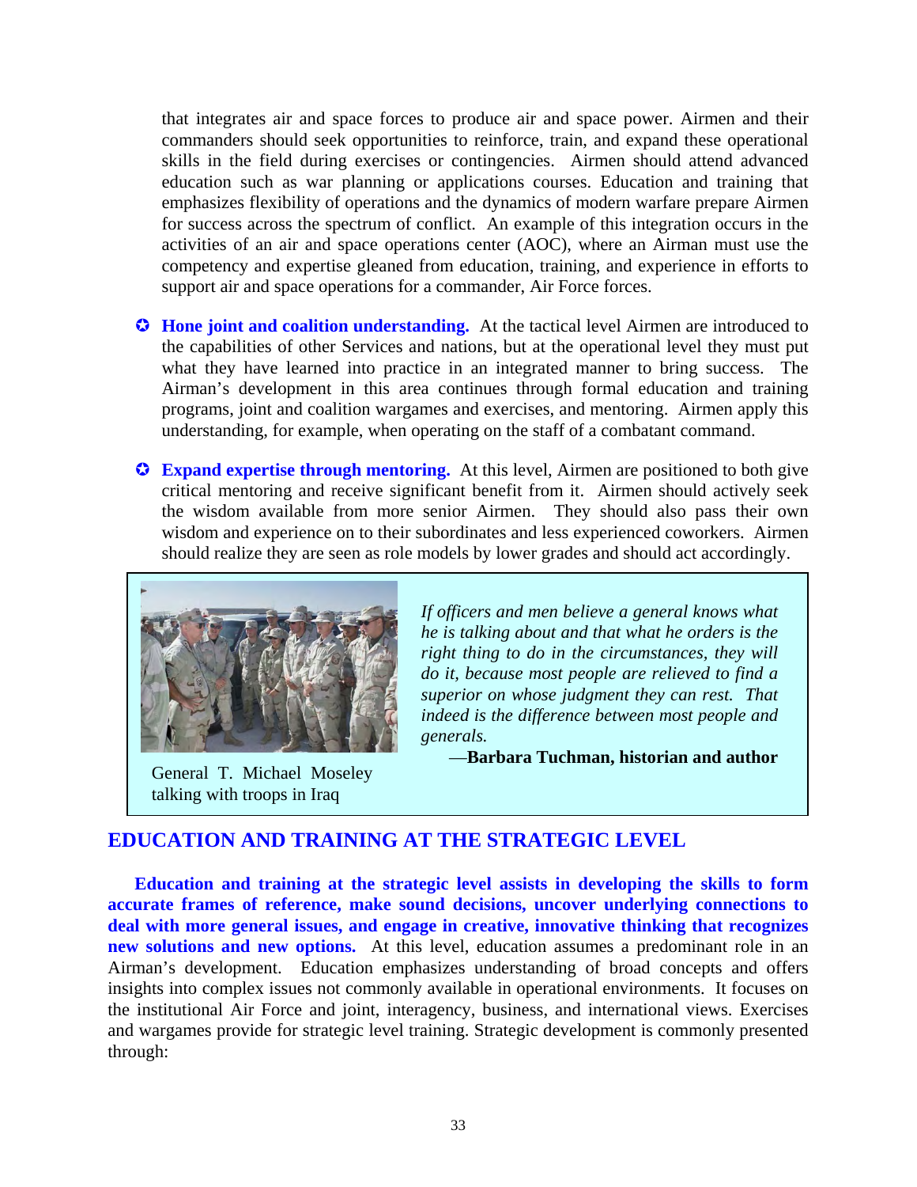that integrates air and space forces to produce air and space power. Airmen and their commanders should seek opportunities to reinforce, train, and expand these operational skills in the field during exercises or contingencies. Airmen should attend advanced education such as war planning or applications courses. Education and training that emphasizes flexibility of operations and the dynamics of modern warfare prepare Airmen for success across the spectrum of conflict. An example of this integration occurs in the activities of an air and space operations center (AOC), where an Airman must use the competency and expertise gleaned from education, training, and experience in efforts to support air and space operations for a commander, Air Force forces.

- **Hone joint and coalition understanding.** At the tactical level Airmen are introduced to the capabilities of other Services and nations, but at the operational level they must put what they have learned into practice in an integrated manner to bring success. The Airman's development in this area continues through formal education and training programs, joint and coalition wargames and exercises, and mentoring. Airmen apply this understanding, for example, when operating on the staff of a combatant command.

- **Expand expertise through mentoring.** At this level, Airmen are positioned to both give critical mentoring and receive significant benefit from it. Airmen should actively seek the wisdom available from more senior Airmen. They should also pass their own wisdom and experience on to their subordinates and less experienced coworkers. Airmen should realize they are seen as role models by lower grades and should act accordingly.

General T. Michael Moseley talking with troops in Iraq

*If officers and men believe a general knows what he is talking about and that what he orders is the right thing to do in the circumstances, they will do it, because most people are relieved to find a superior on whose judgment they can rest. That indeed is the difference between most people and generals.*

—**Barbara Tuchman, historian and author**

## EDUCATION AND TRAINING AT THE STRATEGIC LEVEL

**Education and training at the strategic level assists in developing the skills to form accurate frames of reference, make sound decisions, uncover underlying connections to deal with more general issues, and engage in creative, innovative thinking that recognizes new solutions and new options.** At this level, education assumes a predominant role in an Airman's development. Education emphasizes understanding of broad concepts and offers insights into complex issues not commonly available in operational environments. It focuses on the institutional Air Force and joint, interagency, business, and international views. Exercises and wargames provide for strategic level training. Strategic development is commonly presented through: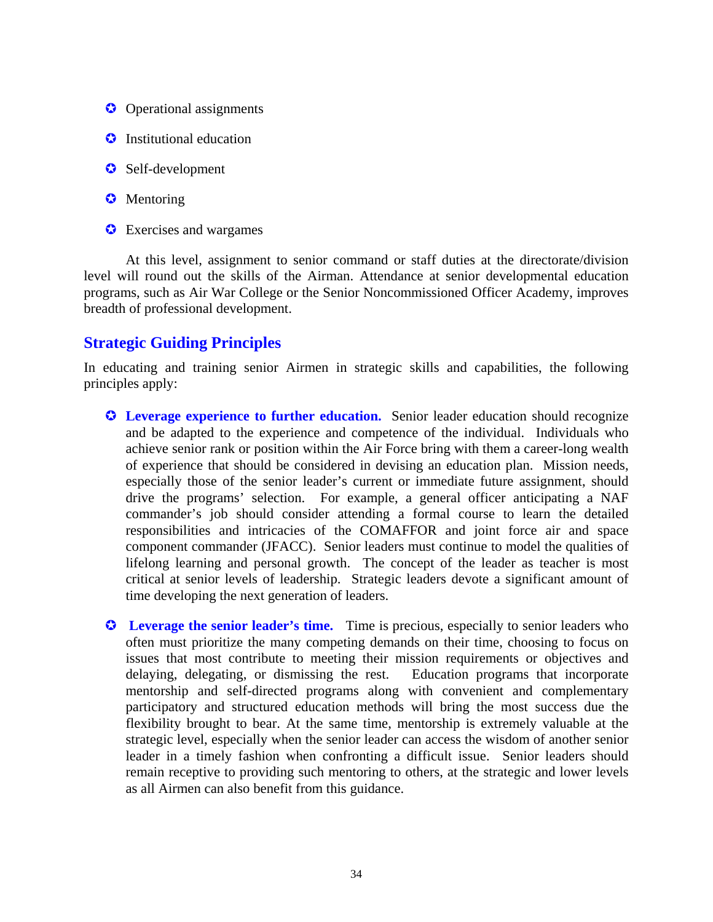- Operational assignments
- Institutional education
- Self-development
- Mentoring
- Exercises and wargames

At this level, assignment to senior command or staff duties at the directorate/division level will round out the skills of the Airman. Attendance at senior developmental education programs, such as Air War College or the Senior Noncommissioned Officer Academy, improves breadth of professional development.

## Strategic Guiding Principles

In educating and training senior Airmen in strategic skills and capabilities, the following principles apply:

- **Leverage experience to further education.** Senior leader education should recognize and be adapted to the experience and competence of the individual. Individuals who achieve senior rank or position within the Air Force bring with them a career-long wealth of experience that should be considered in devising an education plan. Mission needs, especially those of the senior leader's current or immediate future assignment, should drive the programs' selection. For example, a general officer anticipating a NAF commander's job should consider attending a formal course to learn the detailed responsibilities and intricacies of the COMAFFOR and joint force air and space component commander (JFACC). Senior leaders must continue to model the qualities of lifelong learning and personal growth. The concept of the leader as teacher is most critical at senior levels of leadership. Strategic leaders devote a significant amount of time developing the next generation of leaders.

- **Leverage the senior leader's time.** Time is precious, especially to senior leaders who often must prioritize the many competing demands on their time, choosing to focus on issues that most contribute to meeting their mission requirements or objectives and delaying, delegating, or dismissing the rest. Education programs that incorporate mentorship and self-directed programs along with convenient and complementary participatory and structured education methods will bring the most success due the flexibility brought to bear. At the same time, mentorship is extremely valuable at the strategic level, especially when the senior leader can access the wisdom of another senior leader in a timely fashion when confronting a difficult issue. Senior leaders should remain receptive to providing such mentoring to others, at the strategic and lower levels as all Airmen can also benefit from this guidance.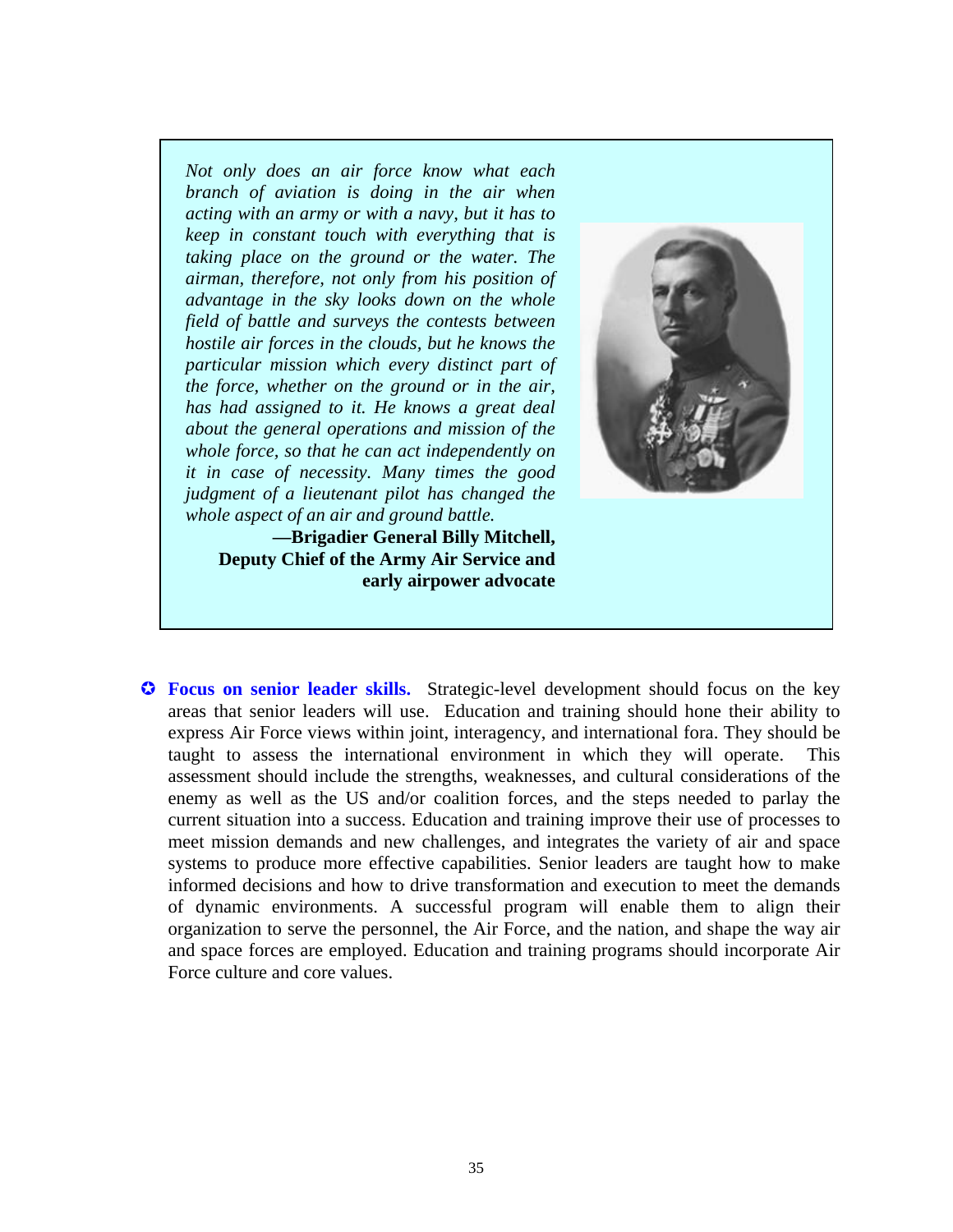*Not only does an air force know what each branch of aviation is doing in the air when acting with an army or with a navy, but it has to keep in constant touch with everything that is taking place on the ground or the water. The airman, therefore, not only from his position of advantage in the sky looks down on the whole field of battle and surveys the contests between hostile air forces in the clouds, but he knows the particular mission which every distinct part of the force, whether on the ground or in the air, has had assigned to it. He knows a great deal about the general operations and mission of the whole force, so that he can act independently on it in case of necessity. Many times the good judgment of a lieutenant pilot has changed the whole aspect of an air and ground battle.*

**—Brigadier General Billy Mitchell, Deputy Chief of the Army Air Service and early airpower advocate**

- **Focus on senior leader skills.** Strategic-level development should focus on the key areas that senior leaders will use. Education and training should hone their ability to express Air Force views within joint, interagency, and international fora. They should be taught to assess the international environment in which they will operate. This assessment should include the strengths, weaknesses, and cultural considerations of the enemy as well as the US and/or coalition forces, and the steps needed to parlay the current situation into a success. Education and training improve their use of processes to meet mission demands and new challenges, and integrates the variety of air and space systems to produce more effective capabilities. Senior leaders are taught how to make informed decisions and how to drive transformation and execution to meet the demands of dynamic environments. A successful program will enable them to align their organization to serve the personnel, the Air Force, and the nation, and shape the way air and space forces are employed. Education and training programs should incorporate Air Force culture and core values.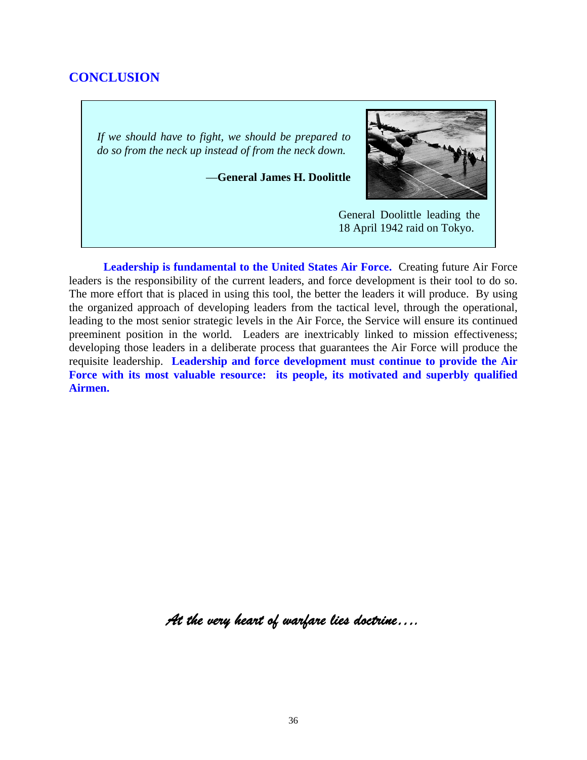## CONCLUSION

> *If we should have to fight, we should be prepared to do so from the neck up instead of from the neck down.*
>
> —**General James H. Doolittle**

General Doolittle leading the 18 April 1942 raid on Tokyo.

**Leadership is fundamental to the United States Air Force.** Creating future Air Force leaders is the responsibility of the current leaders, and force development is their tool to do so. The more effort that is placed in using this tool, the better the leaders it will produce. By using the organized approach of developing leaders from the tactical level, through the operational, leading to the most senior strategic levels in the Air Force, the Service will ensure its continued preeminent position in the world. Leaders are inextricably linked to mission effectiveness; developing those leaders in a deliberate process that guarantees the Air Force will produce the requisite leadership. **Leadership and force development must continue to provide the Air Force with its most valuable resource: its people, its motivated and superbly qualified Airmen.**

*At the very heart of warfare lies doctrine….*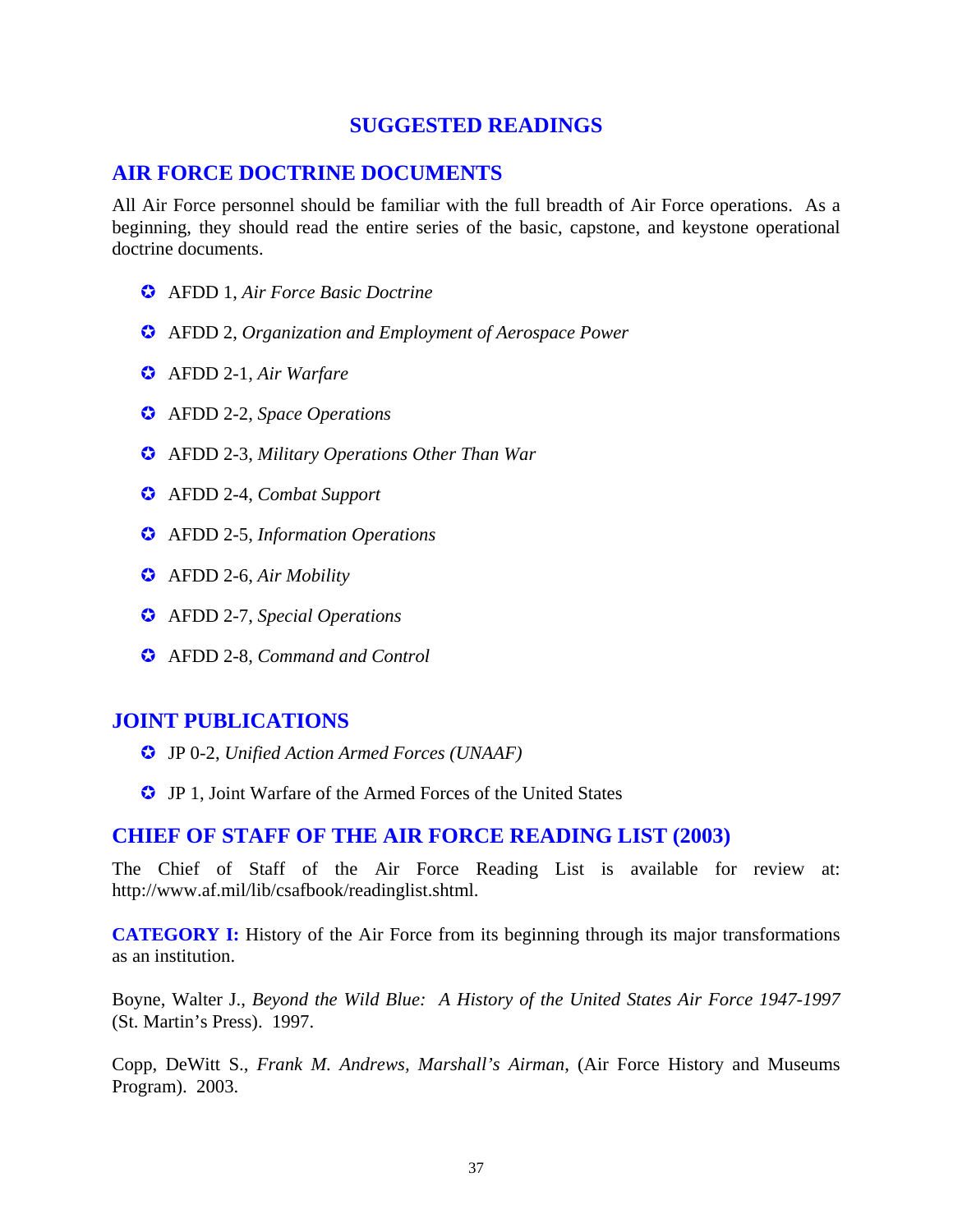# SUGGESTED READINGS

## AIR FORCE DOCTRINE DOCUMENTS

All Air Force personnel should be familiar with the full breadth of Air Force operations. As a beginning, they should read the entire series of the basic, capstone, and keystone operational doctrine documents.

- AFDD 1, *Air Force Basic Doctrine*
- AFDD 2, *Organization and Employment of Aerospace Power*
- AFDD 2-1, *Air Warfare*
- AFDD 2-2, *Space Operations*
- AFDD 2-3, *Military Operations Other Than War*
- AFDD 2-4, *Combat Support*
- AFDD 2-5, *Information Operations*
- AFDD 2-6, *Air Mobility*
- AFDD 2-7, *Special Operations*
- AFDD 2-8, *Command and Control*

## JOINT PUBLICATIONS

- JP 0-2, *Unified Action Armed Forces (UNAAF)*
- JP 1, Joint Warfare of the Armed Forces of the United States

## CHIEF OF STAFF OF THE AIR FORCE READING LIST (2003)

The Chief of Staff of the Air Force Reading List is available for review at: http://www.af.mil/lib/csafbook/readinglist.shtml.

**CATEGORY I:** History of the Air Force from its beginning through its major transformations as an institution.

Boyne, Walter J., *Beyond the Wild Blue: A History of the United States Air Force 1947-1997* (St. Martin's Press). 1997.

Copp, DeWitt S., *Frank M. Andrews, Marshall's Airman*, (Air Force History and Museums Program). 2003.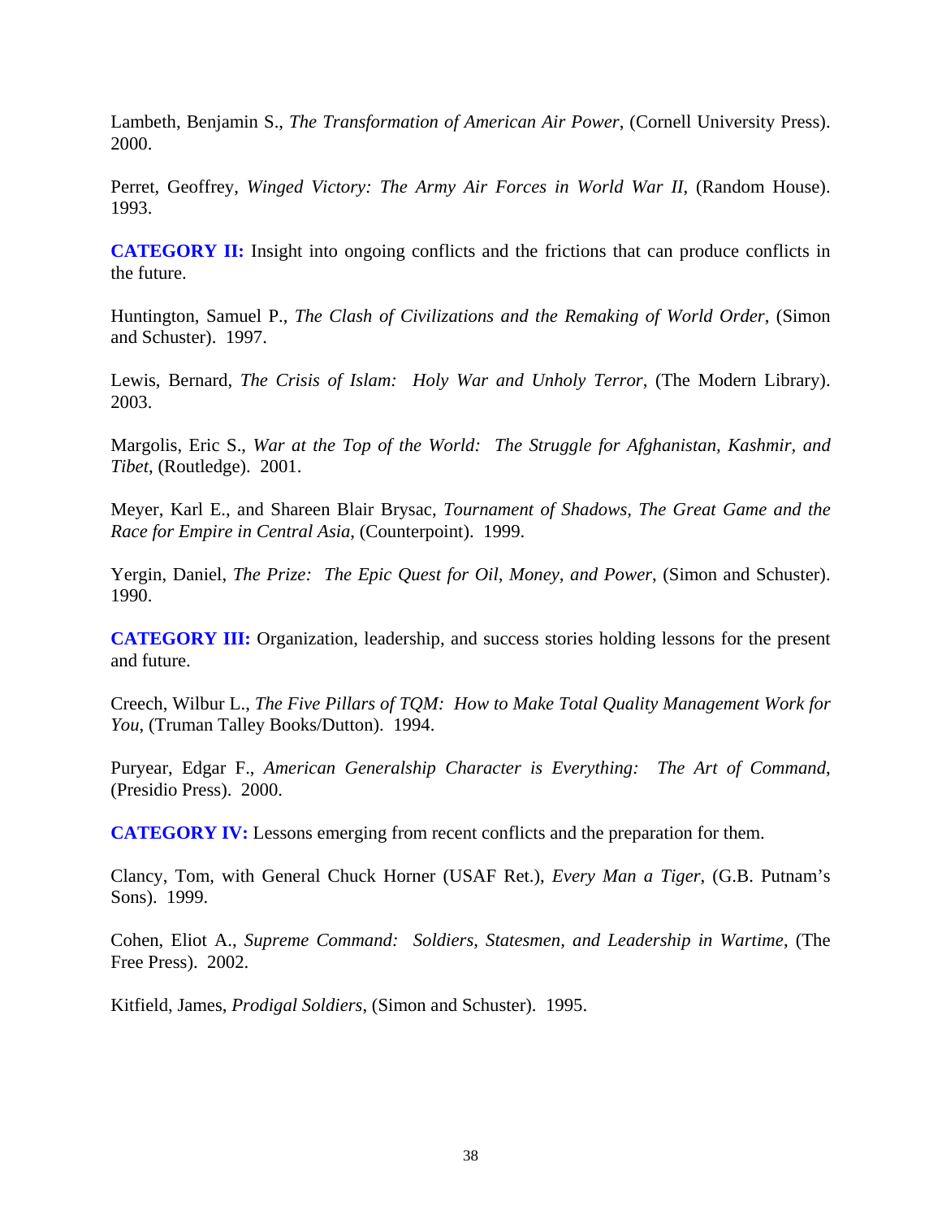Lambeth, Benjamin S., *The Transformation of American Air Power*, (Cornell University Press). 2000.

Perret, Geoffrey, *Winged Victory: The Army Air Forces in World War II*, (Random House). 1993.

**CATEGORY II:** Insight into ongoing conflicts and the frictions that can produce conflicts in the future.

Huntington, Samuel P., *The Clash of Civilizations and the Remaking of World Order*, (Simon and Schuster). 1997.

Lewis, Bernard, *The Crisis of Islam: Holy War and Unholy Terror*, (The Modern Library). 2003.

Margolis, Eric S., *War at the Top of the World: The Struggle for Afghanistan, Kashmir, and Tibet*, (Routledge). 2001.

Meyer, Karl E., and Shareen Blair Brysac, *Tournament of Shadows, The Great Game and the Race for Empire in Central Asia*, (Counterpoint). 1999.

Yergin, Daniel, *The Prize: The Epic Quest for Oil, Money, and Power*, (Simon and Schuster). 1990.

**CATEGORY III:** Organization, leadership, and success stories holding lessons for the present and future.

Creech, Wilbur L., *The Five Pillars of TQM: How to Make Total Quality Management Work for You*, (Truman Talley Books/Dutton). 1994.

Puryear, Edgar F., *American Generalship Character is Everything: The Art of Command*, (Presidio Press). 2000.

**CATEGORY IV:** Lessons emerging from recent conflicts and the preparation for them.

Clancy, Tom, with General Chuck Horner (USAF Ret.), *Every Man a Tiger*, (G.B. Putnam's Sons). 1999.

Cohen, Eliot A., *Supreme Command: Soldiers, Statesmen, and Leadership in Wartime*, (The Free Press). 2002.

Kitfield, James, *Prodigal Soldiers*, (Simon and Schuster). 1995.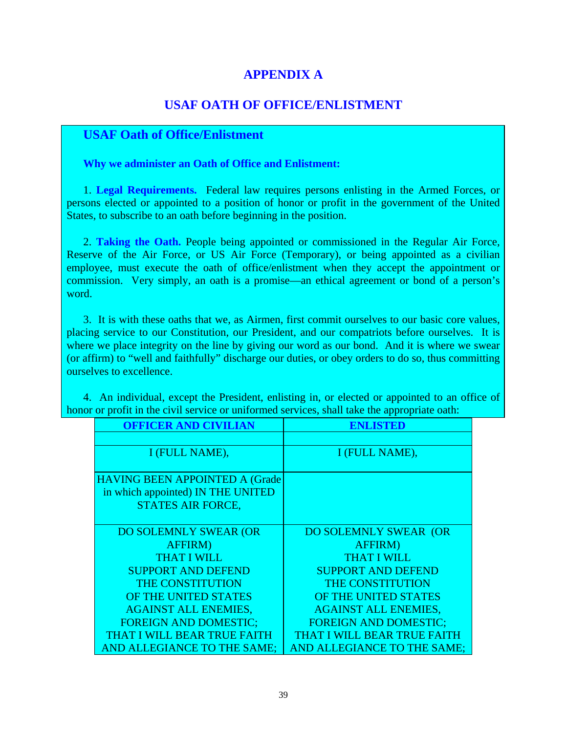# APPENDIX A

## USAF OATH OF OFFICE/ENLISTMENT

### USAF Oath of Office/Enlistment

**Why we administer an Oath of Office and Enlistment:**

1. **Legal Requirements.** Federal law requires persons enlisting in the Armed Forces, or persons elected or appointed to a position of honor or profit in the government of the United States, to subscribe to an oath before beginning in the position.

2. **Taking the Oath.** People being appointed or commissioned in the Regular Air Force, Reserve of the Air Force, or US Air Force (Temporary), or being appointed as a civilian employee, must execute the oath of office/enlistment when they accept the appointment or commission. Very simply, an oath is a promise—an ethical agreement or bond of a person's word.

3. It is with these oaths that we, as Airmen, first commit ourselves to our basic core values, placing service to our Constitution, our President, and our compatriots before ourselves. It is where we place integrity on the line by giving our word as our bond. And it is where we swear (or affirm) to "well and faithfully" discharge our duties, or obey orders to do so, thus committing ourselves to excellence.

4. An individual, except the President, enlisting in, or elected or appointed to an office of honor or profit in the civil service or uniformed services, shall take the appropriate oath:

| OFFICER AND CIVILIAN | ENLISTED |
|---|---|
| | |
| I (FULL NAME), | I (FULL NAME), |
| HAVING BEEN APPOINTED A (Grade in which appointed) IN THE UNITED STATES AIR FORCE, | |
| DO SOLEMNLY SWEAR (OR AFFIRM) THAT I WILL SUPPORT AND DEFEND THE CONSTITUTION OF THE UNITED STATES AGAINST ALL ENEMIES, FOREIGN AND DOMESTIC; THAT I WILL BEAR TRUE FAITH AND ALLEGIANCE TO THE SAME; | DO SOLEMNLY SWEAR (OR AFFIRM) THAT I WILL SUPPORT AND DEFEND THE CONSTITUTION OF THE UNITED STATES AGAINST ALL ENEMIES, FOREIGN AND DOMESTIC; THAT I WILL BEAR TRUE FAITH AND ALLEGIANCE TO THE SAME; |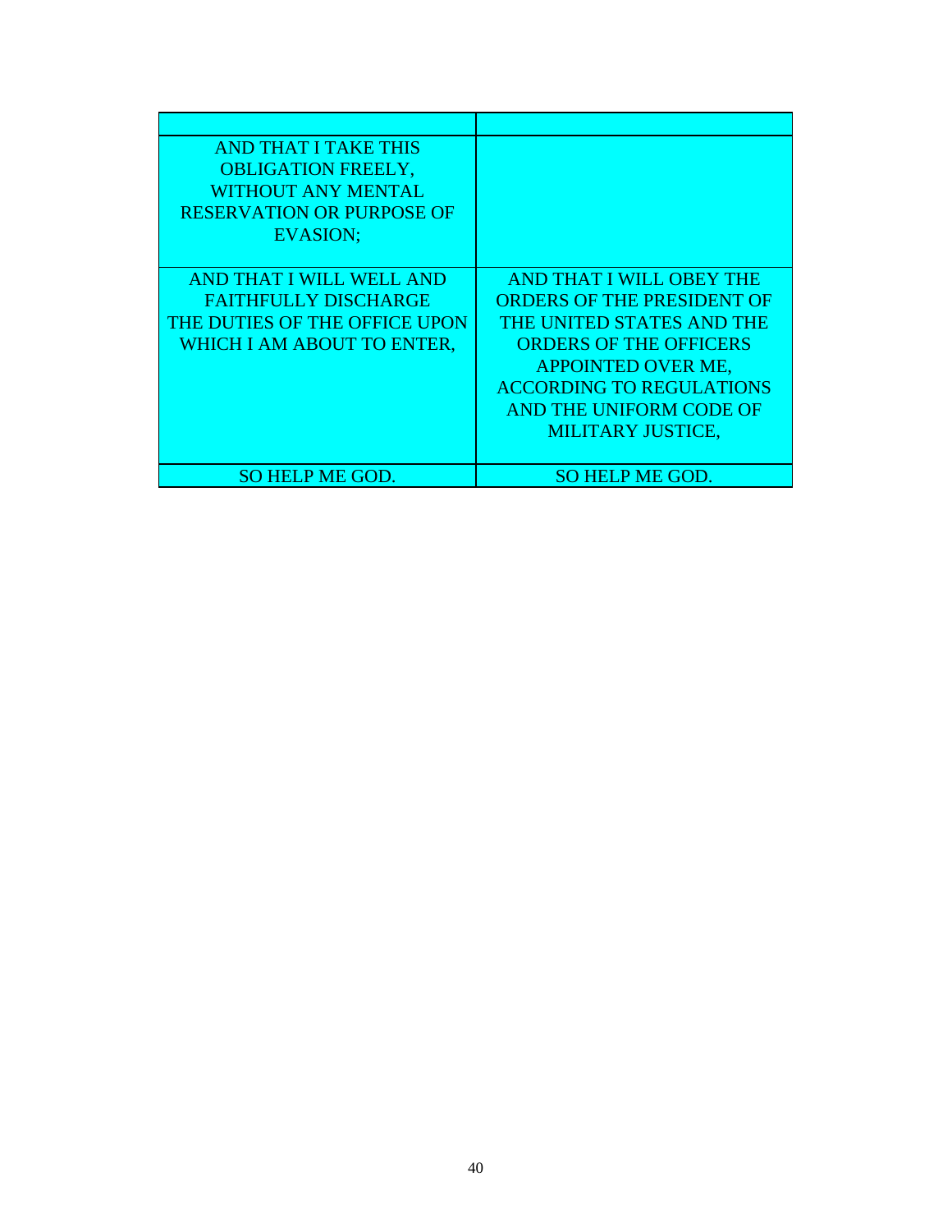| | |
|---|---|
| AND THAT I TAKE THIS OBLIGATION FREELY, WITHOUT ANY MENTAL RESERVATION OR PURPOSE OF EVASION; | |
| AND THAT I WILL WELL AND FAITHFULLY DISCHARGE THE DUTIES OF THE OFFICE UPON WHICH I AM ABOUT TO ENTER, | AND THAT I WILL OBEY THE ORDERS OF THE PRESIDENT OF THE UNITED STATES AND THE ORDERS OF THE OFFICERS APPOINTED OVER ME, ACCORDING TO REGULATIONS AND THE UNIFORM CODE OF MILITARY JUSTICE, |
| SO HELP ME GOD. | SO HELP ME GOD. |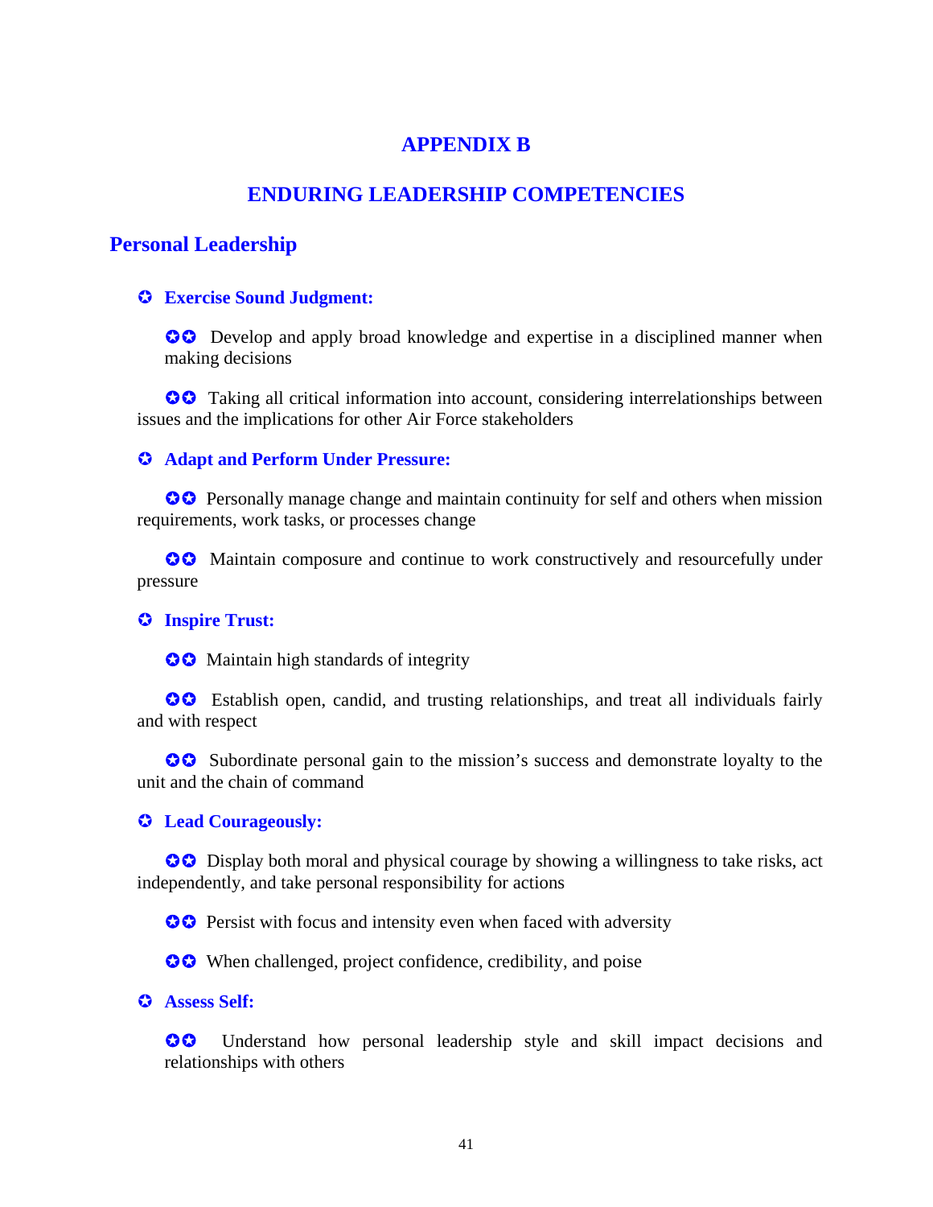# APPENDIX B

# ENDURING LEADERSHIP COMPETENCIES

## Personal Leadership

### ✪ Exercise Sound Judgment:

✪✪ Develop and apply broad knowledge and expertise in a disciplined manner when making decisions

✪✪ Taking all critical information into account, considering interrelationships between issues and the implications for other Air Force stakeholders

### ✪ Adapt and Perform Under Pressure:

✪✪ Personally manage change and maintain continuity for self and others when mission requirements, work tasks, or processes change

✪✪ Maintain composure and continue to work constructively and resourcefully under pressure

### ✪ Inspire Trust:

✪✪ Maintain high standards of integrity

✪✪ Establish open, candid, and trusting relationships, and treat all individuals fairly and with respect

✪✪ Subordinate personal gain to the mission's success and demonstrate loyalty to the unit and the chain of command

### ✪ Lead Courageously:

✪✪ Display both moral and physical courage by showing a willingness to take risks, act independently, and take personal responsibility for actions

✪✪ Persist with focus and intensity even when faced with adversity

✪✪ When challenged, project confidence, credibility, and poise

### ✪ Assess Self:

✪✪ Understand how personal leadership style and skill impact decisions and relationships with others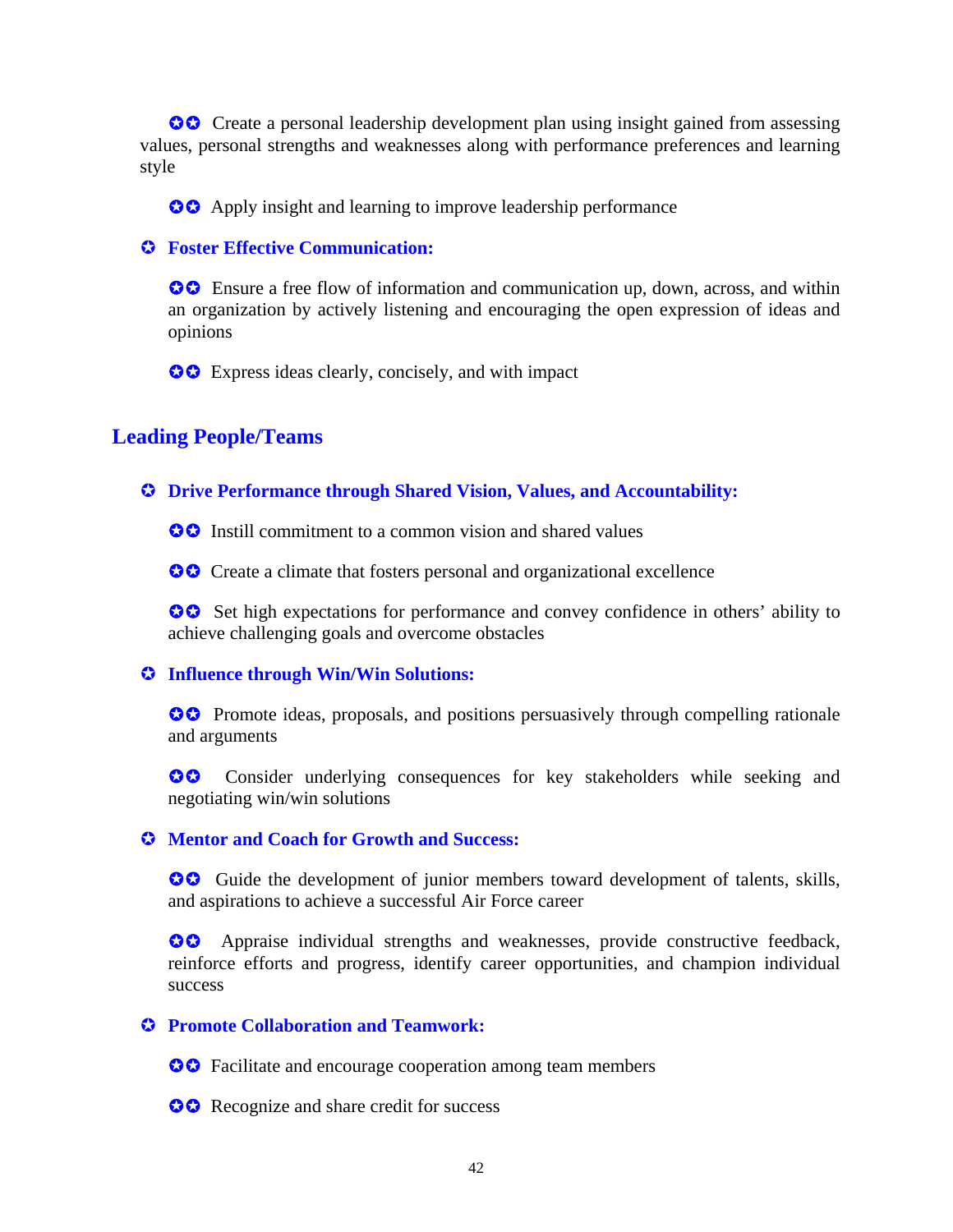- ✪✪ Create a personal leadership development plan using insight gained from assessing values, personal strengths and weaknesses along with performance preferences and learning style

- ✪✪ Apply insight and learning to improve leadership performance

✪ **Foster Effective Communication:**

- ✪✪ Ensure a free flow of information and communication up, down, across, and within an organization by actively listening and encouraging the open expression of ideas and opinions

- ✪✪ Express ideas clearly, concisely, and with impact

## Leading People/Teams

✪ **Drive Performance through Shared Vision, Values, and Accountability:**

- ✪✪ Instill commitment to a common vision and shared values

- ✪✪ Create a climate that fosters personal and organizational excellence

- ✪✪ Set high expectations for performance and convey confidence in others' ability to achieve challenging goals and overcome obstacles

✪ **Influence through Win/Win Solutions:**

- ✪✪ Promote ideas, proposals, and positions persuasively through compelling rationale and arguments

- ✪✪ Consider underlying consequences for key stakeholders while seeking and negotiating win/win solutions

✪ **Mentor and Coach for Growth and Success:**

- ✪✪ Guide the development of junior members toward development of talents, skills, and aspirations to achieve a successful Air Force career

- ✪✪ Appraise individual strengths and weaknesses, provide constructive feedback, reinforce efforts and progress, identify career opportunities, and champion individual success

✪ **Promote Collaboration and Teamwork:**

- ✪✪ Facilitate and encourage cooperation among team members

- ✪✪ Recognize and share credit for success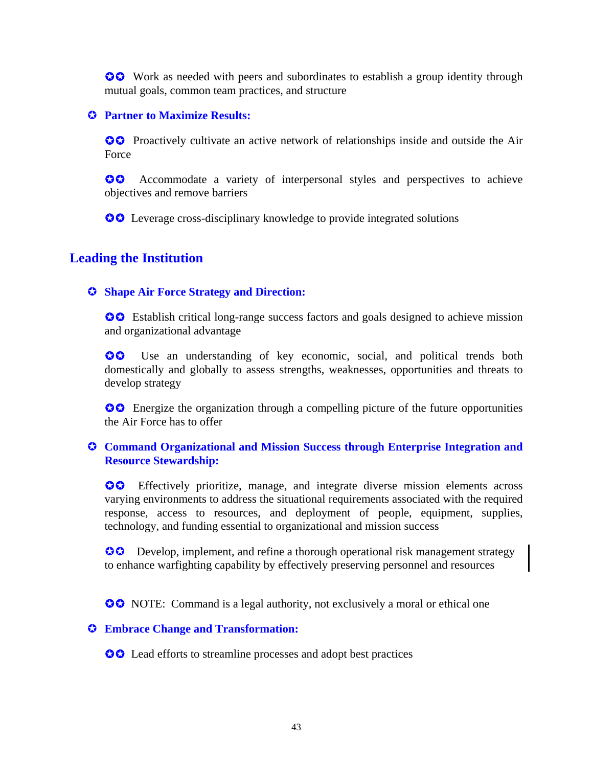✪✪ Work as needed with peers and subordinates to establish a group identity through mutual goals, common team practices, and structure

- ✪ **Partner to Maximize Results:**

  ✪✪ Proactively cultivate an active network of relationships inside and outside the Air Force

  ✪✪ Accommodate a variety of interpersonal styles and perspectives to achieve objectives and remove barriers

  ✪✪ Leverage cross-disciplinary knowledge to provide integrated solutions

## Leading the Institution

- ✪ **Shape Air Force Strategy and Direction:**

  ✪✪ Establish critical long-range success factors and goals designed to achieve mission and organizational advantage

  ✪✪ Use an understanding of key economic, social, and political trends both domestically and globally to assess strengths, weaknesses, opportunities and threats to develop strategy

  ✪✪ Energize the organization through a compelling picture of the future opportunities the Air Force has to offer

- ✪ **Command Organizational and Mission Success through Enterprise Integration and Resource Stewardship:**

  ✪✪ Effectively prioritize, manage, and integrate diverse mission elements across varying environments to address the situational requirements associated with the required response, access to resources, and deployment of people, equipment, supplies, technology, and funding essential to organizational and mission success

  ✪✪ Develop, implement, and refine a thorough operational risk management strategy to enhance warfighting capability by effectively preserving personnel and resources

  ✪✪ NOTE: Command is a legal authority, not exclusively a moral or ethical one

- ✪ **Embrace Change and Transformation:**

  ✪✪ Lead efforts to streamline processes and adopt best practices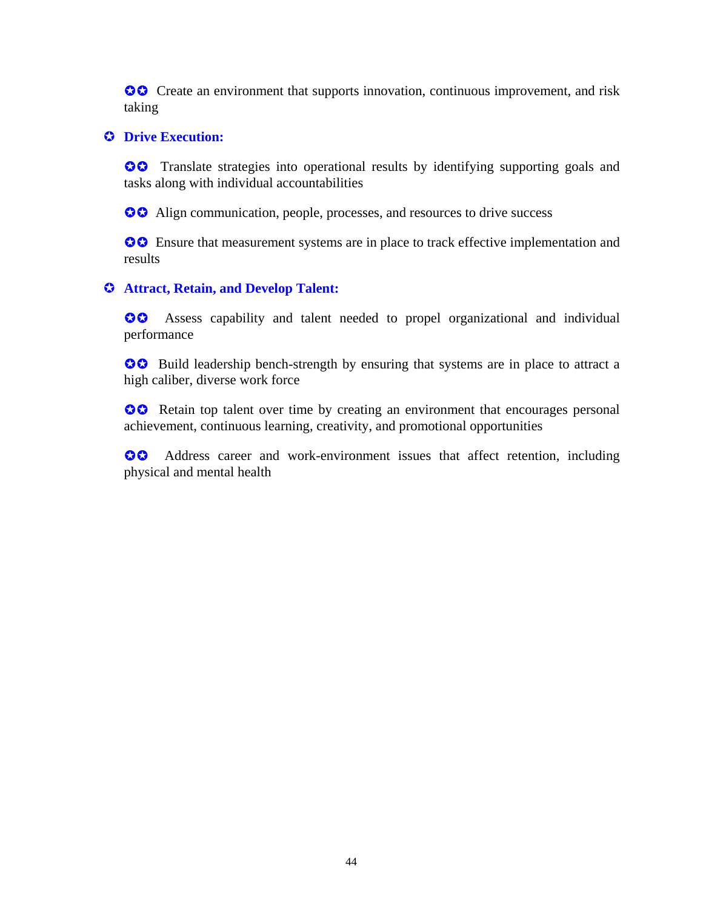✪✪ Create an environment that supports innovation, continuous improvement, and risk taking

- ✪ **Drive Execution:**

  ✪✪ Translate strategies into operational results by identifying supporting goals and tasks along with individual accountabilities

  ✪✪ Align communication, people, processes, and resources to drive success

  ✪✪ Ensure that measurement systems are in place to track effective implementation and results

- ✪ **Attract, Retain, and Develop Talent:**

  ✪✪ Assess capability and talent needed to propel organizational and individual performance

  ✪✪ Build leadership bench-strength by ensuring that systems are in place to attract a high caliber, diverse work force

  ✪✪ Retain top talent over time by creating an environment that encourages personal achievement, continuous learning, creativity, and promotional opportunities

  ✪✪ Address career and work-environment issues that affect retention, including physical and mental health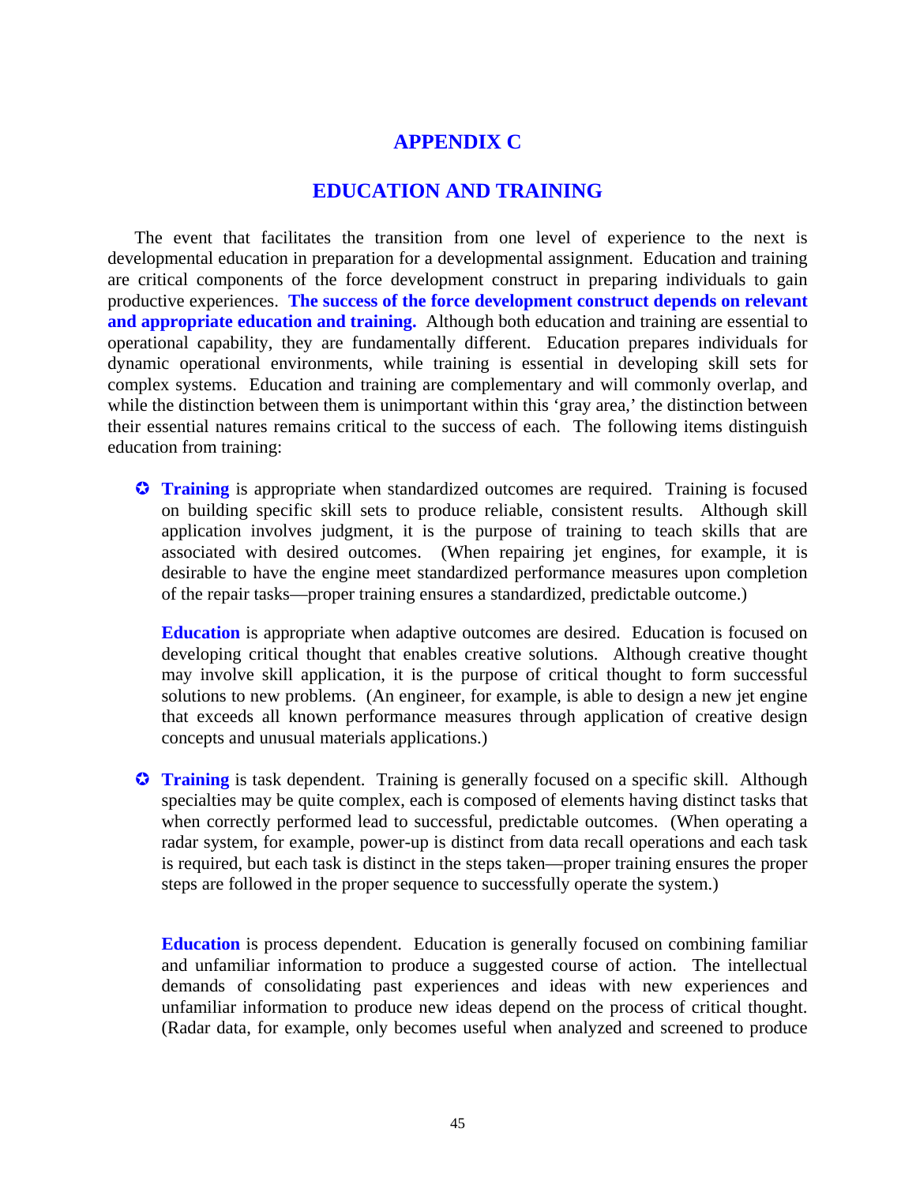# APPENDIX C

## EDUCATION AND TRAINING

The event that facilitates the transition from one level of experience to the next is developmental education in preparation for a developmental assignment. Education and training are critical components of the force development construct in preparing individuals to gain productive experiences. **The success of the force development construct depends on relevant and appropriate education and training.** Although both education and training are essential to operational capability, they are fundamentally different. Education prepares individuals for dynamic operational environments, while training is essential in developing skill sets for complex systems. Education and training are complementary and will commonly overlap, and while the distinction between them is unimportant within this 'gray area,' the distinction between their essential natures remains critical to the success of each. The following items distinguish education from training:

- **Training** is appropriate when standardized outcomes are required. Training is focused on building specific skill sets to produce reliable, consistent results. Although skill application involves judgment, it is the purpose of training to teach skills that are associated with desired outcomes. (When repairing jet engines, for example, it is desirable to have the engine meet standardized performance measures upon completion of the repair tasks—proper training ensures a standardized, predictable outcome.)

  **Education** is appropriate when adaptive outcomes are desired. Education is focused on developing critical thought that enables creative solutions. Although creative thought may involve skill application, it is the purpose of critical thought to form successful solutions to new problems. (An engineer, for example, is able to design a new jet engine that exceeds all known performance measures through application of creative design concepts and unusual materials applications.)

- **Training** is task dependent. Training is generally focused on a specific skill. Although specialties may be quite complex, each is composed of elements having distinct tasks that when correctly performed lead to successful, predictable outcomes. (When operating a radar system, for example, power-up is distinct from data recall operations and each task is required, but each task is distinct in the steps taken—proper training ensures the proper steps are followed in the proper sequence to successfully operate the system.)

  **Education** is process dependent. Education is generally focused on combining familiar and unfamiliar information to produce a suggested course of action. The intellectual demands of consolidating past experiences and ideas with new experiences and unfamiliar information to produce new ideas depend on the process of critical thought. (Radar data, for example, only becomes useful when analyzed and screened to produce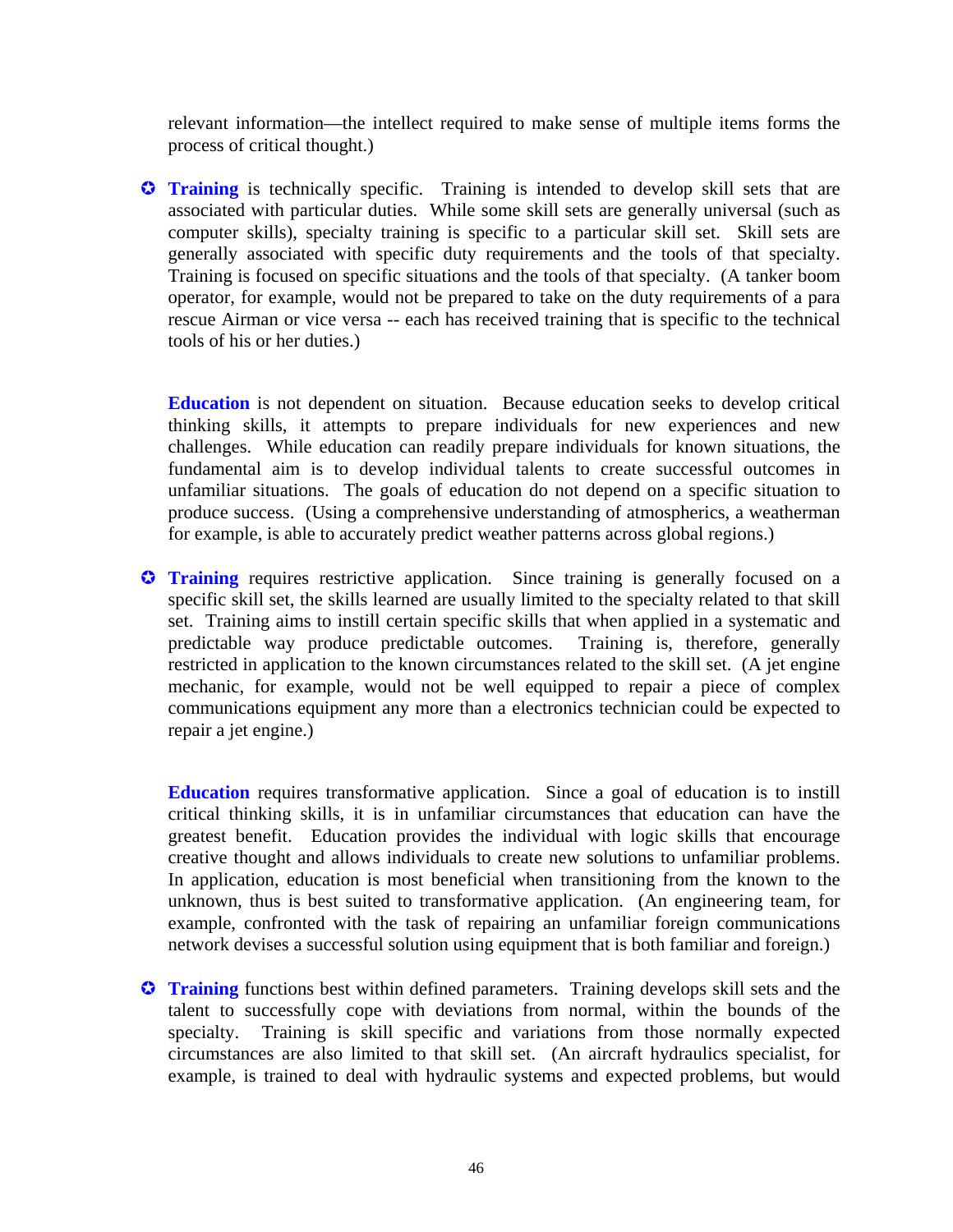relevant information—the intellect required to make sense of multiple items forms the process of critical thought.)

- **Training** is technically specific. Training is intended to develop skill sets that are associated with particular duties. While some skill sets are generally universal (such as computer skills), specialty training is specific to a particular skill set. Skill sets are generally associated with specific duty requirements and the tools of that specialty. Training is focused on specific situations and the tools of that specialty. (A tanker boom operator, for example, would not be prepared to take on the duty requirements of a para rescue Airman or vice versa -- each has received training that is specific to the technical tools of his or her duties.)

  **Education** is not dependent on situation. Because education seeks to develop critical thinking skills, it attempts to prepare individuals for new experiences and new challenges. While education can readily prepare individuals for known situations, the fundamental aim is to develop individual talents to create successful outcomes in unfamiliar situations. The goals of education do not depend on a specific situation to produce success. (Using a comprehensive understanding of atmospherics, a weatherman for example, is able to accurately predict weather patterns across global regions.)

- **Training** requires restrictive application. Since training is generally focused on a specific skill set, the skills learned are usually limited to the specialty related to that skill set. Training aims to instill certain specific skills that when applied in a systematic and predictable way produce predictable outcomes. Training is, therefore, generally restricted in application to the known circumstances related to the skill set. (A jet engine mechanic, for example, would not be well equipped to repair a piece of complex communications equipment any more than a electronics technician could be expected to repair a jet engine.)

  **Education** requires transformative application. Since a goal of education is to instill critical thinking skills, it is in unfamiliar circumstances that education can have the greatest benefit. Education provides the individual with logic skills that encourage creative thought and allows individuals to create new solutions to unfamiliar problems. In application, education is most beneficial when transitioning from the known to the unknown, thus is best suited to transformative application. (An engineering team, for example, confronted with the task of repairing an unfamiliar foreign communications network devises a successful solution using equipment that is both familiar and foreign.)

- **Training** functions best within defined parameters. Training develops skill sets and the talent to successfully cope with deviations from normal, within the bounds of the specialty. Training is skill specific and variations from those normally expected circumstances are also limited to that skill set. (An aircraft hydraulics specialist, for example, is trained to deal with hydraulic systems and expected problems, but would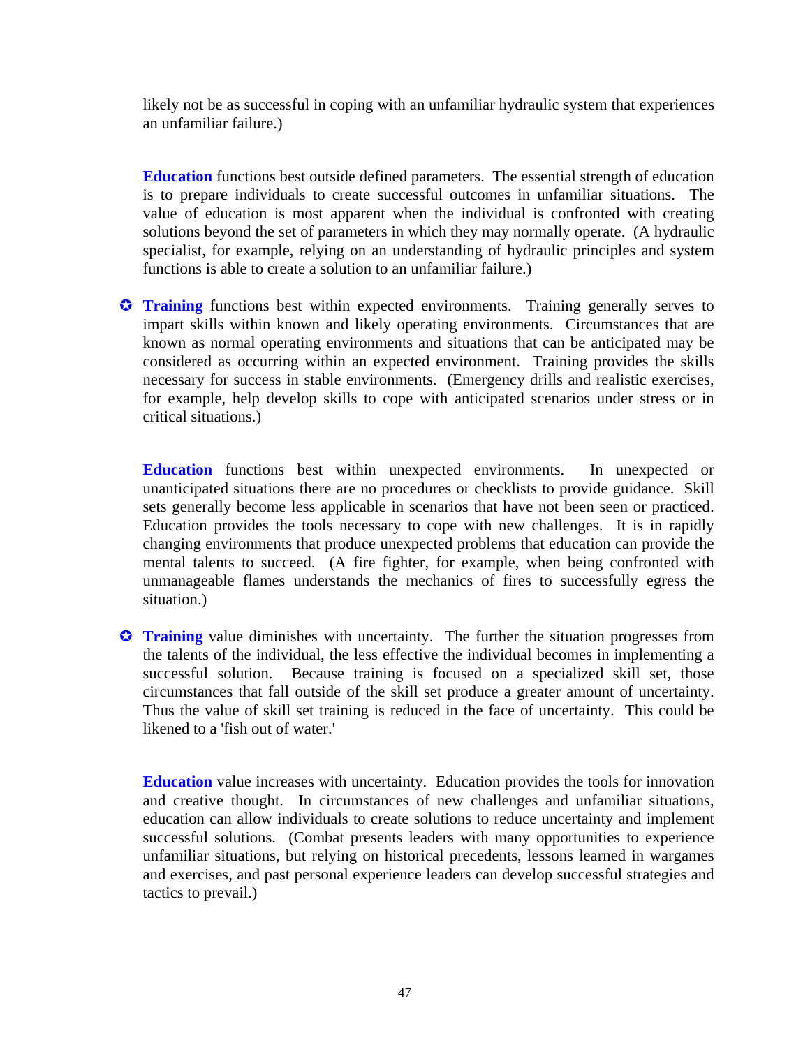likely not be as successful in coping with an unfamiliar hydraulic system that experiences an unfamiliar failure.)

**Education** functions best outside defined parameters. The essential strength of education is to prepare individuals to create successful outcomes in unfamiliar situations. The value of education is most apparent when the individual is confronted with creating solutions beyond the set of parameters in which they may normally operate. (A hydraulic specialist, for example, relying on an understanding of hydraulic principles and system functions is able to create a solution to an unfamiliar failure.)

- **Training** functions best within expected environments. Training generally serves to impart skills within known and likely operating environments. Circumstances that are known as normal operating environments and situations that can be anticipated may be considered as occurring within an expected environment. Training provides the skills necessary for success in stable environments. (Emergency drills and realistic exercises, for example, help develop skills to cope with anticipated scenarios under stress or in critical situations.)

  **Education** functions best within unexpected environments. In unexpected or unanticipated situations there are no procedures or checklists to provide guidance. Skill sets generally become less applicable in scenarios that have not been seen or practiced. Education provides the tools necessary to cope with new challenges. It is in rapidly changing environments that produce unexpected problems that education can provide the mental talents to succeed. (A fire fighter, for example, when being confronted with unmanageable flames understands the mechanics of fires to successfully egress the situation.)

- **Training** value diminishes with uncertainty. The further the situation progresses from the talents of the individual, the less effective the individual becomes in implementing a successful solution. Because training is focused on a specialized skill set, those circumstances that fall outside of the skill set produce a greater amount of uncertainty. Thus the value of skill set training is reduced in the face of uncertainty. This could be likened to a 'fish out of water.'

  **Education** value increases with uncertainty. Education provides the tools for innovation and creative thought. In circumstances of new challenges and unfamiliar situations, education can allow individuals to create solutions to reduce uncertainty and implement successful solutions. (Combat presents leaders with many opportunities to experience unfamiliar situations, but relying on historical precedents, lessons learned in wargames and exercises, and past personal experience leaders can develop successful strategies and tactics to prevail.)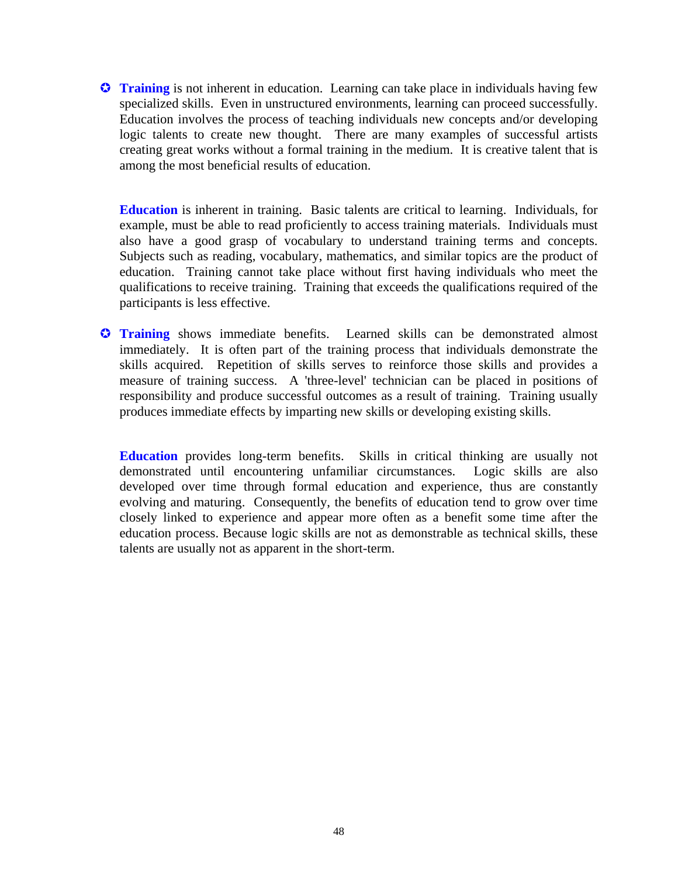- **Training** is not inherent in education. Learning can take place in individuals having few specialized skills. Even in unstructured environments, learning can proceed successfully. Education involves the process of teaching individuals new concepts and/or developing logic talents to create new thought. There are many examples of successful artists creating great works without a formal training in the medium. It is creative talent that is among the most beneficial results of education.

  **Education** is inherent in training. Basic talents are critical to learning. Individuals, for example, must be able to read proficiently to access training materials. Individuals must also have a good grasp of vocabulary to understand training terms and concepts. Subjects such as reading, vocabulary, mathematics, and similar topics are the product of education. Training cannot take place without first having individuals who meet the qualifications to receive training. Training that exceeds the qualifications required of the participants is less effective.

- **Training** shows immediate benefits. Learned skills can be demonstrated almost immediately. It is often part of the training process that individuals demonstrate the skills acquired. Repetition of skills serves to reinforce those skills and provides a measure of training success. A 'three-level' technician can be placed in positions of responsibility and produce successful outcomes as a result of training. Training usually produces immediate effects by imparting new skills or developing existing skills.

  **Education** provides long-term benefits. Skills in critical thinking are usually not demonstrated until encountering unfamiliar circumstances. Logic skills are also developed over time through formal education and experience, thus are constantly evolving and maturing. Consequently, the benefits of education tend to grow over time closely linked to experience and appear more often as a benefit some time after the education process. Because logic skills are not as demonstrable as technical skills, these talents are usually not as apparent in the short-term.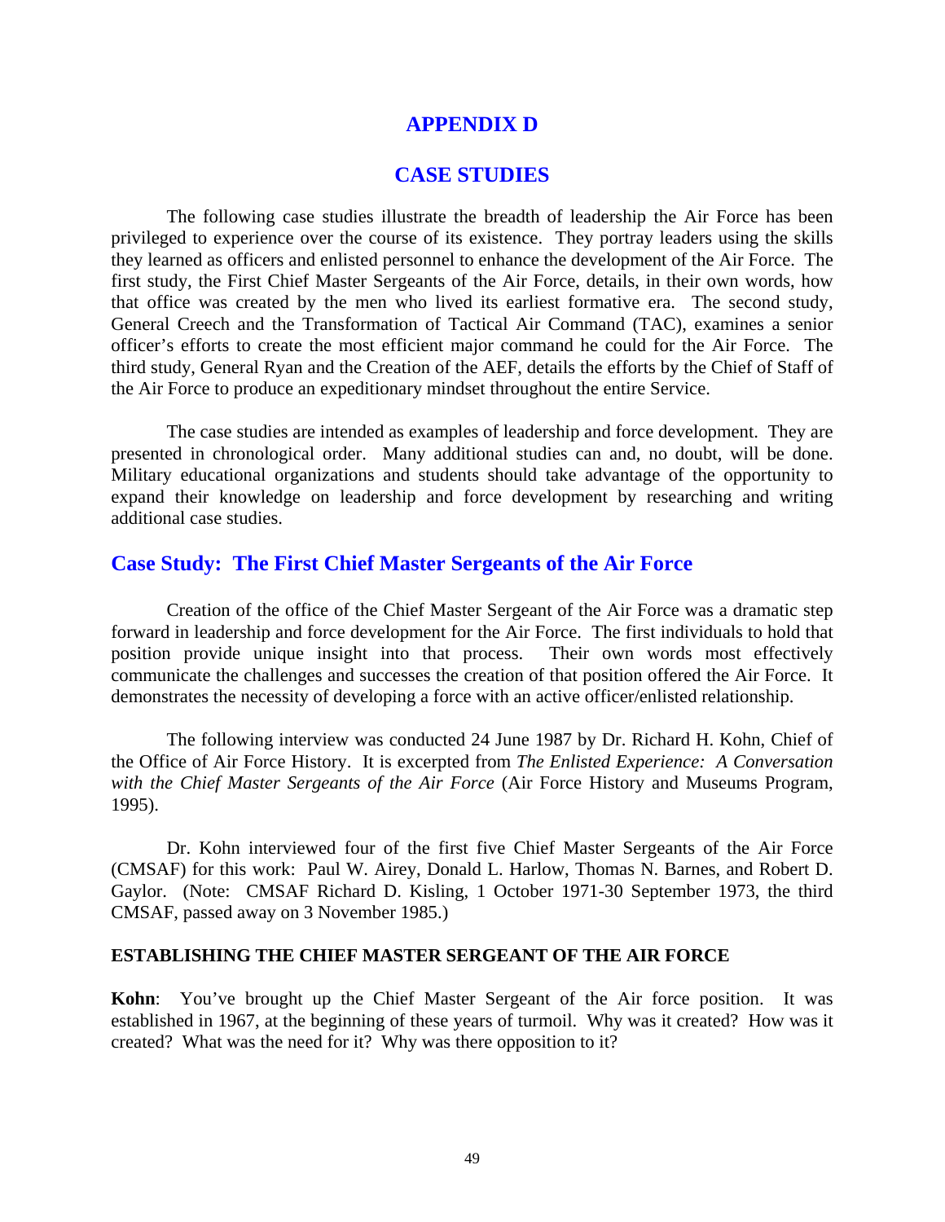# APPENDIX D

# CASE STUDIES

The following case studies illustrate the breadth of leadership the Air Force has been privileged to experience over the course of its existence. They portray leaders using the skills they learned as officers and enlisted personnel to enhance the development of the Air Force. The first study, the First Chief Master Sergeants of the Air Force, details, in their own words, how that office was created by the men who lived its earliest formative era. The second study, General Creech and the Transformation of Tactical Air Command (TAC), examines a senior officer's efforts to create the most efficient major command he could for the Air Force. The third study, General Ryan and the Creation of the AEF, details the efforts by the Chief of Staff of the Air Force to produce an expeditionary mindset throughout the entire Service.

The case studies are intended as examples of leadership and force development. They are presented in chronological order. Many additional studies can and, no doubt, will be done. Military educational organizations and students should take advantage of the opportunity to expand their knowledge on leadership and force development by researching and writing additional case studies.

## Case Study: The First Chief Master Sergeants of the Air Force

Creation of the office of the Chief Master Sergeant of the Air Force was a dramatic step forward in leadership and force development for the Air Force. The first individuals to hold that position provide unique insight into that process. Their own words most effectively communicate the challenges and successes the creation of that position offered the Air Force. It demonstrates the necessity of developing a force with an active officer/enlisted relationship.

The following interview was conducted 24 June 1987 by Dr. Richard H. Kohn, Chief of the Office of Air Force History. It is excerpted from *The Enlisted Experience: A Conversation with the Chief Master Sergeants of the Air Force* (Air Force History and Museums Program, 1995).

Dr. Kohn interviewed four of the first five Chief Master Sergeants of the Air Force (CMSAF) for this work: Paul W. Airey, Donald L. Harlow, Thomas N. Barnes, and Robert D. Gaylor. (Note: CMSAF Richard D. Kisling, 1 October 1971-30 September 1973, the third CMSAF, passed away on 3 November 1985.)

### ESTABLISHING THE CHIEF MASTER SERGEANT OF THE AIR FORCE

**Kohn**: You've brought up the Chief Master Sergeant of the Air force position. It was established in 1967, at the beginning of these years of turmoil. Why was it created? How was it created? What was the need for it? Why was there opposition to it?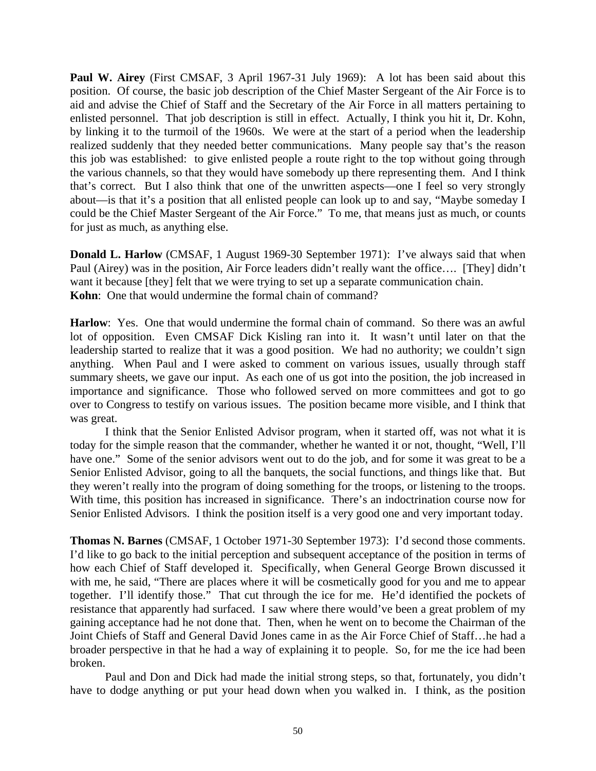**Paul W. Airey** (First CMSAF, 3 April 1967-31 July 1969): A lot has been said about this position. Of course, the basic job description of the Chief Master Sergeant of the Air Force is to aid and advise the Chief of Staff and the Secretary of the Air Force in all matters pertaining to enlisted personnel. That job description is still in effect. Actually, I think you hit it, Dr. Kohn, by linking it to the turmoil of the 1960s. We were at the start of a period when the leadership realized suddenly that they needed better communications. Many people say that's the reason this job was established: to give enlisted people a route right to the top without going through the various channels, so that they would have somebody up there representing them. And I think that's correct. But I also think that one of the unwritten aspects—one I feel so very strongly about—is that it's a position that all enlisted people can look up to and say, "Maybe someday I could be the Chief Master Sergeant of the Air Force." To me, that means just as much, or counts for just as much, as anything else.

**Donald L. Harlow** (CMSAF, 1 August 1969-30 September 1971): I've always said that when Paul (Airey) was in the position, Air Force leaders didn't really want the office…. [They] didn't want it because [they] felt that we were trying to set up a separate communication chain.
**Kohn**: One that would undermine the formal chain of command?

**Harlow**: Yes. One that would undermine the formal chain of command. So there was an awful lot of opposition. Even CMSAF Dick Kisling ran into it. It wasn't until later on that the leadership started to realize that it was a good position. We had no authority; we couldn't sign anything. When Paul and I were asked to comment on various issues, usually through staff summary sheets, we gave our input. As each one of us got into the position, the job increased in importance and significance. Those who followed served on more committees and got to go over to Congress to testify on various issues. The position became more visible, and I think that was great.

I think that the Senior Enlisted Advisor program, when it started off, was not what it is today for the simple reason that the commander, whether he wanted it or not, thought, "Well, I'll have one." Some of the senior advisors went out to do the job, and for some it was great to be a Senior Enlisted Advisor, going to all the banquets, the social functions, and things like that. But they weren't really into the program of doing something for the troops, or listening to the troops. With time, this position has increased in significance. There's an indoctrination course now for Senior Enlisted Advisors. I think the position itself is a very good one and very important today.

**Thomas N. Barnes** (CMSAF, 1 October 1971-30 September 1973): I'd second those comments. I'd like to go back to the initial perception and subsequent acceptance of the position in terms of how each Chief of Staff developed it. Specifically, when General George Brown discussed it with me, he said, "There are places where it will be cosmetically good for you and me to appear together. I'll identify those." That cut through the ice for me. He'd identified the pockets of resistance that apparently had surfaced. I saw where there would've been a great problem of my gaining acceptance had he not done that. Then, when he went on to become the Chairman of the Joint Chiefs of Staff and General David Jones came in as the Air Force Chief of Staff…he had a broader perspective in that he had a way of explaining it to people. So, for me the ice had been broken.

Paul and Don and Dick had made the initial strong steps, so that, fortunately, you didn't have to dodge anything or put your head down when you walked in. I think, as the position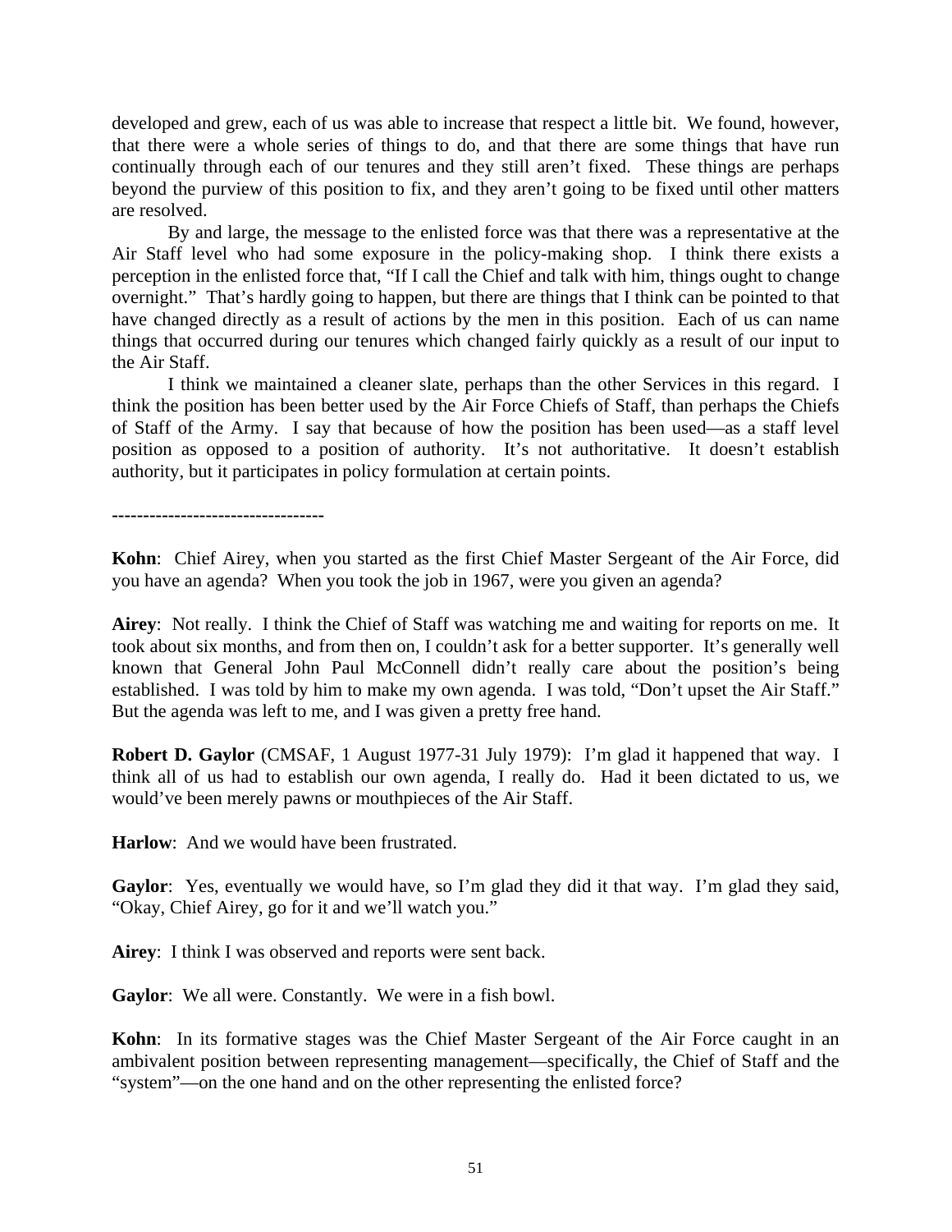developed and grew, each of us was able to increase that respect a little bit. We found, however, that there were a whole series of things to do, and that there are some things that have run continually through each of our tenures and they still aren't fixed. These things are perhaps beyond the purview of this position to fix, and they aren't going to be fixed until other matters are resolved.

By and large, the message to the enlisted force was that there was a representative at the Air Staff level who had some exposure in the policy-making shop. I think there exists a perception in the enlisted force that, "If I call the Chief and talk with him, things ought to change overnight." That's hardly going to happen, but there are things that I think can be pointed to that have changed directly as a result of actions by the men in this position. Each of us can name things that occurred during our tenures which changed fairly quickly as a result of our input to the Air Staff.

I think we maintained a cleaner slate, perhaps than the other Services in this regard. I think the position has been better used by the Air Force Chiefs of Staff, than perhaps the Chiefs of Staff of the Army. I say that because of how the position has been used—as a staff level position as opposed to a position of authority. It's not authoritative. It doesn't establish authority, but it participates in policy formulation at certain points.

----------------------------------

**Kohn**: Chief Airey, when you started as the first Chief Master Sergeant of the Air Force, did you have an agenda? When you took the job in 1967, were you given an agenda?

**Airey**: Not really. I think the Chief of Staff was watching me and waiting for reports on me. It took about six months, and from then on, I couldn't ask for a better supporter. It's generally well known that General John Paul McConnell didn't really care about the position's being established. I was told by him to make my own agenda. I was told, "Don't upset the Air Staff." But the agenda was left to me, and I was given a pretty free hand.

**Robert D. Gaylor** (CMSAF, 1 August 1977-31 July 1979): I'm glad it happened that way. I think all of us had to establish our own agenda, I really do. Had it been dictated to us, we would've been merely pawns or mouthpieces of the Air Staff.

**Harlow**: And we would have been frustrated.

**Gaylor**: Yes, eventually we would have, so I'm glad they did it that way. I'm glad they said, "Okay, Chief Airey, go for it and we'll watch you."

**Airey**: I think I was observed and reports were sent back.

**Gaylor**: We all were. Constantly. We were in a fish bowl.

**Kohn**: In its formative stages was the Chief Master Sergeant of the Air Force caught in an ambivalent position between representing management—specifically, the Chief of Staff and the "system"—on the one hand and on the other representing the enlisted force?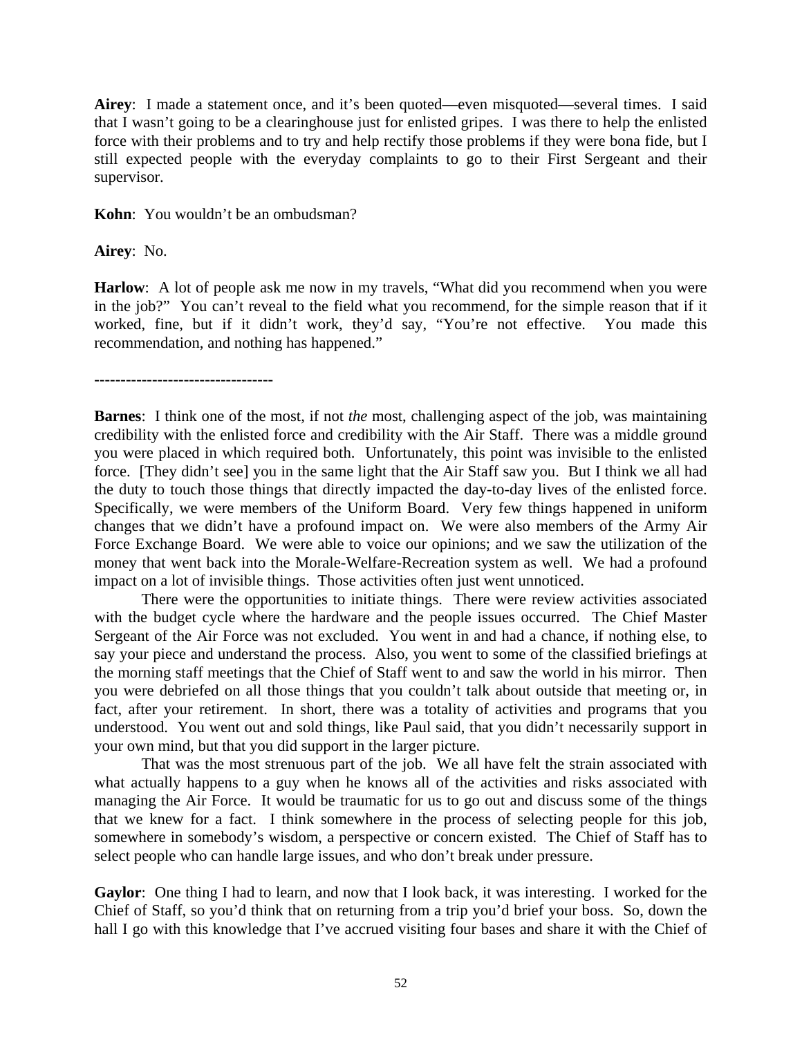**Airey**: I made a statement once, and it's been quoted—even misquoted—several times. I said that I wasn't going to be a clearinghouse just for enlisted gripes. I was there to help the enlisted force with their problems and to try and help rectify those problems if they were bona fide, but I still expected people with the everyday complaints to go to their First Sergeant and their supervisor.

**Kohn**: You wouldn't be an ombudsman?

**Airey**: No.

**Harlow**: A lot of people ask me now in my travels, "What did you recommend when you were in the job?" You can't reveal to the field what you recommend, for the simple reason that if it worked, fine, but if it didn't work, they'd say, "You're not effective. You made this recommendation, and nothing has happened."

----------------------------------

**Barnes**: I think one of the most, if not *the* most, challenging aspect of the job, was maintaining credibility with the enlisted force and credibility with the Air Staff. There was a middle ground you were placed in which required both. Unfortunately, this point was invisible to the enlisted force. [They didn't see] you in the same light that the Air Staff saw you. But I think we all had the duty to touch those things that directly impacted the day-to-day lives of the enlisted force. Specifically, we were members of the Uniform Board. Very few things happened in uniform changes that we didn't have a profound impact on. We were also members of the Army Air Force Exchange Board. We were able to voice our opinions; and we saw the utilization of the money that went back into the Morale-Welfare-Recreation system as well. We had a profound impact on a lot of invisible things. Those activities often just went unnoticed.

There were the opportunities to initiate things. There were review activities associated with the budget cycle where the hardware and the people issues occurred. The Chief Master Sergeant of the Air Force was not excluded. You went in and had a chance, if nothing else, to say your piece and understand the process. Also, you went to some of the classified briefings at the morning staff meetings that the Chief of Staff went to and saw the world in his mirror. Then you were debriefed on all those things that you couldn't talk about outside that meeting or, in fact, after your retirement. In short, there was a totality of activities and programs that you understood. You went out and sold things, like Paul said, that you didn't necessarily support in your own mind, but that you did support in the larger picture.

That was the most strenuous part of the job. We all have felt the strain associated with what actually happens to a guy when he knows all of the activities and risks associated with managing the Air Force. It would be traumatic for us to go out and discuss some of the things that we knew for a fact. I think somewhere in the process of selecting people for this job, somewhere in somebody's wisdom, a perspective or concern existed. The Chief of Staff has to select people who can handle large issues, and who don't break under pressure.

**Gaylor**: One thing I had to learn, and now that I look back, it was interesting. I worked for the Chief of Staff, so you'd think that on returning from a trip you'd brief your boss. So, down the hall I go with this knowledge that I've accrued visiting four bases and share it with the Chief of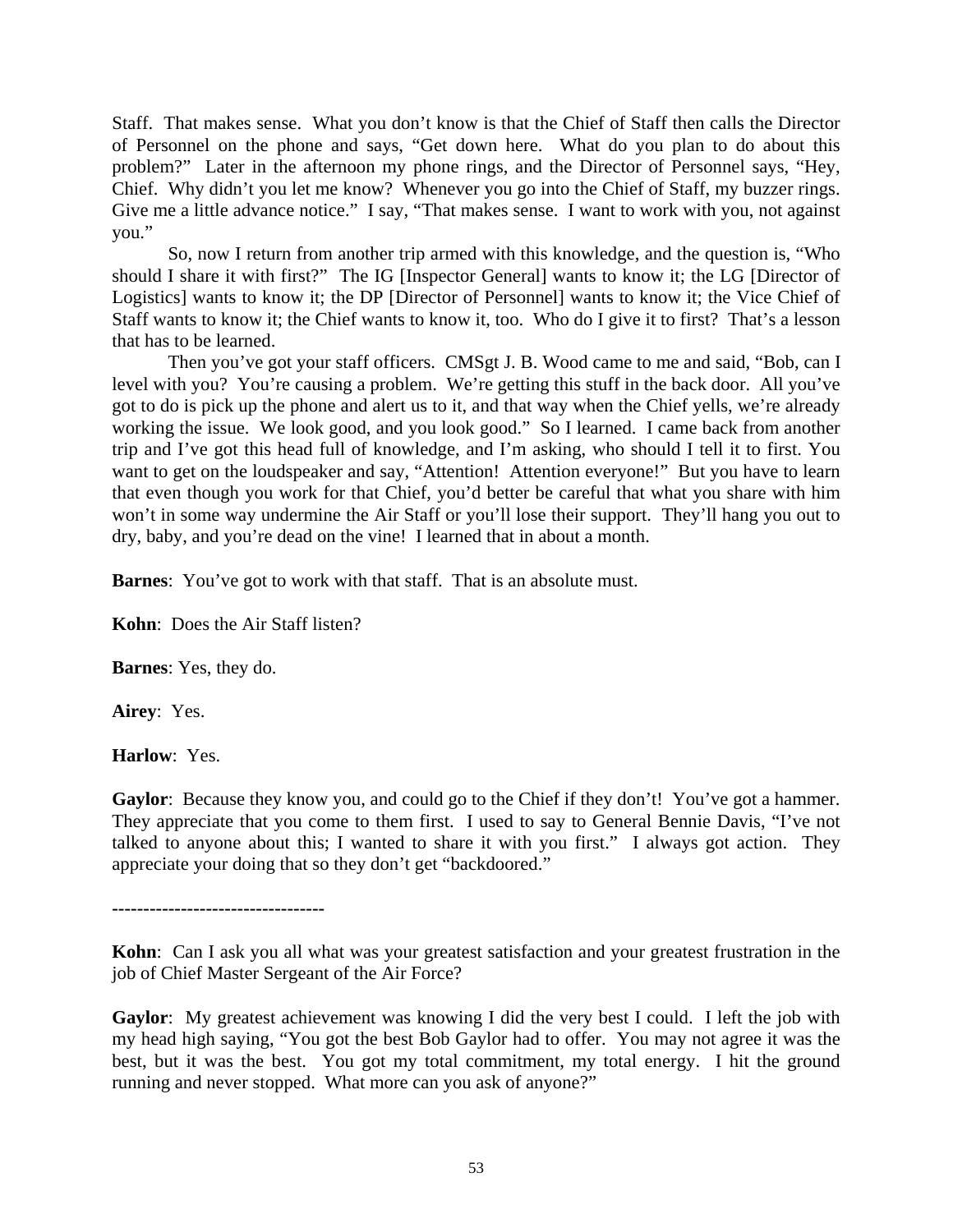Staff. That makes sense. What you don't know is that the Chief of Staff then calls the Director of Personnel on the phone and says, "Get down here. What do you plan to do about this problem?" Later in the afternoon my phone rings, and the Director of Personnel says, "Hey, Chief. Why didn't you let me know? Whenever you go into the Chief of Staff, my buzzer rings. Give me a little advance notice." I say, "That makes sense. I want to work with you, not against you."

So, now I return from another trip armed with this knowledge, and the question is, "Who should I share it with first?" The IG [Inspector General] wants to know it; the LG [Director of Logistics] wants to know it; the DP [Director of Personnel] wants to know it; the Vice Chief of Staff wants to know it; the Chief wants to know it, too. Who do I give it to first? That's a lesson that has to be learned.

Then you've got your staff officers. CMSgt J. B. Wood came to me and said, "Bob, can I level with you? You're causing a problem. We're getting this stuff in the back door. All you've got to do is pick up the phone and alert us to it, and that way when the Chief yells, we're already working the issue. We look good, and you look good." So I learned. I came back from another trip and I've got this head full of knowledge, and I'm asking, who should I tell it to first. You want to get on the loudspeaker and say, "Attention! Attention everyone!" But you have to learn that even though you work for that Chief, you'd better be careful that what you share with him won't in some way undermine the Air Staff or you'll lose their support. They'll hang you out to dry, baby, and you're dead on the vine! I learned that in about a month.

**Barnes**: You've got to work with that staff. That is an absolute must.

**Kohn**: Does the Air Staff listen?

**Barnes**: Yes, they do.

**Airey**: Yes.

**Harlow**: Yes.

**Gaylor**: Because they know you, and could go to the Chief if they don't! You've got a hammer. They appreciate that you come to them first. I used to say to General Bennie Davis, "I've not talked to anyone about this; I wanted to share it with you first." I always got action. They appreciate your doing that so they don't get "backdoored."

----------------------------------

**Kohn**: Can I ask you all what was your greatest satisfaction and your greatest frustration in the job of Chief Master Sergeant of the Air Force?

**Gaylor**: My greatest achievement was knowing I did the very best I could. I left the job with my head high saying, "You got the best Bob Gaylor had to offer. You may not agree it was the best, but it was the best. You got my total commitment, my total energy. I hit the ground running and never stopped. What more can you ask of anyone?"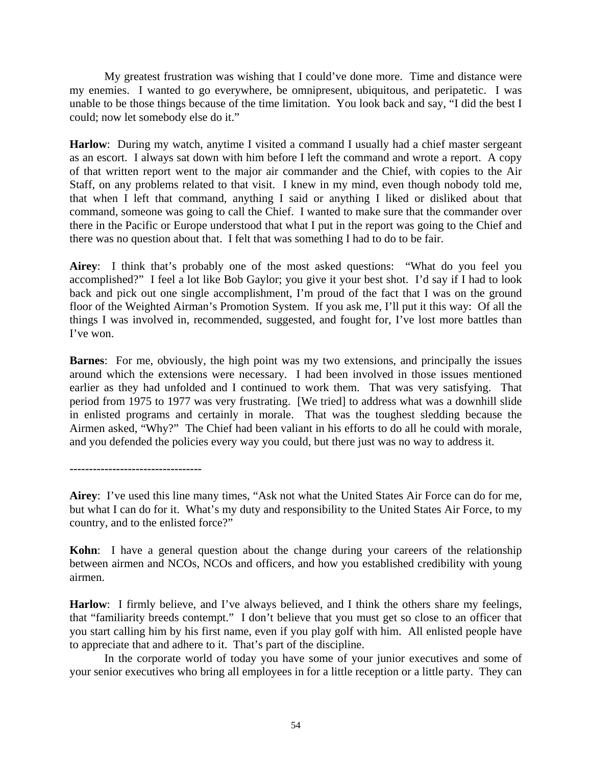My greatest frustration was wishing that I could've done more. Time and distance were my enemies. I wanted to go everywhere, be omnipresent, ubiquitous, and peripatetic. I was unable to be those things because of the time limitation. You look back and say, "I did the best I could; now let somebody else do it."

**Harlow**: During my watch, anytime I visited a command I usually had a chief master sergeant as an escort. I always sat down with him before I left the command and wrote a report. A copy of that written report went to the major air commander and the Chief, with copies to the Air Staff, on any problems related to that visit. I knew in my mind, even though nobody told me, that when I left that command, anything I said or anything I liked or disliked about that command, someone was going to call the Chief. I wanted to make sure that the commander over there in the Pacific or Europe understood that what I put in the report was going to the Chief and there was no question about that. I felt that was something I had to do to be fair.

**Airey**: I think that's probably one of the most asked questions: "What do you feel you accomplished?" I feel a lot like Bob Gaylor; you give it your best shot. I'd say if I had to look back and pick out one single accomplishment, I'm proud of the fact that I was on the ground floor of the Weighted Airman's Promotion System. If you ask me, I'll put it this way: Of all the things I was involved in, recommended, suggested, and fought for, I've lost more battles than I've won.

**Barnes**: For me, obviously, the high point was my two extensions, and principally the issues around which the extensions were necessary. I had been involved in those issues mentioned earlier as they had unfolded and I continued to work them. That was very satisfying. That period from 1975 to 1977 was very frustrating. [We tried] to address what was a downhill slide in enlisted programs and certainly in morale. That was the toughest sledding because the Airmen asked, "Why?" The Chief had been valiant in his efforts to do all he could with morale, and you defended the policies every way you could, but there just was no way to address it.

----------------------------------

**Airey**: I've used this line many times, "Ask not what the United States Air Force can do for me, but what I can do for it. What's my duty and responsibility to the United States Air Force, to my country, and to the enlisted force?"

**Kohn**: I have a general question about the change during your careers of the relationship between airmen and NCOs, NCOs and officers, and how you established credibility with young airmen.

**Harlow**: I firmly believe, and I've always believed, and I think the others share my feelings, that "familiarity breeds contempt." I don't believe that you must get so close to an officer that you start calling him by his first name, even if you play golf with him. All enlisted people have to appreciate that and adhere to it. That's part of the discipline.

In the corporate world of today you have some of your junior executives and some of your senior executives who bring all employees in for a little reception or a little party. They can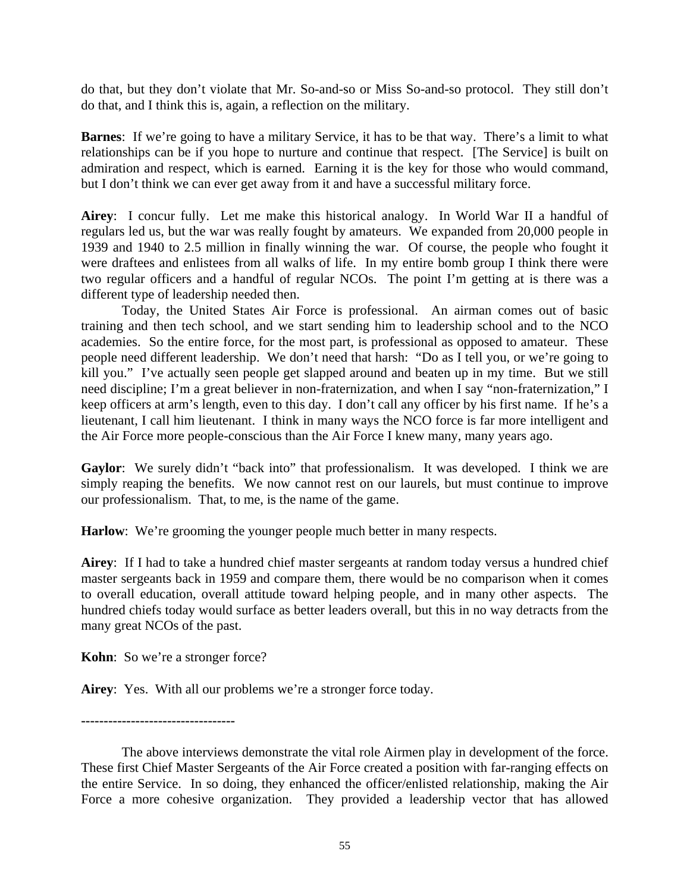do that, but they don't violate that Mr. So-and-so or Miss So-and-so protocol. They still don't do that, and I think this is, again, a reflection on the military.

**Barnes**: If we're going to have a military Service, it has to be that way. There's a limit to what relationships can be if you hope to nurture and continue that respect. [The Service] is built on admiration and respect, which is earned. Earning it is the key for those who would command, but I don't think we can ever get away from it and have a successful military force.

**Airey**: I concur fully. Let me make this historical analogy. In World War II a handful of regulars led us, but the war was really fought by amateurs. We expanded from 20,000 people in 1939 and 1940 to 2.5 million in finally winning the war. Of course, the people who fought it were draftees and enlistees from all walks of life. In my entire bomb group I think there were two regular officers and a handful of regular NCOs. The point I'm getting at is there was a different type of leadership needed then.

Today, the United States Air Force is professional. An airman comes out of basic training and then tech school, and we start sending him to leadership school and to the NCO academies. So the entire force, for the most part, is professional as opposed to amateur. These people need different leadership. We don't need that harsh: "Do as I tell you, or we're going to kill you." I've actually seen people get slapped around and beaten up in my time. But we still need discipline; I'm a great believer in non-fraternization, and when I say "non-fraternization," I keep officers at arm's length, even to this day. I don't call any officer by his first name. If he's a lieutenant, I call him lieutenant. I think in many ways the NCO force is far more intelligent and the Air Force more people-conscious than the Air Force I knew many, many years ago.

**Gaylor**: We surely didn't "back into" that professionalism. It was developed. I think we are simply reaping the benefits. We now cannot rest on our laurels, but must continue to improve our professionalism. That, to me, is the name of the game.

**Harlow**: We're grooming the younger people much better in many respects.

**Airey**: If I had to take a hundred chief master sergeants at random today versus a hundred chief master sergeants back in 1959 and compare them, there would be no comparison when it comes to overall education, overall attitude toward helping people, and in many other aspects. The hundred chiefs today would surface as better leaders overall, but this in no way detracts from the many great NCOs of the past.

**Kohn**: So we're a stronger force?

**Airey**: Yes. With all our problems we're a stronger force today.

---

The above interviews demonstrate the vital role Airmen play in development of the force. These first Chief Master Sergeants of the Air Force created a position with far-ranging effects on the entire Service. In so doing, they enhanced the officer/enlisted relationship, making the Air Force a more cohesive organization. They provided a leadership vector that has allowed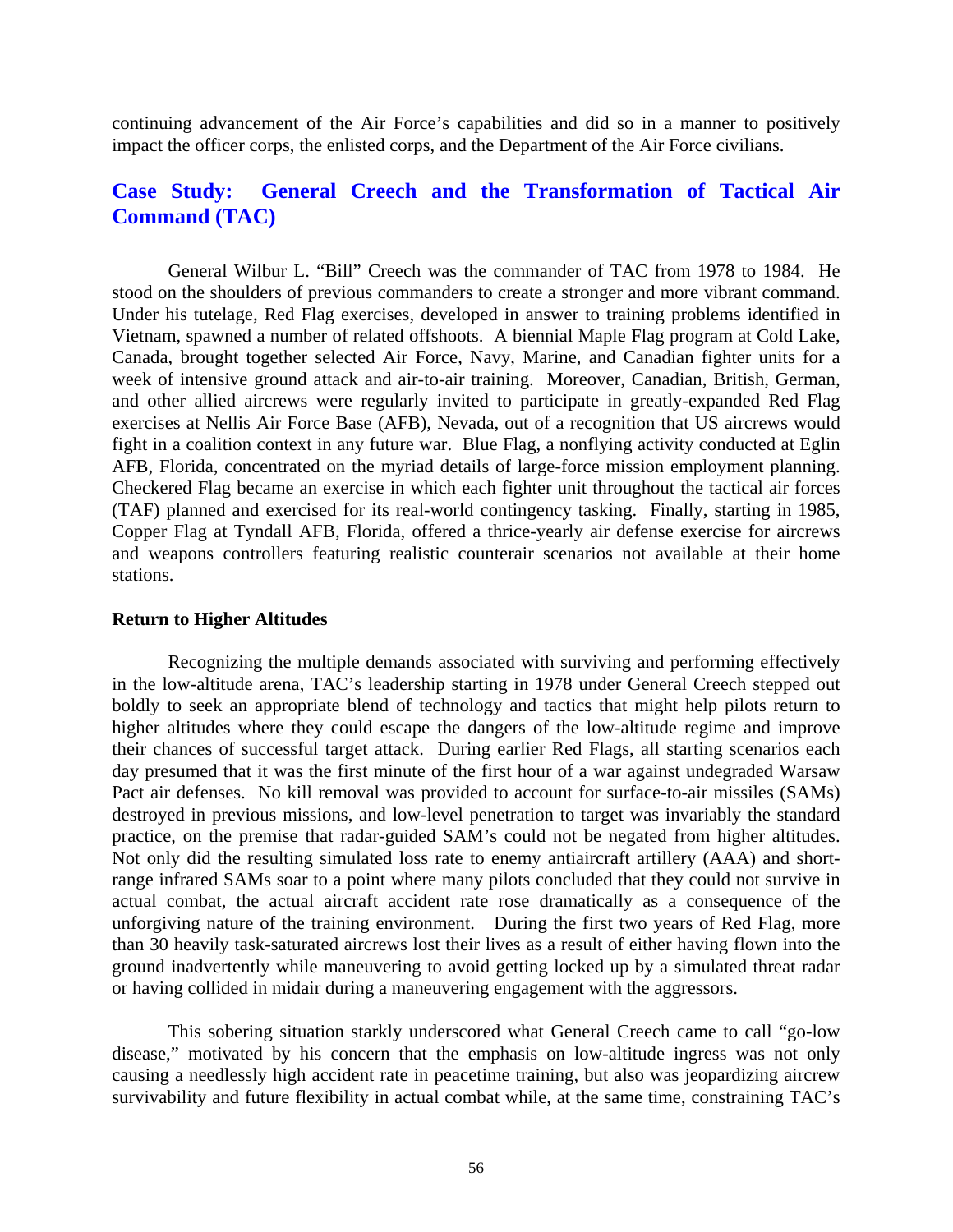continuing advancement of the Air Force's capabilities and did so in a manner to positively impact the officer corps, the enlisted corps, and the Department of the Air Force civilians.

## Case Study: General Creech and the Transformation of Tactical Air Command (TAC)

General Wilbur L. "Bill" Creech was the commander of TAC from 1978 to 1984. He stood on the shoulders of previous commanders to create a stronger and more vibrant command. Under his tutelage, Red Flag exercises, developed in answer to training problems identified in Vietnam, spawned a number of related offshoots. A biennial Maple Flag program at Cold Lake, Canada, brought together selected Air Force, Navy, Marine, and Canadian fighter units for a week of intensive ground attack and air-to-air training. Moreover, Canadian, British, German, and other allied aircrews were regularly invited to participate in greatly-expanded Red Flag exercises at Nellis Air Force Base (AFB), Nevada, out of a recognition that US aircrews would fight in a coalition context in any future war. Blue Flag, a nonflying activity conducted at Eglin AFB, Florida, concentrated on the myriad details of large-force mission employment planning. Checkered Flag became an exercise in which each fighter unit throughout the tactical air forces (TAF) planned and exercised for its real-world contingency tasking. Finally, starting in 1985, Copper Flag at Tyndall AFB, Florida, offered a thrice-yearly air defense exercise for aircrews and weapons controllers featuring realistic counterair scenarios not available at their home stations.

### Return to Higher Altitudes

Recognizing the multiple demands associated with surviving and performing effectively in the low-altitude arena, TAC's leadership starting in 1978 under General Creech stepped out boldly to seek an appropriate blend of technology and tactics that might help pilots return to higher altitudes where they could escape the dangers of the low-altitude regime and improve their chances of successful target attack. During earlier Red Flags, all starting scenarios each day presumed that it was the first minute of the first hour of a war against undegraded Warsaw Pact air defenses. No kill removal was provided to account for surface-to-air missiles (SAMs) destroyed in previous missions, and low-level penetration to target was invariably the standard practice, on the premise that radar-guided SAM's could not be negated from higher altitudes. Not only did the resulting simulated loss rate to enemy antiaircraft artillery (AAA) and short-range infrared SAMs soar to a point where many pilots concluded that they could not survive in actual combat, the actual aircraft accident rate rose dramatically as a consequence of the unforgiving nature of the training environment. During the first two years of Red Flag, more than 30 heavily task-saturated aircrews lost their lives as a result of either having flown into the ground inadvertently while maneuvering to avoid getting locked up by a simulated threat radar or having collided in midair during a maneuvering engagement with the aggressors.

This sobering situation starkly underscored what General Creech came to call "go-low disease," motivated by his concern that the emphasis on low-altitude ingress was not only causing a needlessly high accident rate in peacetime training, but also was jeopardizing aircrew survivability and future flexibility in actual combat while, at the same time, constraining TAC's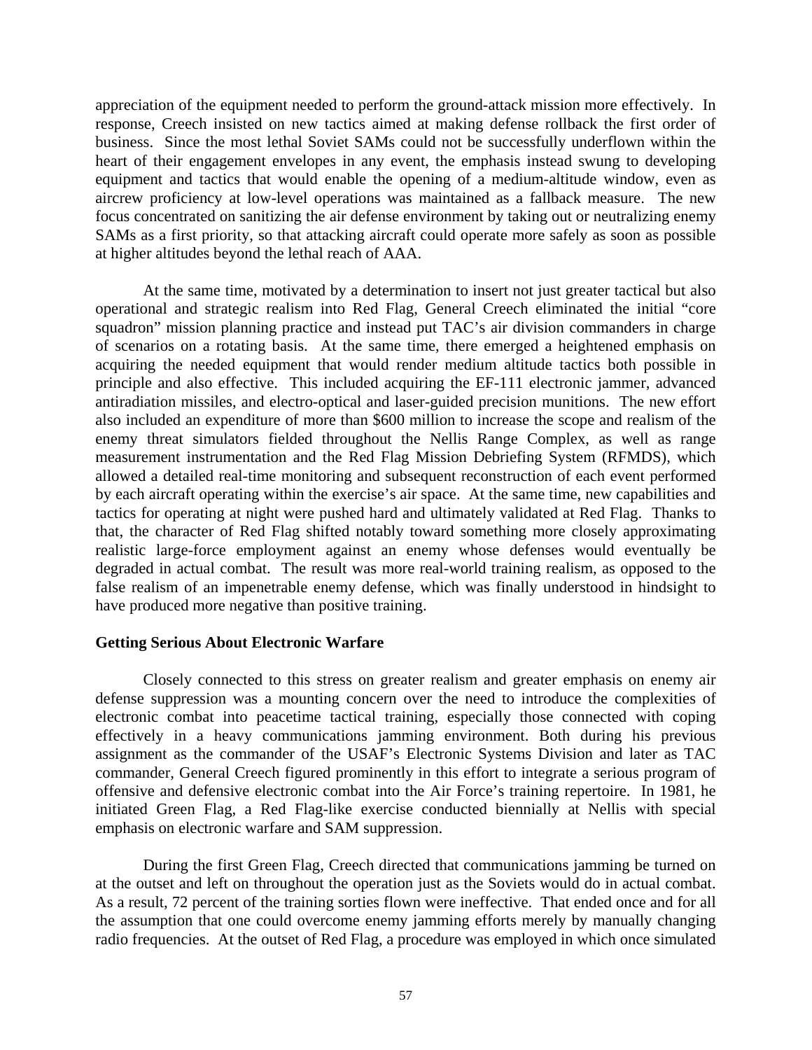appreciation of the equipment needed to perform the ground-attack mission more effectively. In response, Creech insisted on new tactics aimed at making defense rollback the first order of business. Since the most lethal Soviet SAMs could not be successfully underflown within the heart of their engagement envelopes in any event, the emphasis instead swung to developing equipment and tactics that would enable the opening of a medium-altitude window, even as aircrew proficiency at low-level operations was maintained as a fallback measure. The new focus concentrated on sanitizing the air defense environment by taking out or neutralizing enemy SAMs as a first priority, so that attacking aircraft could operate more safely as soon as possible at higher altitudes beyond the lethal reach of AAA.

At the same time, motivated by a determination to insert not just greater tactical but also operational and strategic realism into Red Flag, General Creech eliminated the initial "core squadron" mission planning practice and instead put TAC's air division commanders in charge of scenarios on a rotating basis. At the same time, there emerged a heightened emphasis on acquiring the needed equipment that would render medium altitude tactics both possible in principle and also effective. This included acquiring the EF-111 electronic jammer, advanced antiradiation missiles, and electro-optical and laser-guided precision munitions. The new effort also included an expenditure of more than $600 million to increase the scope and realism of the enemy threat simulators fielded throughout the Nellis Range Complex, as well as range measurement instrumentation and the Red Flag Mission Debriefing System (RFMDS), which allowed a detailed real-time monitoring and subsequent reconstruction of each event performed by each aircraft operating within the exercise's air space. At the same time, new capabilities and tactics for operating at night were pushed hard and ultimately validated at Red Flag. Thanks to that, the character of Red Flag shifted notably toward something more closely approximating realistic large-force employment against an enemy whose defenses would eventually be degraded in actual combat. The result was more real-world training realism, as opposed to the false realism of an impenetrable enemy defense, which was finally understood in hindsight to have produced more negative than positive training.

### Getting Serious About Electronic Warfare

Closely connected to this stress on greater realism and greater emphasis on enemy air defense suppression was a mounting concern over the need to introduce the complexities of electronic combat into peacetime tactical training, especially those connected with coping effectively in a heavy communications jamming environment. Both during his previous assignment as the commander of the USAF's Electronic Systems Division and later as TAC commander, General Creech figured prominently in this effort to integrate a serious program of offensive and defensive electronic combat into the Air Force's training repertoire. In 1981, he initiated Green Flag, a Red Flag-like exercise conducted biennially at Nellis with special emphasis on electronic warfare and SAM suppression.

During the first Green Flag, Creech directed that communications jamming be turned on at the outset and left on throughout the operation just as the Soviets would do in actual combat. As a result, 72 percent of the training sorties flown were ineffective. That ended once and for all the assumption that one could overcome enemy jamming efforts merely by manually changing radio frequencies. At the outset of Red Flag, a procedure was employed in which once simulated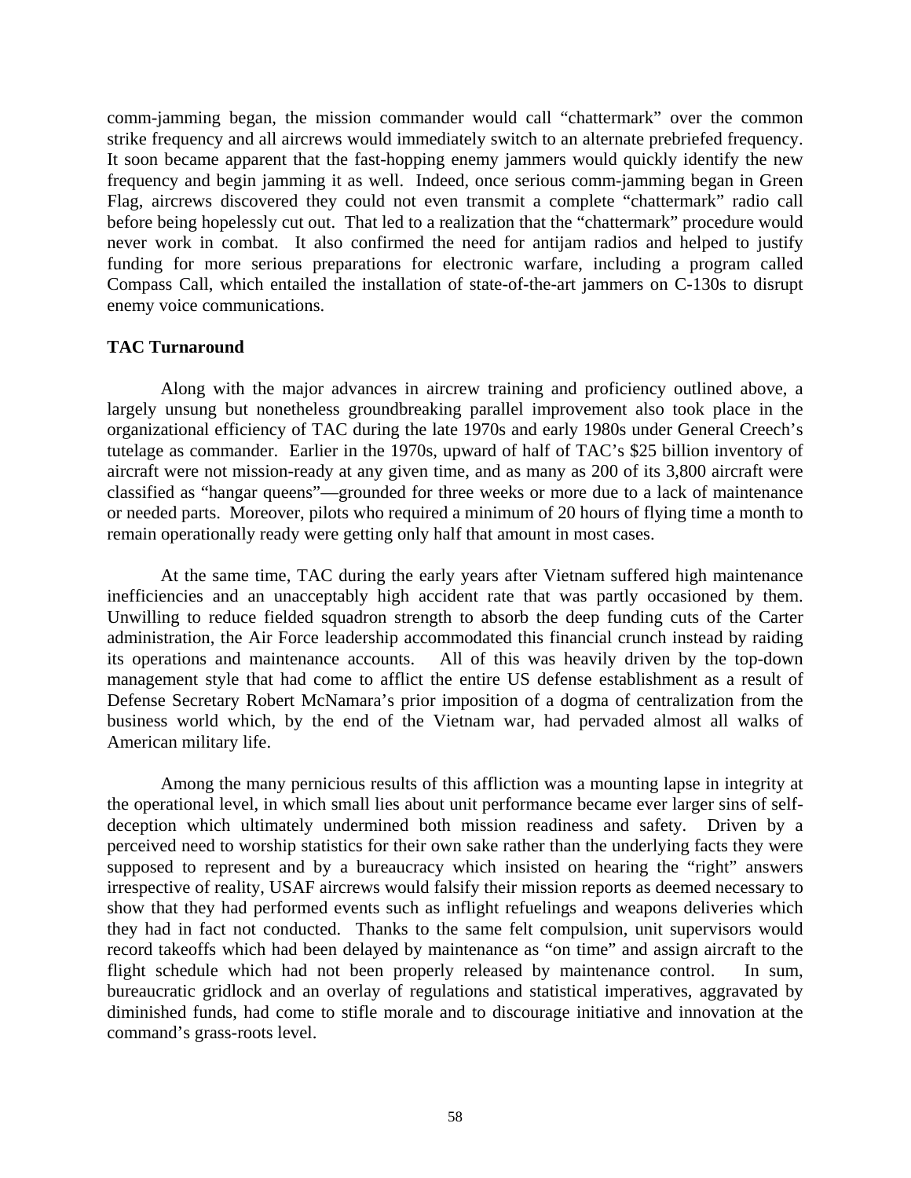comm-jamming began, the mission commander would call "chattermark" over the common strike frequency and all aircrews would immediately switch to an alternate prebriefed frequency. It soon became apparent that the fast-hopping enemy jammers would quickly identify the new frequency and begin jamming it as well. Indeed, once serious comm-jamming began in Green Flag, aircrews discovered they could not even transmit a complete "chattermark" radio call before being hopelessly cut out. That led to a realization that the "chattermark" procedure would never work in combat. It also confirmed the need for antijam radios and helped to justify funding for more serious preparations for electronic warfare, including a program called Compass Call, which entailed the installation of state-of-the-art jammers on C-130s to disrupt enemy voice communications.

**TAC Turnaround**

Along with the major advances in aircrew training and proficiency outlined above, a largely unsung but nonetheless groundbreaking parallel improvement also took place in the organizational efficiency of TAC during the late 1970s and early 1980s under General Creech's tutelage as commander. Earlier in the 1970s, upward of half of TAC's $25 billion inventory of aircraft were not mission-ready at any given time, and as many as 200 of its 3,800 aircraft were classified as "hangar queens"—grounded for three weeks or more due to a lack of maintenance or needed parts. Moreover, pilots who required a minimum of 20 hours of flying time a month to remain operationally ready were getting only half that amount in most cases.

At the same time, TAC during the early years after Vietnam suffered high maintenance inefficiencies and an unacceptably high accident rate that was partly occasioned by them. Unwilling to reduce fielded squadron strength to absorb the deep funding cuts of the Carter administration, the Air Force leadership accommodated this financial crunch instead by raiding its operations and maintenance accounts. All of this was heavily driven by the top-down management style that had come to afflict the entire US defense establishment as a result of Defense Secretary Robert McNamara's prior imposition of a dogma of centralization from the business world which, by the end of the Vietnam war, had pervaded almost all walks of American military life.

Among the many pernicious results of this affliction was a mounting lapse in integrity at the operational level, in which small lies about unit performance became ever larger sins of self-deception which ultimately undermined both mission readiness and safety. Driven by a perceived need to worship statistics for their own sake rather than the underlying facts they were supposed to represent and by a bureaucracy which insisted on hearing the "right" answers irrespective of reality, USAF aircrews would falsify their mission reports as deemed necessary to show that they had performed events such as inflight refuelings and weapons deliveries which they had in fact not conducted. Thanks to the same felt compulsion, unit supervisors would record takeoffs which had been delayed by maintenance as "on time" and assign aircraft to the flight schedule which had not been properly released by maintenance control. In sum, bureaucratic gridlock and an overlay of regulations and statistical imperatives, aggravated by diminished funds, had come to stifle morale and to discourage initiative and innovation at the command's grass-roots level.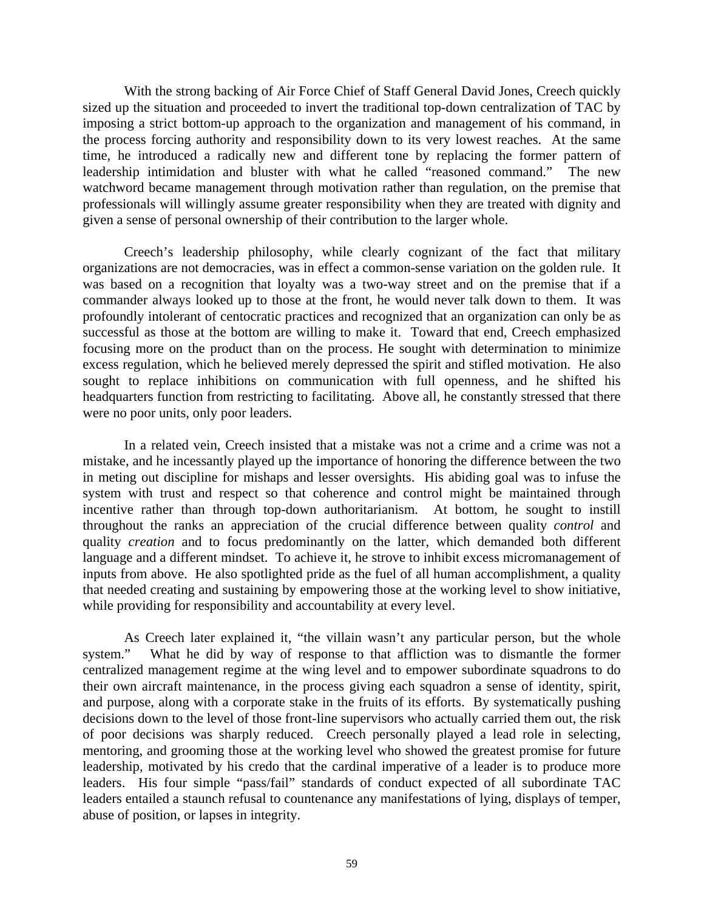With the strong backing of Air Force Chief of Staff General David Jones, Creech quickly sized up the situation and proceeded to invert the traditional top-down centralization of TAC by imposing a strict bottom-up approach to the organization and management of his command, in the process forcing authority and responsibility down to its very lowest reaches. At the same time, he introduced a radically new and different tone by replacing the former pattern of leadership intimidation and bluster with what he called "reasoned command." The new watchword became management through motivation rather than regulation, on the premise that professionals will willingly assume greater responsibility when they are treated with dignity and given a sense of personal ownership of their contribution to the larger whole.

Creech's leadership philosophy, while clearly cognizant of the fact that military organizations are not democracies, was in effect a common-sense variation on the golden rule. It was based on a recognition that loyalty was a two-way street and on the premise that if a commander always looked up to those at the front, he would never talk down to them. It was profoundly intolerant of centocratic practices and recognized that an organization can only be as successful as those at the bottom are willing to make it. Toward that end, Creech emphasized focusing more on the product than on the process. He sought with determination to minimize excess regulation, which he believed merely depressed the spirit and stifled motivation. He also sought to replace inhibitions on communication with full openness, and he shifted his headquarters function from restricting to facilitating. Above all, he constantly stressed that there were no poor units, only poor leaders.

In a related vein, Creech insisted that a mistake was not a crime and a crime was not a mistake, and he incessantly played up the importance of honoring the difference between the two in meting out discipline for mishaps and lesser oversights. His abiding goal was to infuse the system with trust and respect so that coherence and control might be maintained through incentive rather than through top-down authoritarianism. At bottom, he sought to instill throughout the ranks an appreciation of the crucial difference between quality *control* and quality *creation* and to focus predominantly on the latter, which demanded both different language and a different mindset. To achieve it, he strove to inhibit excess micromanagement of inputs from above. He also spotlighted pride as the fuel of all human accomplishment, a quality that needed creating and sustaining by empowering those at the working level to show initiative, while providing for responsibility and accountability at every level.

As Creech later explained it, "the villain wasn't any particular person, but the whole system." What he did by way of response to that affliction was to dismantle the former centralized management regime at the wing level and to empower subordinate squadrons to do their own aircraft maintenance, in the process giving each squadron a sense of identity, spirit, and purpose, along with a corporate stake in the fruits of its efforts. By systematically pushing decisions down to the level of those front-line supervisors who actually carried them out, the risk of poor decisions was sharply reduced. Creech personally played a lead role in selecting, mentoring, and grooming those at the working level who showed the greatest promise for future leadership, motivated by his credo that the cardinal imperative of a leader is to produce more leaders. His four simple "pass/fail" standards of conduct expected of all subordinate TAC leaders entailed a staunch refusal to countenance any manifestations of lying, displays of temper, abuse of position, or lapses in integrity.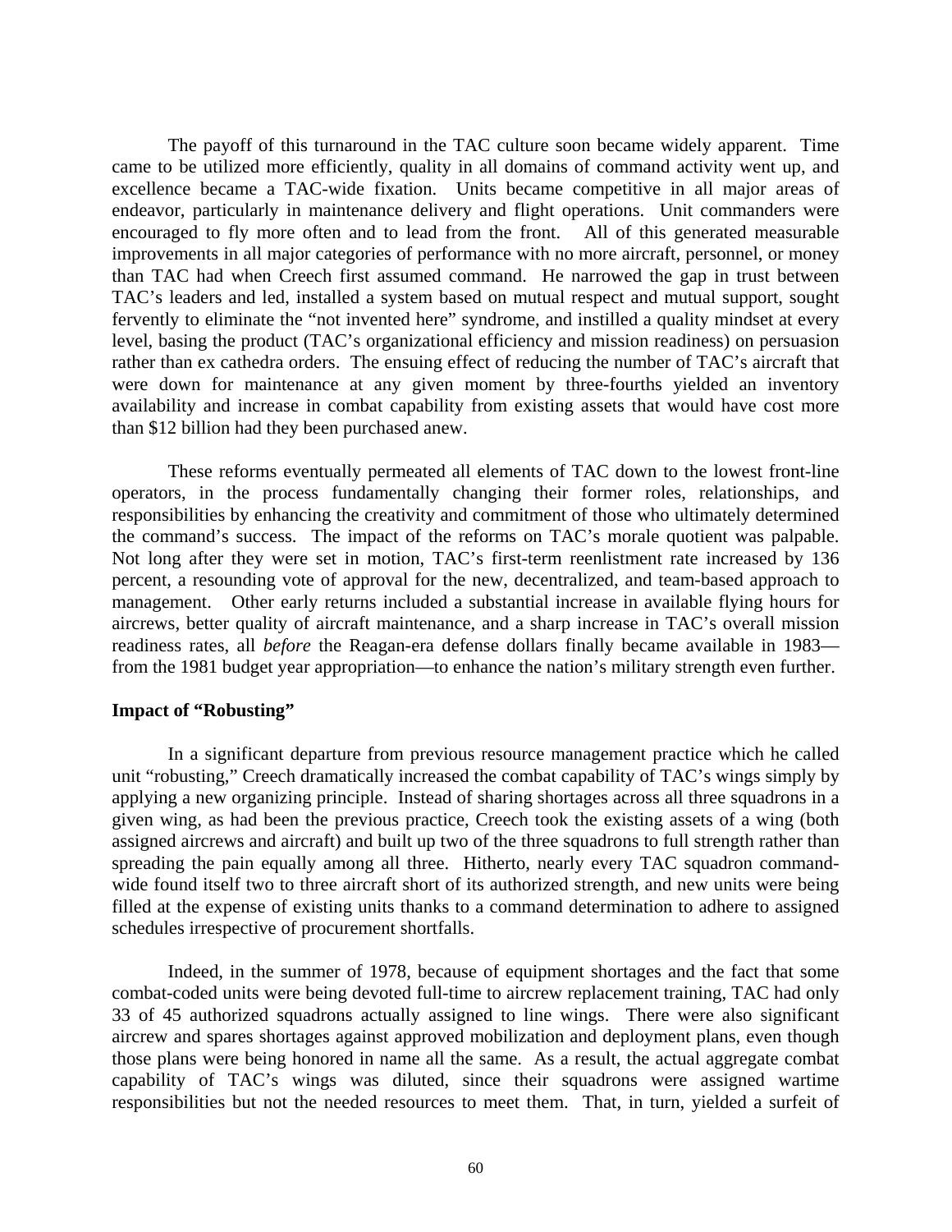The payoff of this turnaround in the TAC culture soon became widely apparent. Time came to be utilized more efficiently, quality in all domains of command activity went up, and excellence became a TAC-wide fixation. Units became competitive in all major areas of endeavor, particularly in maintenance delivery and flight operations. Unit commanders were encouraged to fly more often and to lead from the front. All of this generated measurable improvements in all major categories of performance with no more aircraft, personnel, or money than TAC had when Creech first assumed command. He narrowed the gap in trust between TAC's leaders and led, installed a system based on mutual respect and mutual support, sought fervently to eliminate the "not invented here" syndrome, and instilled a quality mindset at every level, basing the product (TAC's organizational efficiency and mission readiness) on persuasion rather than ex cathedra orders. The ensuing effect of reducing the number of TAC's aircraft that were down for maintenance at any given moment by three-fourths yielded an inventory availability and increase in combat capability from existing assets that would have cost more than $12 billion had they been purchased anew.

These reforms eventually permeated all elements of TAC down to the lowest front-line operators, in the process fundamentally changing their former roles, relationships, and responsibilities by enhancing the creativity and commitment of those who ultimately determined the command's success. The impact of the reforms on TAC's morale quotient was palpable. Not long after they were set in motion, TAC's first-term reenlistment rate increased by 136 percent, a resounding vote of approval for the new, decentralized, and team-based approach to management. Other early returns included a substantial increase in available flying hours for aircrews, better quality of aircraft maintenance, and a sharp increase in TAC's overall mission readiness rates, all *before* the Reagan-era defense dollars finally became available in 1983—from the 1981 budget year appropriation—to enhance the nation's military strength even further.

**Impact of "Robusting"**

In a significant departure from previous resource management practice which he called unit "robusting," Creech dramatically increased the combat capability of TAC's wings simply by applying a new organizing principle. Instead of sharing shortages across all three squadrons in a given wing, as had been the previous practice, Creech took the existing assets of a wing (both assigned aircrews and aircraft) and built up two of the three squadrons to full strength rather than spreading the pain equally among all three. Hitherto, nearly every TAC squadron command-wide found itself two to three aircraft short of its authorized strength, and new units were being filled at the expense of existing units thanks to a command determination to adhere to assigned schedules irrespective of procurement shortfalls.

Indeed, in the summer of 1978, because of equipment shortages and the fact that some combat-coded units were being devoted full-time to aircrew replacement training, TAC had only 33 of 45 authorized squadrons actually assigned to line wings. There were also significant aircrew and spares shortages against approved mobilization and deployment plans, even though those plans were being honored in name all the same. As a result, the actual aggregate combat capability of TAC's wings was diluted, since their squadrons were assigned wartime responsibilities but not the needed resources to meet them. That, in turn, yielded a surfeit of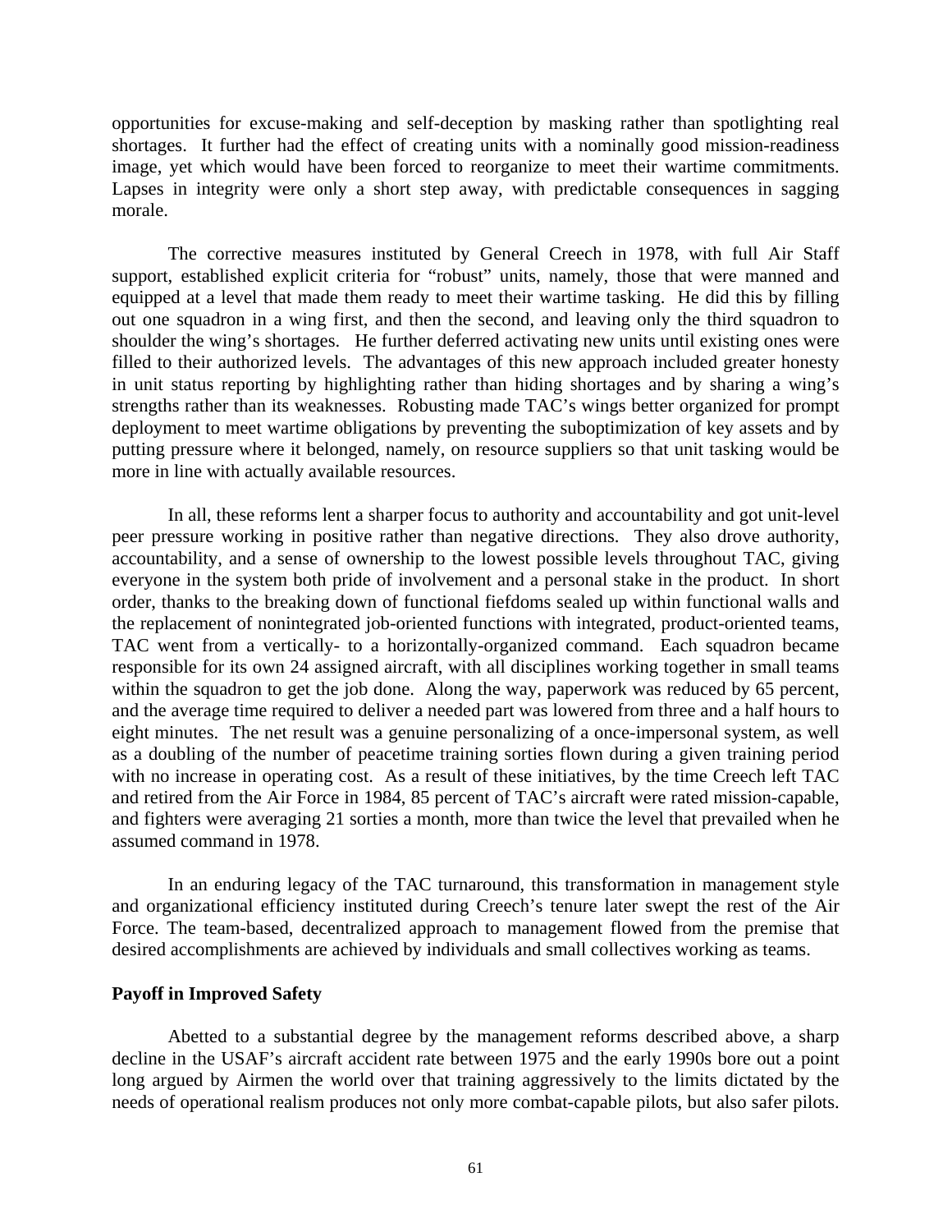opportunities for excuse-making and self-deception by masking rather than spotlighting real shortages. It further had the effect of creating units with a nominally good mission-readiness image, yet which would have been forced to reorganize to meet their wartime commitments. Lapses in integrity were only a short step away, with predictable consequences in sagging morale.

The corrective measures instituted by General Creech in 1978, with full Air Staff support, established explicit criteria for "robust" units, namely, those that were manned and equipped at a level that made them ready to meet their wartime tasking. He did this by filling out one squadron in a wing first, and then the second, and leaving only the third squadron to shoulder the wing's shortages. He further deferred activating new units until existing ones were filled to their authorized levels. The advantages of this new approach included greater honesty in unit status reporting by highlighting rather than hiding shortages and by sharing a wing's strengths rather than its weaknesses. Robusting made TAC's wings better organized for prompt deployment to meet wartime obligations by preventing the suboptimization of key assets and by putting pressure where it belonged, namely, on resource suppliers so that unit tasking would be more in line with actually available resources.

In all, these reforms lent a sharper focus to authority and accountability and got unit-level peer pressure working in positive rather than negative directions. They also drove authority, accountability, and a sense of ownership to the lowest possible levels throughout TAC, giving everyone in the system both pride of involvement and a personal stake in the product. In short order, thanks to the breaking down of functional fiefdoms sealed up within functional walls and the replacement of nonintegrated job-oriented functions with integrated, product-oriented teams, TAC went from a vertically- to a horizontally-organized command. Each squadron became responsible for its own 24 assigned aircraft, with all disciplines working together in small teams within the squadron to get the job done. Along the way, paperwork was reduced by 65 percent, and the average time required to deliver a needed part was lowered from three and a half hours to eight minutes. The net result was a genuine personalizing of a once-impersonal system, as well as a doubling of the number of peacetime training sorties flown during a given training period with no increase in operating cost. As a result of these initiatives, by the time Creech left TAC and retired from the Air Force in 1984, 85 percent of TAC's aircraft were rated mission-capable, and fighters were averaging 21 sorties a month, more than twice the level that prevailed when he assumed command in 1978.

In an enduring legacy of the TAC turnaround, this transformation in management style and organizational efficiency instituted during Creech's tenure later swept the rest of the Air Force. The team-based, decentralized approach to management flowed from the premise that desired accomplishments are achieved by individuals and small collectives working as teams.

**Payoff in Improved Safety**

Abetted to a substantial degree by the management reforms described above, a sharp decline in the USAF's aircraft accident rate between 1975 and the early 1990s bore out a point long argued by Airmen the world over that training aggressively to the limits dictated by the needs of operational realism produces not only more combat-capable pilots, but also safer pilots.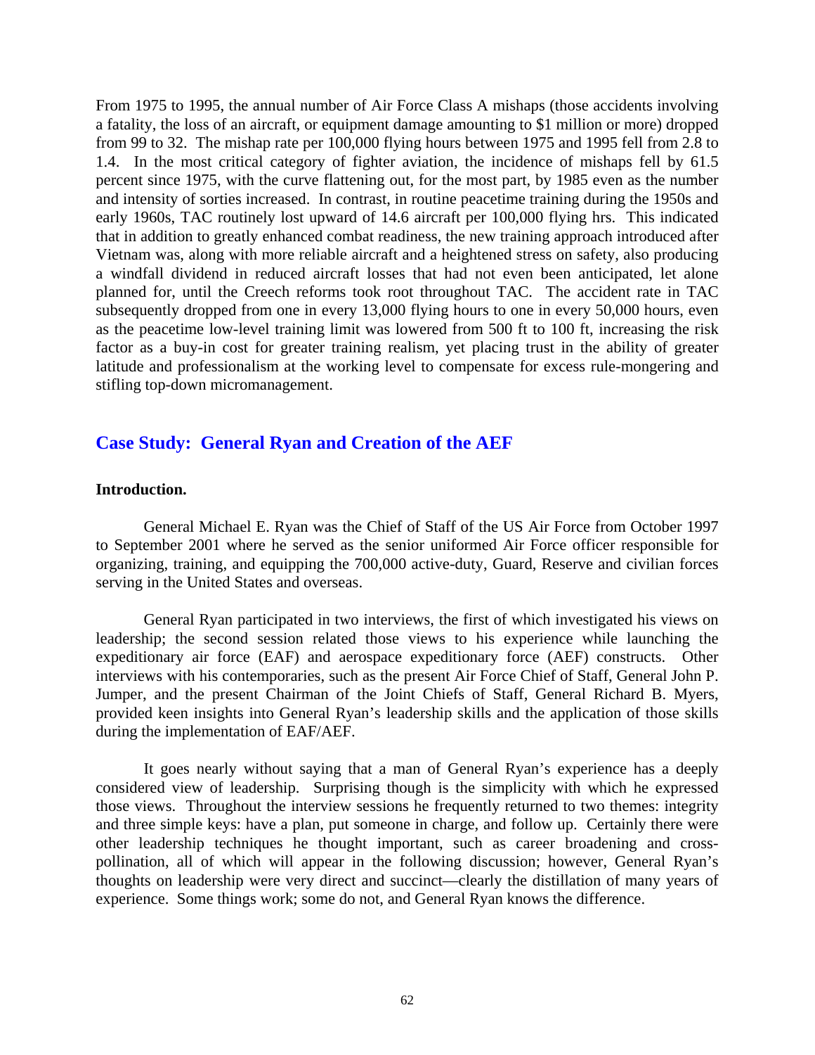From 1975 to 1995, the annual number of Air Force Class A mishaps (those accidents involving a fatality, the loss of an aircraft, or equipment damage amounting to $1 million or more) dropped from 99 to 32. The mishap rate per 100,000 flying hours between 1975 and 1995 fell from 2.8 to 1.4. In the most critical category of fighter aviation, the incidence of mishaps fell by 61.5 percent since 1975, with the curve flattening out, for the most part, by 1985 even as the number and intensity of sorties increased. In contrast, in routine peacetime training during the 1950s and early 1960s, TAC routinely lost upward of 14.6 aircraft per 100,000 flying hrs. This indicated that in addition to greatly enhanced combat readiness, the new training approach introduced after Vietnam was, along with more reliable aircraft and a heightened stress on safety, also producing a windfall dividend in reduced aircraft losses that had not even been anticipated, let alone planned for, until the Creech reforms took root throughout TAC. The accident rate in TAC subsequently dropped from one in every 13,000 flying hours to one in every 50,000 hours, even as the peacetime low-level training limit was lowered from 500 ft to 100 ft, increasing the risk factor as a buy-in cost for greater training realism, yet placing trust in the ability of greater latitude and professionalism at the working level to compensate for excess rule-mongering and stifling top-down micromanagement.

## Case Study: General Ryan and Creation of the AEF

**Introduction.**

General Michael E. Ryan was the Chief of Staff of the US Air Force from October 1997 to September 2001 where he served as the senior uniformed Air Force officer responsible for organizing, training, and equipping the 700,000 active-duty, Guard, Reserve and civilian forces serving in the United States and overseas.

General Ryan participated in two interviews, the first of which investigated his views on leadership; the second session related those views to his experience while launching the expeditionary air force (EAF) and aerospace expeditionary force (AEF) constructs. Other interviews with his contemporaries, such as the present Air Force Chief of Staff, General John P. Jumper, and the present Chairman of the Joint Chiefs of Staff, General Richard B. Myers, provided keen insights into General Ryan's leadership skills and the application of those skills during the implementation of EAF/AEF.

It goes nearly without saying that a man of General Ryan's experience has a deeply considered view of leadership. Surprising though is the simplicity with which he expressed those views. Throughout the interview sessions he frequently returned to two themes: integrity and three simple keys: have a plan, put someone in charge, and follow up. Certainly there were other leadership techniques he thought important, such as career broadening and cross-pollination, all of which will appear in the following discussion; however, General Ryan's thoughts on leadership were very direct and succinct—clearly the distillation of many years of experience. Some things work; some do not, and General Ryan knows the difference.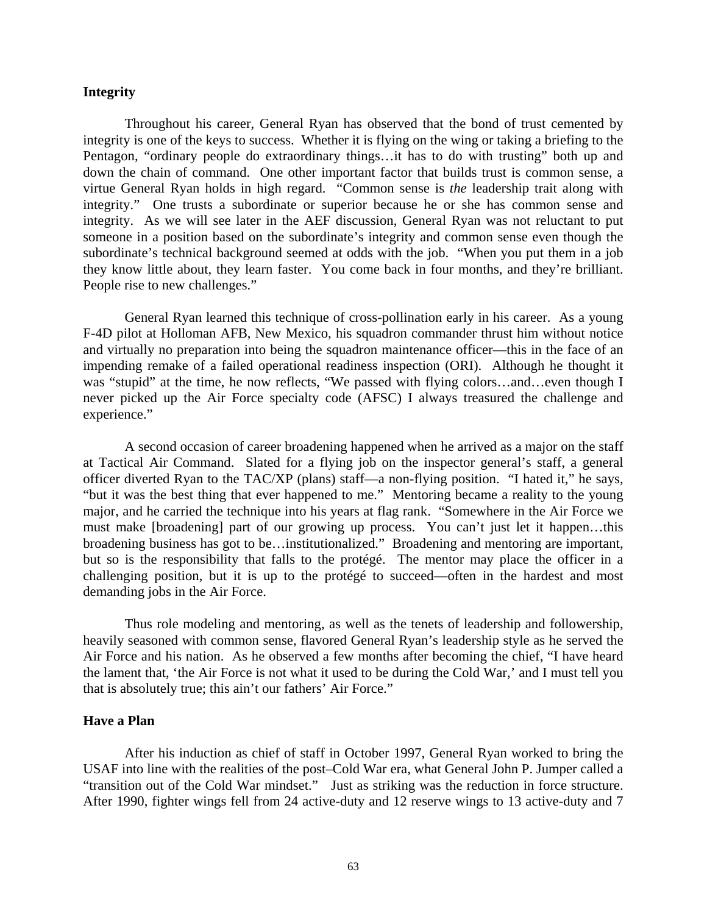**Integrity**

Throughout his career, General Ryan has observed that the bond of trust cemented by integrity is one of the keys to success. Whether it is flying on the wing or taking a briefing to the Pentagon, "ordinary people do extraordinary things…it has to do with trusting" both up and down the chain of command. One other important factor that builds trust is common sense, a virtue General Ryan holds in high regard. "Common sense is *the* leadership trait along with integrity." One trusts a subordinate or superior because he or she has common sense and integrity. As we will see later in the AEF discussion, General Ryan was not reluctant to put someone in a position based on the subordinate's integrity and common sense even though the subordinate's technical background seemed at odds with the job. "When you put them in a job they know little about, they learn faster. You come back in four months, and they're brilliant. People rise to new challenges."

General Ryan learned this technique of cross-pollination early in his career. As a young F-4D pilot at Holloman AFB, New Mexico, his squadron commander thrust him without notice and virtually no preparation into being the squadron maintenance officer—this in the face of an impending remake of a failed operational readiness inspection (ORI). Although he thought it was "stupid" at the time, he now reflects, "We passed with flying colors…and…even though I never picked up the Air Force specialty code (AFSC) I always treasured the challenge and experience."

A second occasion of career broadening happened when he arrived as a major on the staff at Tactical Air Command. Slated for a flying job on the inspector general's staff, a general officer diverted Ryan to the TAC/XP (plans) staff—a non-flying position. "I hated it," he says, "but it was the best thing that ever happened to me." Mentoring became a reality to the young major, and he carried the technique into his years at flag rank. "Somewhere in the Air Force we must make [broadening] part of our growing up process. You can't just let it happen…this broadening business has got to be…institutionalized." Broadening and mentoring are important, but so is the responsibility that falls to the protégé. The mentor may place the officer in a challenging position, but it is up to the protégé to succeed—often in the hardest and most demanding jobs in the Air Force.

Thus role modeling and mentoring, as well as the tenets of leadership and followership, heavily seasoned with common sense, flavored General Ryan's leadership style as he served the Air Force and his nation. As he observed a few months after becoming the chief, "I have heard the lament that, 'the Air Force is not what it used to be during the Cold War,' and I must tell you that is absolutely true; this ain't our fathers' Air Force."

**Have a Plan**

After his induction as chief of staff in October 1997, General Ryan worked to bring the USAF into line with the realities of the post–Cold War era, what General John P. Jumper called a "transition out of the Cold War mindset." Just as striking was the reduction in force structure. After 1990, fighter wings fell from 24 active-duty and 12 reserve wings to 13 active-duty and 7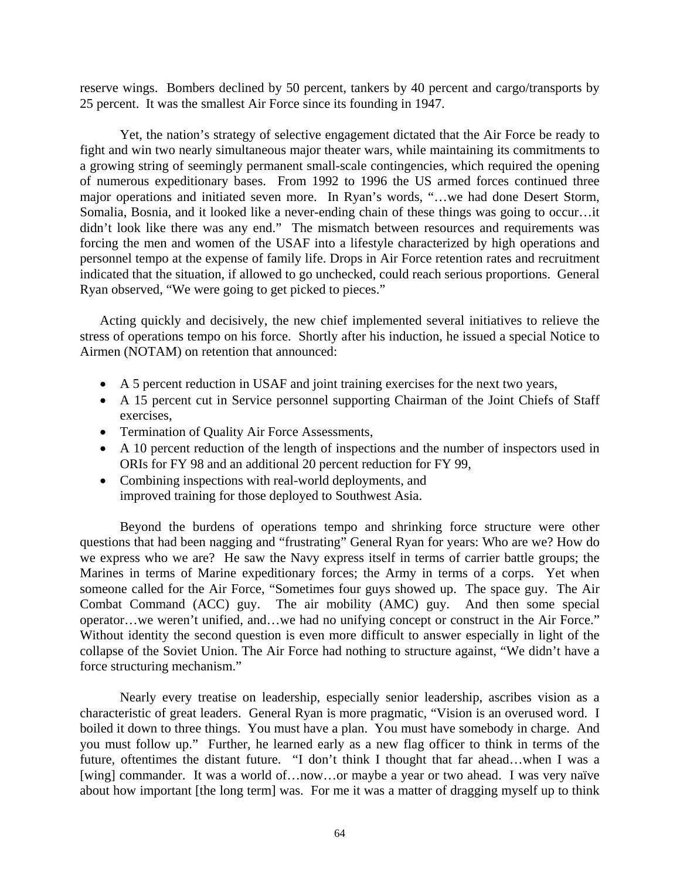reserve wings. Bombers declined by 50 percent, tankers by 40 percent and cargo/transports by 25 percent. It was the smallest Air Force since its founding in 1947.

Yet, the nation's strategy of selective engagement dictated that the Air Force be ready to fight and win two nearly simultaneous major theater wars, while maintaining its commitments to a growing string of seemingly permanent small-scale contingencies, which required the opening of numerous expeditionary bases. From 1992 to 1996 the US armed forces continued three major operations and initiated seven more. In Ryan's words, "…we had done Desert Storm, Somalia, Bosnia, and it looked like a never-ending chain of these things was going to occur…it didn't look like there was any end." The mismatch between resources and requirements was forcing the men and women of the USAF into a lifestyle characterized by high operations and personnel tempo at the expense of family life. Drops in Air Force retention rates and recruitment indicated that the situation, if allowed to go unchecked, could reach serious proportions. General Ryan observed, "We were going to get picked to pieces."

Acting quickly and decisively, the new chief implemented several initiatives to relieve the stress of operations tempo on his force. Shortly after his induction, he issued a special Notice to Airmen (NOTAM) on retention that announced:

- A 5 percent reduction in USAF and joint training exercises for the next two years,
- A 15 percent cut in Service personnel supporting Chairman of the Joint Chiefs of Staff exercises,
- Termination of Quality Air Force Assessments,
- A 10 percent reduction of the length of inspections and the number of inspectors used in ORIs for FY 98 and an additional 20 percent reduction for FY 99,
- Combining inspections with real-world deployments, and improved training for those deployed to Southwest Asia.

Beyond the burdens of operations tempo and shrinking force structure were other questions that had been nagging and "frustrating" General Ryan for years: Who are we? How do we express who we are? He saw the Navy express itself in terms of carrier battle groups; the Marines in terms of Marine expeditionary forces; the Army in terms of a corps. Yet when someone called for the Air Force, "Sometimes four guys showed up. The space guy. The Air Combat Command (ACC) guy. The air mobility (AMC) guy. And then some special operator…we weren't unified, and…we had no unifying concept or construct in the Air Force." Without identity the second question is even more difficult to answer especially in light of the collapse of the Soviet Union. The Air Force had nothing to structure against, "We didn't have a force structuring mechanism."

Nearly every treatise on leadership, especially senior leadership, ascribes vision as a characteristic of great leaders. General Ryan is more pragmatic, "Vision is an overused word. I boiled it down to three things. You must have a plan. You must have somebody in charge. And you must follow up." Further, he learned early as a new flag officer to think in terms of the future, oftentimes the distant future. "I don't think I thought that far ahead…when I was a [wing] commander. It was a world of…now…or maybe a year or two ahead. I was very naïve about how important [the long term] was. For me it was a matter of dragging myself up to think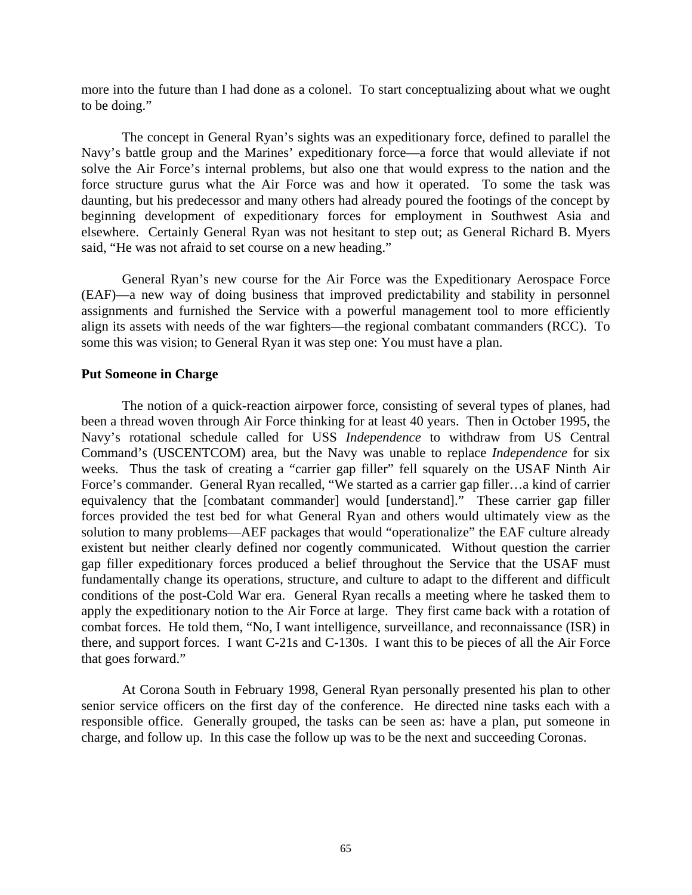more into the future than I had done as a colonel. To start conceptualizing about what we ought to be doing."

The concept in General Ryan's sights was an expeditionary force, defined to parallel the Navy's battle group and the Marines' expeditionary force—a force that would alleviate if not solve the Air Force's internal problems, but also one that would express to the nation and the force structure gurus what the Air Force was and how it operated. To some the task was daunting, but his predecessor and many others had already poured the footings of the concept by beginning development of expeditionary forces for employment in Southwest Asia and elsewhere. Certainly General Ryan was not hesitant to step out; as General Richard B. Myers said, "He was not afraid to set course on a new heading."

General Ryan's new course for the Air Force was the Expeditionary Aerospace Force (EAF)—a new way of doing business that improved predictability and stability in personnel assignments and furnished the Service with a powerful management tool to more efficiently align its assets with needs of the war fighters—the regional combatant commanders (RCC). To some this was vision; to General Ryan it was step one: You must have a plan.

**Put Someone in Charge**

The notion of a quick-reaction airpower force, consisting of several types of planes, had been a thread woven through Air Force thinking for at least 40 years. Then in October 1995, the Navy's rotational schedule called for USS *Independence* to withdraw from US Central Command's (USCENTCOM) area, but the Navy was unable to replace *Independence* for six weeks. Thus the task of creating a "carrier gap filler" fell squarely on the USAF Ninth Air Force's commander. General Ryan recalled, "We started as a carrier gap filler…a kind of carrier equivalency that the [combatant commander] would [understand]." These carrier gap filler forces provided the test bed for what General Ryan and others would ultimately view as the solution to many problems—AEF packages that would "operationalize" the EAF culture already existent but neither clearly defined nor cogently communicated. Without question the carrier gap filler expeditionary forces produced a belief throughout the Service that the USAF must fundamentally change its operations, structure, and culture to adapt to the different and difficult conditions of the post-Cold War era. General Ryan recalls a meeting where he tasked them to apply the expeditionary notion to the Air Force at large. They first came back with a rotation of combat forces. He told them, "No, I want intelligence, surveillance, and reconnaissance (ISR) in there, and support forces. I want C-21s and C-130s. I want this to be pieces of all the Air Force that goes forward."

At Corona South in February 1998, General Ryan personally presented his plan to other senior service officers on the first day of the conference. He directed nine tasks each with a responsible office. Generally grouped, the tasks can be seen as: have a plan, put someone in charge, and follow up. In this case the follow up was to be the next and succeeding Coronas.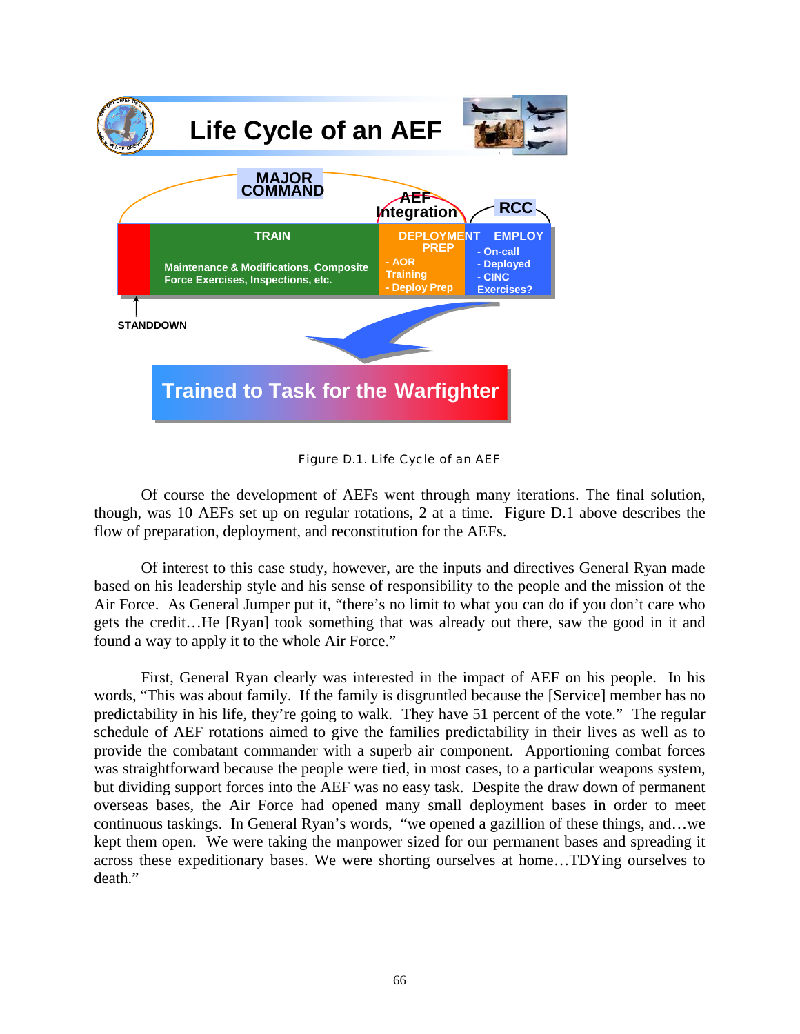**Life Cycle of an AEF**

MAJOR COMMAND | AEF Integration | RCC

| STANDDOWN | TRAIN | DEPLOYMENT PREP | EMPLOY |
|---|---|---|---|
| | Maintenance & Modifications, Composite Force Exercises, Inspections, etc. | - AOR Training<br>- Deploy Prep | - On-call<br>- Deployed<br>- CINC Exercises? |

**Trained to Task for the Warfighter**

Figure D.1. Life Cycle of an AEF

Of course the development of AEFs went through many iterations. The final solution, though, was 10 AEFs set up on regular rotations, 2 at a time. Figure D.1 above describes the flow of preparation, deployment, and reconstitution for the AEFs.

Of interest to this case study, however, are the inputs and directives General Ryan made based on his leadership style and his sense of responsibility to the people and the mission of the Air Force. As General Jumper put it, "there's no limit to what you can do if you don't care who gets the credit…He [Ryan] took something that was already out there, saw the good in it and found a way to apply it to the whole Air Force."

First, General Ryan clearly was interested in the impact of AEF on his people. In his words, "This was about family. If the family is disgruntled because the [Service] member has no predictability in his life, they're going to walk. They have 51 percent of the vote." The regular schedule of AEF rotations aimed to give the families predictability in their lives as well as to provide the combatant commander with a superb air component. Apportioning combat forces was straightforward because the people were tied, in most cases, to a particular weapons system, but dividing support forces into the AEF was no easy task. Despite the draw down of permanent overseas bases, the Air Force had opened many small deployment bases in order to meet continuous taskings. In General Ryan's words, "we opened a gazillion of these things, and…we kept them open. We were taking the manpower sized for our permanent bases and spreading it across these expeditionary bases. We were shorting ourselves at home…TDYing ourselves to death."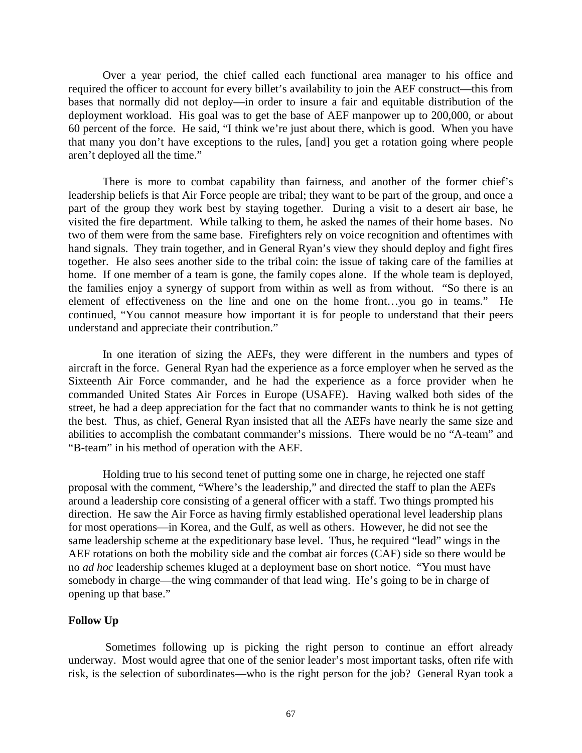Over a year period, the chief called each functional area manager to his office and required the officer to account for every billet's availability to join the AEF construct—this from bases that normally did not deploy—in order to insure a fair and equitable distribution of the deployment workload. His goal was to get the base of AEF manpower up to 200,000, or about 60 percent of the force. He said, "I think we're just about there, which is good. When you have that many you don't have exceptions to the rules, [and] you get a rotation going where people aren't deployed all the time."

There is more to combat capability than fairness, and another of the former chief's leadership beliefs is that Air Force people are tribal; they want to be part of the group, and once a part of the group they work best by staying together. During a visit to a desert air base, he visited the fire department. While talking to them, he asked the names of their home bases. No two of them were from the same base. Firefighters rely on voice recognition and oftentimes with hand signals. They train together, and in General Ryan's view they should deploy and fight fires together. He also sees another side to the tribal coin: the issue of taking care of the families at home. If one member of a team is gone, the family copes alone. If the whole team is deployed, the families enjoy a synergy of support from within as well as from without. "So there is an element of effectiveness on the line and one on the home front…you go in teams." He continued, "You cannot measure how important it is for people to understand that their peers understand and appreciate their contribution."

In one iteration of sizing the AEFs, they were different in the numbers and types of aircraft in the force. General Ryan had the experience as a force employer when he served as the Sixteenth Air Force commander, and he had the experience as a force provider when he commanded United States Air Forces in Europe (USAFE). Having walked both sides of the street, he had a deep appreciation for the fact that no commander wants to think he is not getting the best. Thus, as chief, General Ryan insisted that all the AEFs have nearly the same size and abilities to accomplish the combatant commander's missions. There would be no "A-team" and "B-team" in his method of operation with the AEF.

Holding true to his second tenet of putting some one in charge, he rejected one staff proposal with the comment, "Where's the leadership," and directed the staff to plan the AEFs around a leadership core consisting of a general officer with a staff. Two things prompted his direction. He saw the Air Force as having firmly established operational level leadership plans for most operations—in Korea, and the Gulf, as well as others. However, he did not see the same leadership scheme at the expeditionary base level. Thus, he required "lead" wings in the AEF rotations on both the mobility side and the combat air forces (CAF) side so there would be no *ad hoc* leadership schemes kluged at a deployment base on short notice. "You must have somebody in charge—the wing commander of that lead wing. He's going to be in charge of opening up that base."

**Follow Up**

Sometimes following up is picking the right person to continue an effort already underway. Most would agree that one of the senior leader's most important tasks, often rife with risk, is the selection of subordinates—who is the right person for the job? General Ryan took a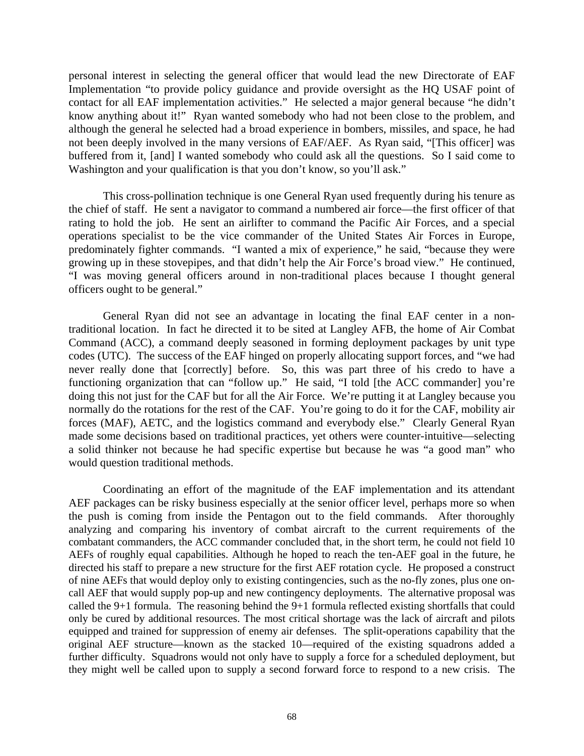personal interest in selecting the general officer that would lead the new Directorate of EAF Implementation "to provide policy guidance and provide oversight as the HQ USAF point of contact for all EAF implementation activities." He selected a major general because "he didn't know anything about it!" Ryan wanted somebody who had not been close to the problem, and although the general he selected had a broad experience in bombers, missiles, and space, he had not been deeply involved in the many versions of EAF/AEF. As Ryan said, "[This officer] was buffered from it, [and] I wanted somebody who could ask all the questions. So I said come to Washington and your qualification is that you don't know, so you'll ask."

This cross-pollination technique is one General Ryan used frequently during his tenure as the chief of staff. He sent a navigator to command a numbered air force—the first officer of that rating to hold the job. He sent an airlifter to command the Pacific Air Forces, and a special operations specialist to be the vice commander of the United States Air Forces in Europe, predominately fighter commands. "I wanted a mix of experience," he said, "because they were growing up in these stovepipes, and that didn't help the Air Force's broad view." He continued, "I was moving general officers around in non-traditional places because I thought general officers ought to be general."

General Ryan did not see an advantage in locating the final EAF center in a non-traditional location. In fact he directed it to be sited at Langley AFB, the home of Air Combat Command (ACC), a command deeply seasoned in forming deployment packages by unit type codes (UTC). The success of the EAF hinged on properly allocating support forces, and "we had never really done that [correctly] before. So, this was part three of his credo to have a functioning organization that can "follow up." He said, "I told [the ACC commander] you're doing this not just for the CAF but for all the Air Force. We're putting it at Langley because you normally do the rotations for the rest of the CAF. You're going to do it for the CAF, mobility air forces (MAF), AETC, and the logistics command and everybody else." Clearly General Ryan made some decisions based on traditional practices, yet others were counter-intuitive—selecting a solid thinker not because he had specific expertise but because he was "a good man" who would question traditional methods.

Coordinating an effort of the magnitude of the EAF implementation and its attendant AEF packages can be risky business especially at the senior officer level, perhaps more so when the push is coming from inside the Pentagon out to the field commands. After thoroughly analyzing and comparing his inventory of combat aircraft to the current requirements of the combatant commanders, the ACC commander concluded that, in the short term, he could not field 10 AEFs of roughly equal capabilities. Although he hoped to reach the ten-AEF goal in the future, he directed his staff to prepare a new structure for the first AEF rotation cycle. He proposed a construct of nine AEFs that would deploy only to existing contingencies, such as the no-fly zones, plus one on-call AEF that would supply pop-up and new contingency deployments. The alternative proposal was called the 9+1 formula. The reasoning behind the 9+1 formula reflected existing shortfalls that could only be cured by additional resources. The most critical shortage was the lack of aircraft and pilots equipped and trained for suppression of enemy air defenses. The split-operations capability that the original AEF structure—known as the stacked 10—required of the existing squadrons added a further difficulty. Squadrons would not only have to supply a force for a scheduled deployment, but they might well be called upon to supply a second forward force to respond to a new crisis. The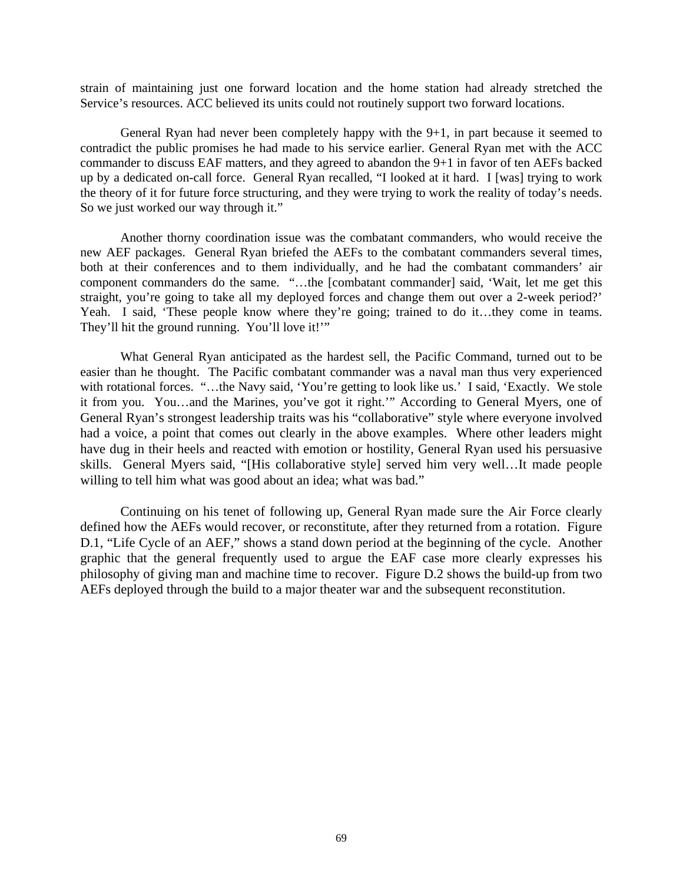strain of maintaining just one forward location and the home station had already stretched the Service's resources. ACC believed its units could not routinely support two forward locations.

General Ryan had never been completely happy with the 9+1, in part because it seemed to contradict the public promises he had made to his service earlier. General Ryan met with the ACC commander to discuss EAF matters, and they agreed to abandon the 9+1 in favor of ten AEFs backed up by a dedicated on-call force. General Ryan recalled, "I looked at it hard. I [was] trying to work the theory of it for future force structuring, and they were trying to work the reality of today's needs. So we just worked our way through it."

Another thorny coordination issue was the combatant commanders, who would receive the new AEF packages. General Ryan briefed the AEFs to the combatant commanders several times, both at their conferences and to them individually, and he had the combatant commanders' air component commanders do the same. "…the [combatant commander] said, 'Wait, let me get this straight, you're going to take all my deployed forces and change them out over a 2-week period?' Yeah. I said, 'These people know where they're going; trained to do it…they come in teams. They'll hit the ground running. You'll love it!'"

What General Ryan anticipated as the hardest sell, the Pacific Command, turned out to be easier than he thought. The Pacific combatant commander was a naval man thus very experienced with rotational forces. "…the Navy said, 'You're getting to look like us.' I said, 'Exactly. We stole it from you. You…and the Marines, you've got it right.'" According to General Myers, one of General Ryan's strongest leadership traits was his "collaborative" style where everyone involved had a voice, a point that comes out clearly in the above examples. Where other leaders might have dug in their heels and reacted with emotion or hostility, General Ryan used his persuasive skills. General Myers said, "[His collaborative style] served him very well…It made people willing to tell him what was good about an idea; what was bad."

Continuing on his tenet of following up, General Ryan made sure the Air Force clearly defined how the AEFs would recover, or reconstitute, after they returned from a rotation. Figure D.1, "Life Cycle of an AEF," shows a stand down period at the beginning of the cycle. Another graphic that the general frequently used to argue the EAF case more clearly expresses his philosophy of giving man and machine time to recover. Figure D.2 shows the build-up from two AEFs deployed through the build to a major theater war and the subsequent reconstitution.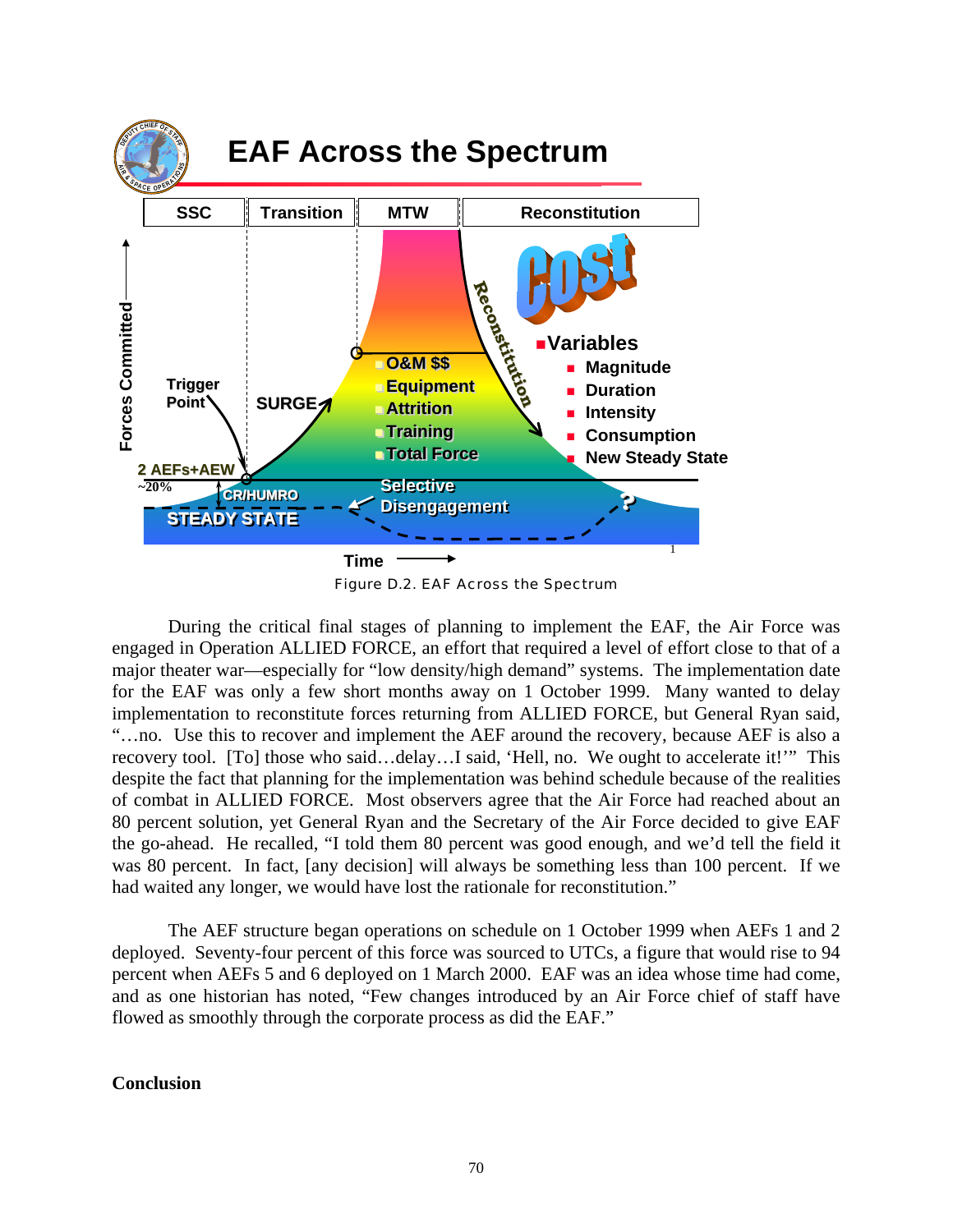Figure D.2. EAF Across the Spectrum

During the critical final stages of planning to implement the EAF, the Air Force was engaged in Operation ALLIED FORCE, an effort that required a level of effort close to that of a major theater war—especially for "low density/high demand" systems. The implementation date for the EAF was only a few short months away on 1 October 1999. Many wanted to delay implementation to reconstitute forces returning from ALLIED FORCE, but General Ryan said, "…no. Use this to recover and implement the AEF around the recovery, because AEF is also a recovery tool. [To] those who said…delay…I said, 'Hell, no. We ought to accelerate it!'" This despite the fact that planning for the implementation was behind schedule because of the realities of combat in ALLIED FORCE. Most observers agree that the Air Force had reached about an 80 percent solution, yet General Ryan and the Secretary of the Air Force decided to give EAF the go-ahead. He recalled, "I told them 80 percent was good enough, and we'd tell the field it was 80 percent. In fact, [any decision] will always be something less than 100 percent. If we had waited any longer, we would have lost the rationale for reconstitution."

The AEF structure began operations on schedule on 1 October 1999 when AEFs 1 and 2 deployed. Seventy-four percent of this force was sourced to UTCs, a figure that would rise to 94 percent when AEFs 5 and 6 deployed on 1 March 2000. EAF was an idea whose time had come, and as one historian has noted, "Few changes introduced by an Air Force chief of staff have flowed as smoothly through the corporate process as did the EAF."

## Conclusion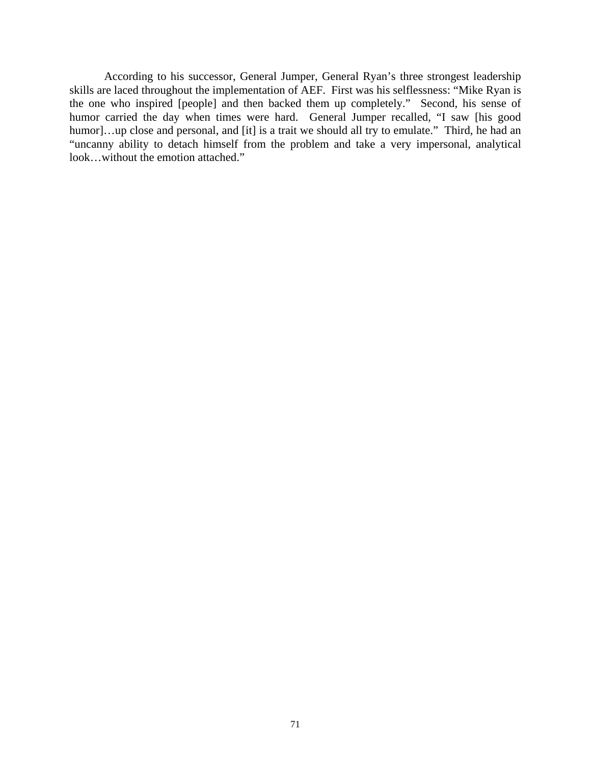According to his successor, General Jumper, General Ryan's three strongest leadership skills are laced throughout the implementation of AEF. First was his selflessness: "Mike Ryan is the one who inspired [people] and then backed them up completely." Second, his sense of humor carried the day when times were hard. General Jumper recalled, "I saw [his good humor]…up close and personal, and [it] is a trait we should all try to emulate." Third, he had an "uncanny ability to detach himself from the problem and take a very impersonal, analytical look…without the emotion attached."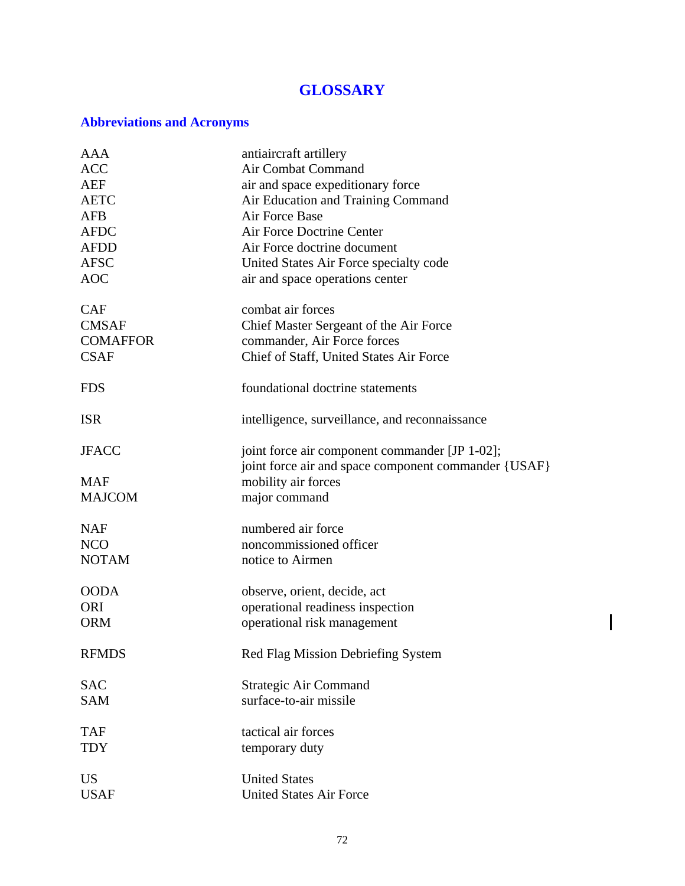# GLOSSARY

## Abbreviations and Acronyms

| | |
|---|---|
| AAA | antiaircraft artillery |
| ACC | Air Combat Command |
| AEF | air and space expeditionary force |
| AETC | Air Education and Training Command |
| AFB | Air Force Base |
| AFDC | Air Force Doctrine Center |
| AFDD | Air Force doctrine document |
| AFSC | United States Air Force specialty code |
| AOC | air and space operations center |
| CAF | combat air forces |
| CMSAF | Chief Master Sergeant of the Air Force |
| COMAFFOR | commander, Air Force forces |
| CSAF | Chief of Staff, United States Air Force |
| FDS | foundational doctrine statements |
| ISR | intelligence, surveillance, and reconnaissance |
| JFACC | joint force air component commander [JP 1-02]; joint force air and space component commander {USAF} |
| MAF | mobility air forces |
| MAJCOM | major command |
| NAF | numbered air force |
| NCO | noncommissioned officer |
| NOTAM | notice to Airmen |
| OODA | observe, orient, decide, act |
| ORI | operational readiness inspection |
| ORM | operational risk management |
| RFMDS | Red Flag Mission Debriefing System |
| SAC | Strategic Air Command |
| SAM | surface-to-air missile |
| TAF | tactical air forces |
| TDY | temporary duty |
| US | United States |
| USAF | United States Air Force |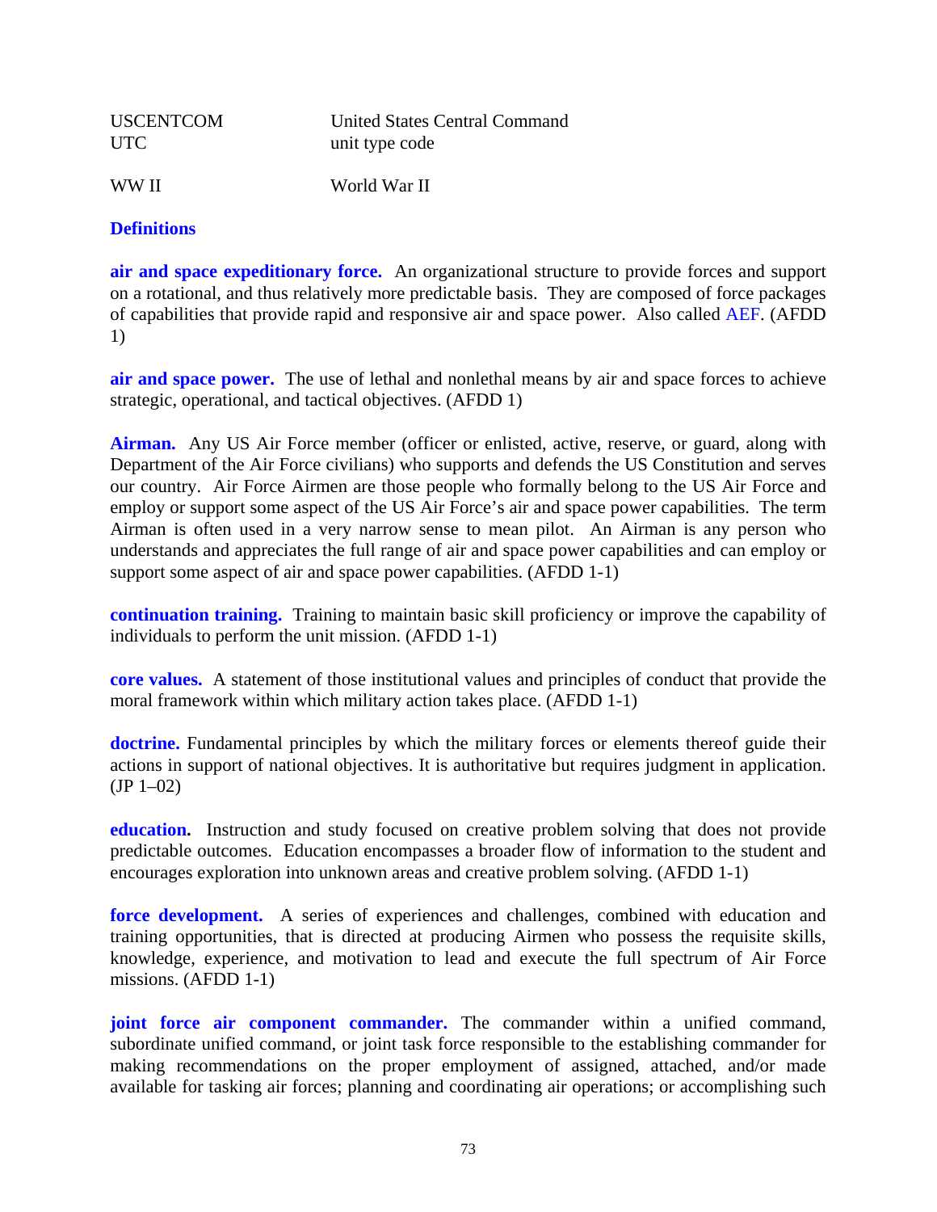| | |
|---|---|
| USCENTCOM | United States Central Command |
| UTC | unit type code |
| WW II | World War II |

## Definitions

**air and space expeditionary force.** An organizational structure to provide forces and support on a rotational, and thus relatively more predictable basis. They are composed of force packages of capabilities that provide rapid and responsive air and space power. Also called AEF. (AFDD 1)

**air and space power.** The use of lethal and nonlethal means by air and space forces to achieve strategic, operational, and tactical objectives. (AFDD 1)

**Airman.** Any US Air Force member (officer or enlisted, active, reserve, or guard, along with Department of the Air Force civilians) who supports and defends the US Constitution and serves our country. Air Force Airmen are those people who formally belong to the US Air Force and employ or support some aspect of the US Air Force's air and space power capabilities. The term Airman is often used in a very narrow sense to mean pilot. An Airman is any person who understands and appreciates the full range of air and space power capabilities and can employ or support some aspect of air and space power capabilities. (AFDD 1-1)

**continuation training.** Training to maintain basic skill proficiency or improve the capability of individuals to perform the unit mission. (AFDD 1-1)

**core values.** A statement of those institutional values and principles of conduct that provide the moral framework within which military action takes place. (AFDD 1-1)

**doctrine.** Fundamental principles by which the military forces or elements thereof guide their actions in support of national objectives. It is authoritative but requires judgment in application. (JP 1–02)

**education.** Instruction and study focused on creative problem solving that does not provide predictable outcomes. Education encompasses a broader flow of information to the student and encourages exploration into unknown areas and creative problem solving. (AFDD 1-1)

**force development.** A series of experiences and challenges, combined with education and training opportunities, that is directed at producing Airmen who possess the requisite skills, knowledge, experience, and motivation to lead and execute the full spectrum of Air Force missions. (AFDD 1-1)

**joint force air component commander.** The commander within a unified command, subordinate unified command, or joint task force responsible to the establishing commander for making recommendations on the proper employment of assigned, attached, and/or made available for tasking air forces; planning and coordinating air operations; or accomplishing such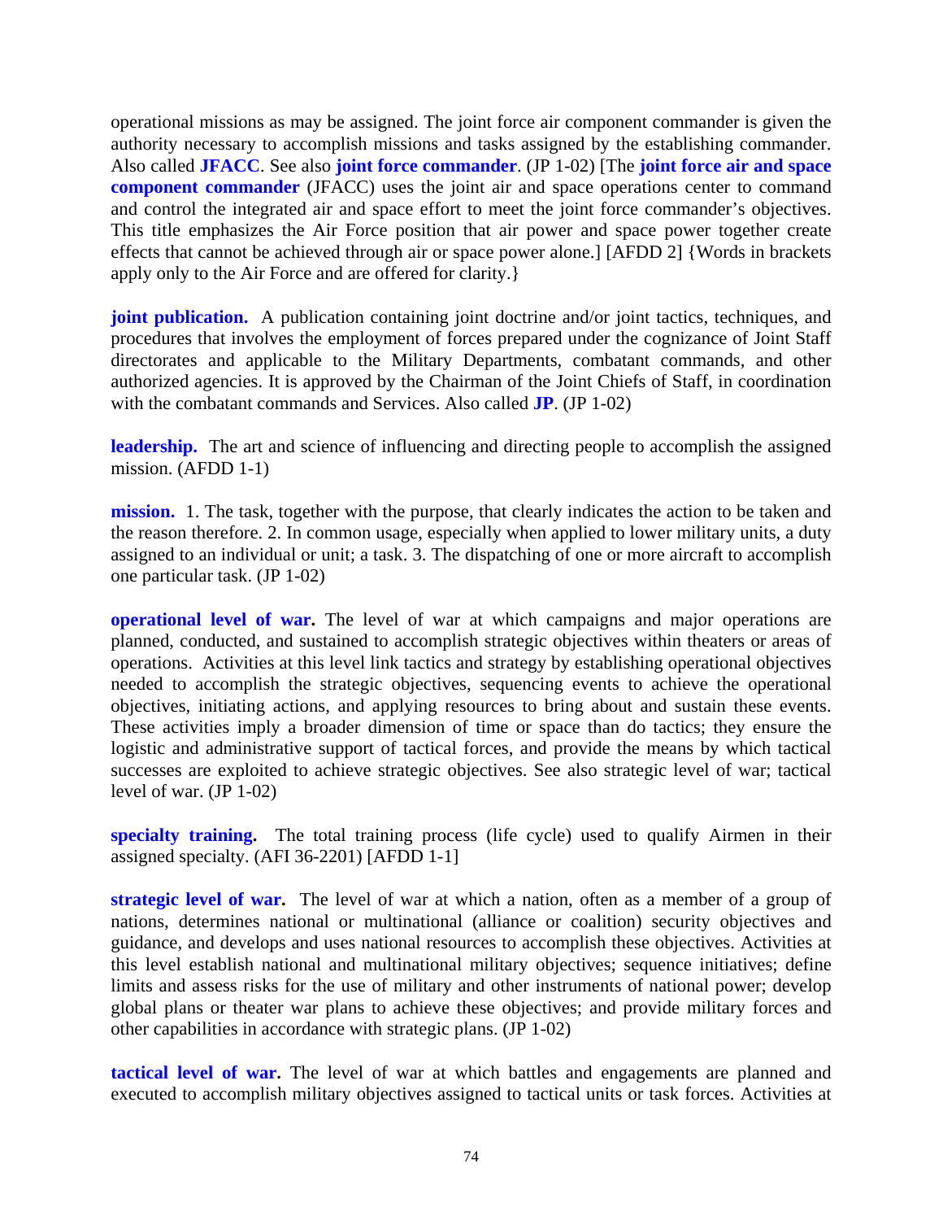operational missions as may be assigned. The joint force air component commander is given the authority necessary to accomplish missions and tasks assigned by the establishing commander. Also called **JFACC**. See also **joint force commander**. (JP 1-02) [The **joint force air and space component commander** (JFACC) uses the joint air and space operations center to command and control the integrated air and space effort to meet the joint force commander's objectives. This title emphasizes the Air Force position that air power and space power together create effects that cannot be achieved through air or space power alone.] [AFDD 2] {Words in brackets apply only to the Air Force and are offered for clarity.}

**joint publication.** A publication containing joint doctrine and/or joint tactics, techniques, and procedures that involves the employment of forces prepared under the cognizance of Joint Staff directorates and applicable to the Military Departments, combatant commands, and other authorized agencies. It is approved by the Chairman of the Joint Chiefs of Staff, in coordination with the combatant commands and Services. Also called **JP**. (JP 1-02)

**leadership.** The art and science of influencing and directing people to accomplish the assigned mission. (AFDD 1-1)

**mission.** 1. The task, together with the purpose, that clearly indicates the action to be taken and the reason therefore. 2. In common usage, especially when applied to lower military units, a duty assigned to an individual or unit; a task. 3. The dispatching of one or more aircraft to accomplish one particular task. (JP 1-02)

**operational level of war.** The level of war at which campaigns and major operations are planned, conducted, and sustained to accomplish strategic objectives within theaters or areas of operations. Activities at this level link tactics and strategy by establishing operational objectives needed to accomplish the strategic objectives, sequencing events to achieve the operational objectives, initiating actions, and applying resources to bring about and sustain these events. These activities imply a broader dimension of time or space than do tactics; they ensure the logistic and administrative support of tactical forces, and provide the means by which tactical successes are exploited to achieve strategic objectives. See also strategic level of war; tactical level of war. (JP 1-02)

**specialty training.** The total training process (life cycle) used to qualify Airmen in their assigned specialty. (AFI 36-2201) [AFDD 1-1]

**strategic level of war.** The level of war at which a nation, often as a member of a group of nations, determines national or multinational (alliance or coalition) security objectives and guidance, and develops and uses national resources to accomplish these objectives. Activities at this level establish national and multinational military objectives; sequence initiatives; define limits and assess risks for the use of military and other instruments of national power; develop global plans or theater war plans to achieve these objectives; and provide military forces and other capabilities in accordance with strategic plans. (JP 1-02)

**tactical level of war.** The level of war at which battles and engagements are planned and executed to accomplish military objectives assigned to tactical units or task forces. Activities at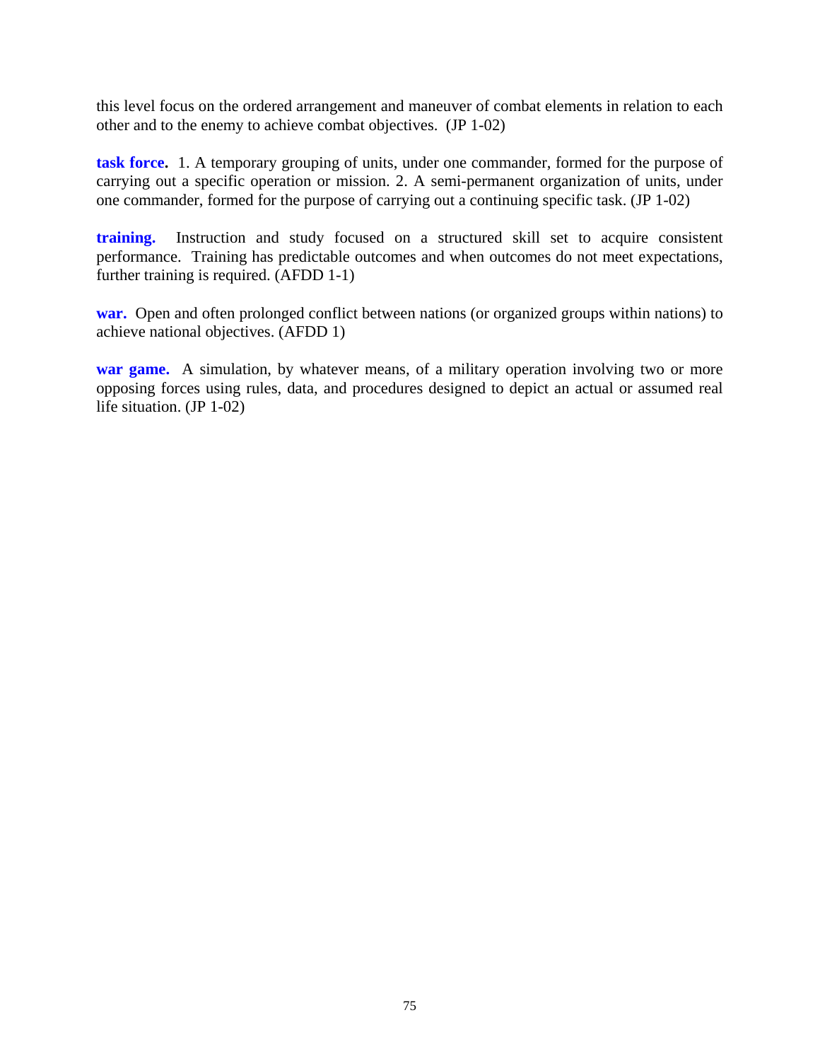this level focus on the ordered arrangement and maneuver of combat elements in relation to each other and to the enemy to achieve combat objectives. (JP 1-02)

**task force.** 1. A temporary grouping of units, under one commander, formed for the purpose of carrying out a specific operation or mission. 2. A semi-permanent organization of units, under one commander, formed for the purpose of carrying out a continuing specific task. (JP 1-02)

**training.** Instruction and study focused on a structured skill set to acquire consistent performance. Training has predictable outcomes and when outcomes do not meet expectations, further training is required. (AFDD 1-1)

**war.** Open and often prolonged conflict between nations (or organized groups within nations) to achieve national objectives. (AFDD 1)

**war game.** A simulation, by whatever means, of a military operation involving two or more opposing forces using rules, data, and procedures designed to depict an actual or assumed real life situation. (JP 1-02)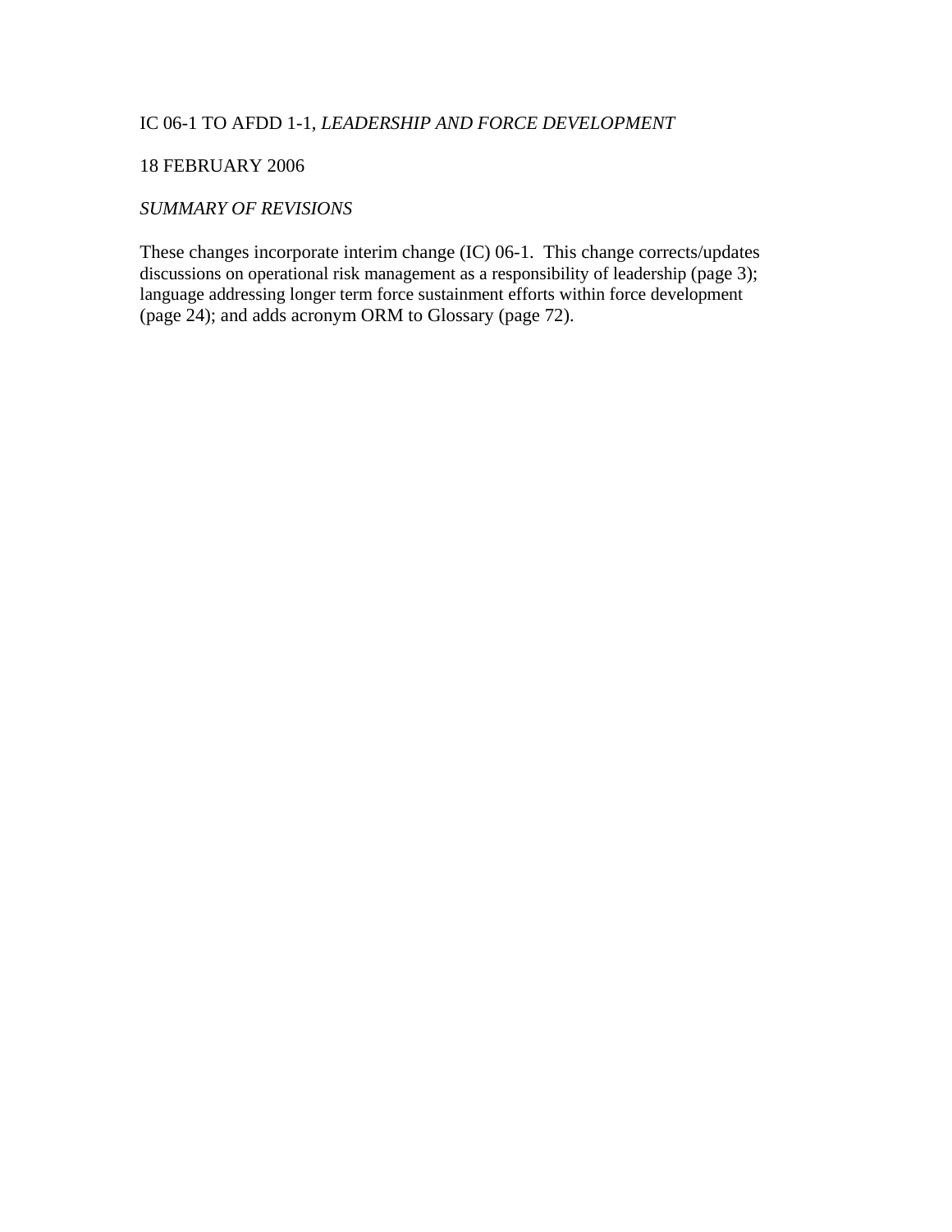IC 06-1 TO AFDD 1-1, *LEADERSHIP AND FORCE DEVELOPMENT*

18 FEBRUARY 2006

*SUMMARY OF REVISIONS*

These changes incorporate interim change (IC) 06-1. This change corrects/updates discussions on operational risk management as a responsibility of leadership (page 3); language addressing longer term force sustainment efforts within force development (page 24); and adds acronym ORM to Glossary (page 72).